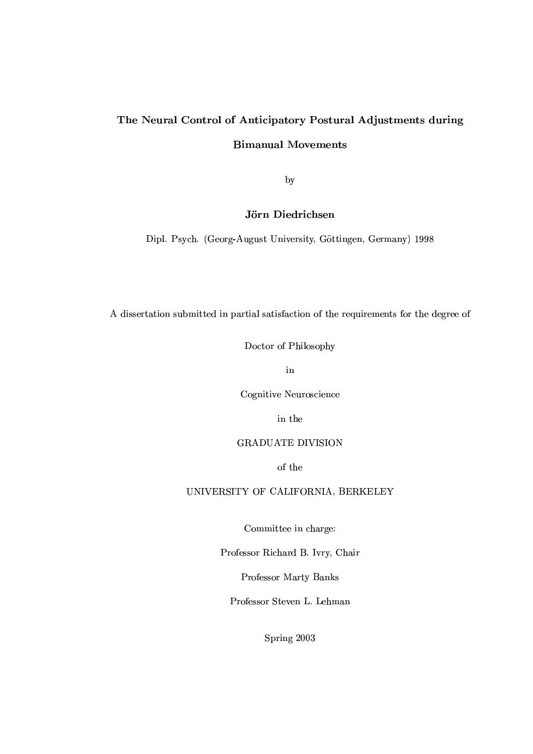# The Neural Control of Anticipatory Postural Adjustments during Bimanual Movements

by

**Jörn Diedrichsen**

Dipl. Psych. (Georg-August University, Göttingen, Germany) 1998

A dissertation submitted in partial satisfaction of the requirements for the degree of

Doctor of Philosophy

in

Cognitive Neuroscience

in the

GRADUATE DIVISION

of the

UNIVERSITY OF CALIFORNIA, BERKELEY

Committee in charge:

Professor Richard B. Ivry, Chair

Professor Marty Banks

Professor Steven L. Lehman

Spring 2003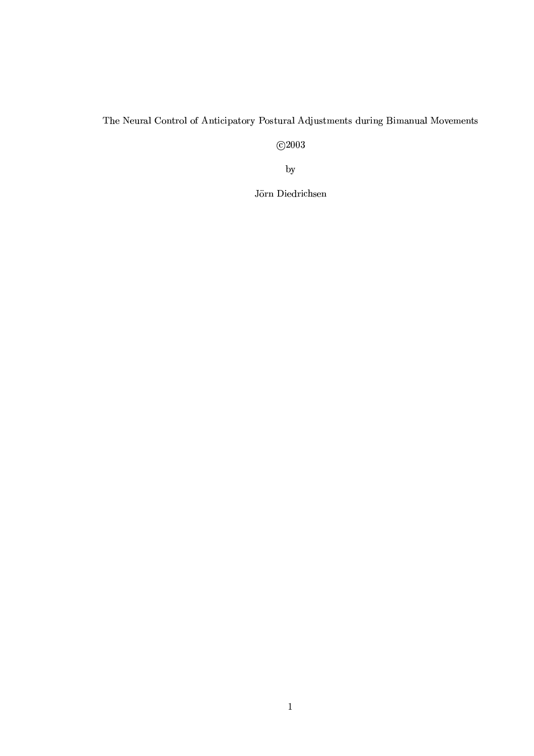The Neural Control of Anticipatory Postural Adjustments during Bimanual Movements

©2003

by

Jörn Diedrichsen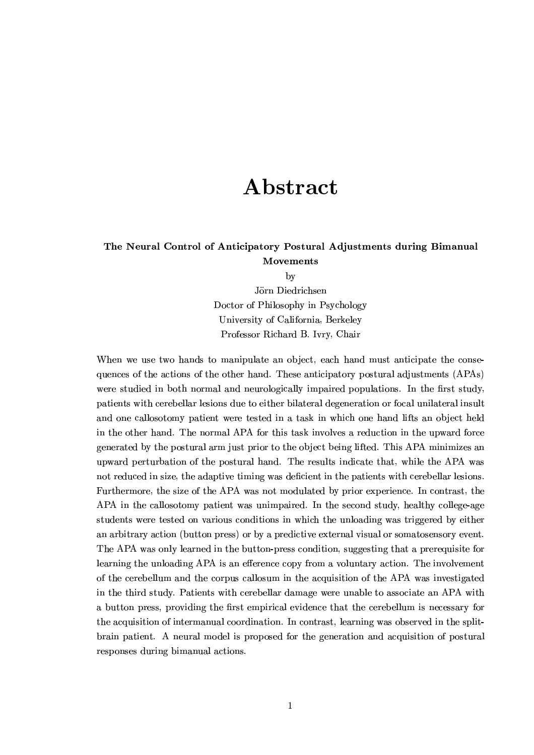# Abstract

**The Neural Control of Anticipatory Postural Adjustments during Bimanual Movements**

by

Jörn Diedrichsen

Doctor of Philosophy in Psychology

University of California, Berkeley

Professor Richard B. Ivry, Chair

When we use two hands to manipulate an object, each hand must anticipate the consequences of the actions of the other hand. These anticipatory postural adjustments (APAs) were studied in both normal and neurologically impaired populations. In the first study, patients with cerebellar lesions due to either bilateral degeneration or focal unilateral insult and one callosotomy patient were tested in a task in which one hand lifts an object held in the other hand. The normal APA for this task involves a reduction in the upward force generated by the postural arm just prior to the object being lifted. This APA minimizes an upward perturbation of the postural hand. The results indicate that, while the APA was not reduced in size, the adaptive timing was deficient in the patients with cerebellar lesions. Furthermore, the size of the APA was not modulated by prior experience. In contrast, the APA in the callosotomy patient was unimpaired. In the second study, healthy college-age students were tested on various conditions in which the unloading was triggered by either an arbitrary action (button press) or by a predictive external visual or somatosensory event. The APA was only learned in the button-press condition, suggesting that a prerequisite for learning the unloading APA is an efference copy from a voluntary action. The involvement of the cerebellum and the corpus callosum in the acquisition of the APA was investigated in the third study. Patients with cerebellar damage were unable to associate an APA with a button press, providing the first empirical evidence that the cerebellum is necessary for the acquisition of intermanual coordination. In contrast, learning was observed in the split-brain patient. A neural model is proposed for the generation and acquisition of postural responses during bimanual actions.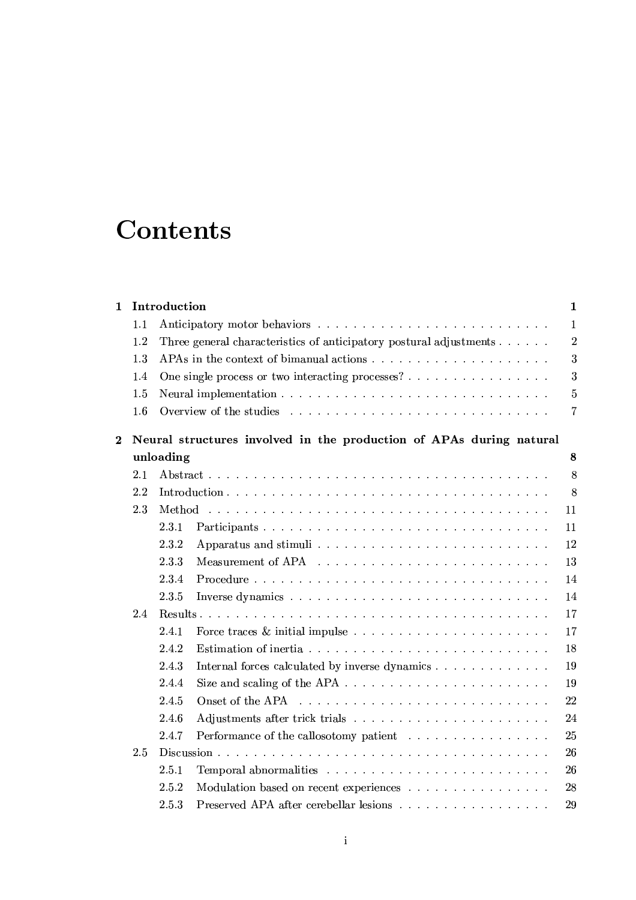# Contents

**1 Introduction** **1**

1.1 Anticipatory motor behaviors . . . . . . . . . . . . . . . . . . . . . . . . . . 1

1.2 Three general characteristics of anticipatory postural adjustments . . . . . . 2

1.3 APAs in the context of bimanual actions . . . . . . . . . . . . . . . . . . . . 3

1.4 One single process or two interacting processes? . . . . . . . . . . . . . . . . 3

1.5 Neural implementation . . . . . . . . . . . . . . . . . . . . . . . . . . . . . . 5

1.6 Overview of the studies . . . . . . . . . . . . . . . . . . . . . . . . . . . . . 7

**2 Neural structures involved in the production of APAs during natural unloading** **8**

2.1 Abstract . . . . . . . . . . . . . . . . . . . . . . . . . . . . . . . . . . . . . . 8

2.2 Introduction . . . . . . . . . . . . . . . . . . . . . . . . . . . . . . . . . . . . 8

2.3 Method . . . . . . . . . . . . . . . . . . . . . . . . . . . . . . . . . . . . . . 11

2.3.1 Participants . . . . . . . . . . . . . . . . . . . . . . . . . . . . . . . . 11

2.3.2 Apparatus and stimuli . . . . . . . . . . . . . . . . . . . . . . . . . . 12

2.3.3 Measurement of APA . . . . . . . . . . . . . . . . . . . . . . . . . . 13

2.3.4 Procedure . . . . . . . . . . . . . . . . . . . . . . . . . . . . . . . . . 14

2.3.5 Inverse dynamics . . . . . . . . . . . . . . . . . . . . . . . . . . . . . 14

2.4 Results . . . . . . . . . . . . . . . . . . . . . . . . . . . . . . . . . . . . . . . 17

2.4.1 Force traces & initial impulse . . . . . . . . . . . . . . . . . . . . . . 17

2.4.2 Estimation of inertia . . . . . . . . . . . . . . . . . . . . . . . . . . . 18

2.4.3 Internal forces calculated by inverse dynamics . . . . . . . . . . . . . 19

2.4.4 Size and scaling of the APA . . . . . . . . . . . . . . . . . . . . . . . 19

2.4.5 Onset of the APA . . . . . . . . . . . . . . . . . . . . . . . . . . . . 22

2.4.6 Adjustments after trick trials . . . . . . . . . . . . . . . . . . . . . . 24

2.4.7 Performance of the callosotomy patient . . . . . . . . . . . . . . . . 25

2.5 Discussion . . . . . . . . . . . . . . . . . . . . . . . . . . . . . . . . . . . . . 26

2.5.1 Temporal abnormalities . . . . . . . . . . . . . . . . . . . . . . . . . 26

2.5.2 Modulation based on recent experiences . . . . . . . . . . . . . . . . 28

2.5.3 Preserved APA after cerebellar lesions . . . . . . . . . . . . . . . . . 29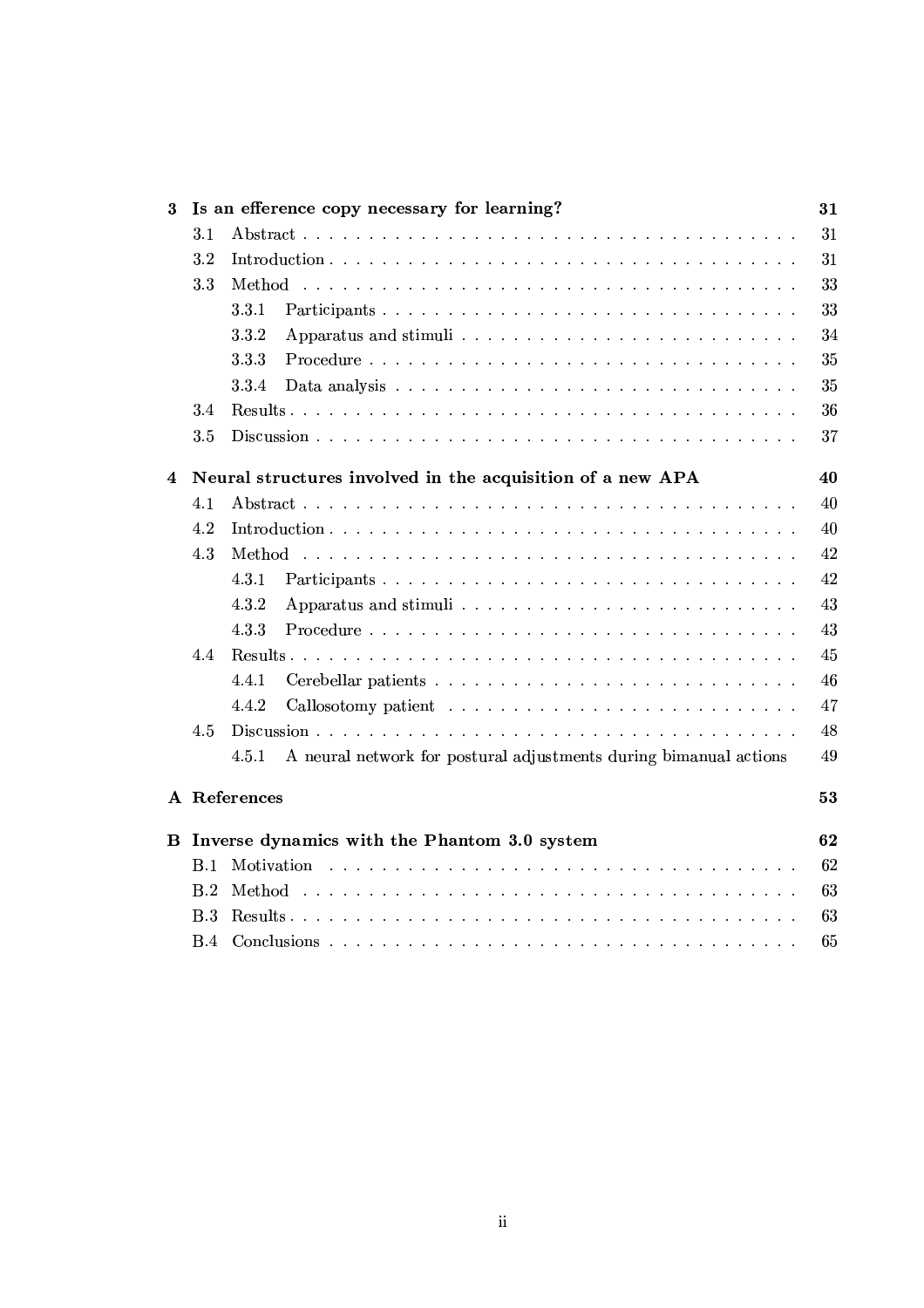| | | |
|---|---|---|
| **3** | **Is an efference copy necessary for learning?** | **31** |
| 3.1 | Abstract | 31 |
| 3.2 | Introduction | 31 |
| 3.3 | Method | 33 |
| 3.3.1 | Participants | 33 |
| 3.3.2 | Apparatus and stimuli | 34 |
| 3.3.3 | Procedure | 35 |
| 3.3.4 | Data analysis | 35 |
| 3.4 | Results | 36 |
| 3.5 | Discussion | 37 |
| **4** | **Neural structures involved in the acquisition of a new APA** | **40** |
| 4.1 | Abstract | 40 |
| 4.2 | Introduction | 40 |
| 4.3 | Method | 42 |
| 4.3.1 | Participants | 42 |
| 4.3.2 | Apparatus and stimuli | 43 |
| 4.3.3 | Procedure | 43 |
| 4.4 | Results | 45 |
| 4.4.1 | Cerebellar patients | 46 |
| 4.4.2 | Callosotomy patient | 47 |
| 4.5 | Discussion | 48 |
| 4.5.1 | A neural network for postural adjustments during bimanual actions | 49 |
| **A** | **References** | **53** |
| **B** | **Inverse dynamics with the Phantom 3.0 system** | **62** |
| B.1 | Motivation | 62 |
| B.2 | Method | 63 |
| B.3 | Results | 63 |
| B.4 | Conclusions | 65 |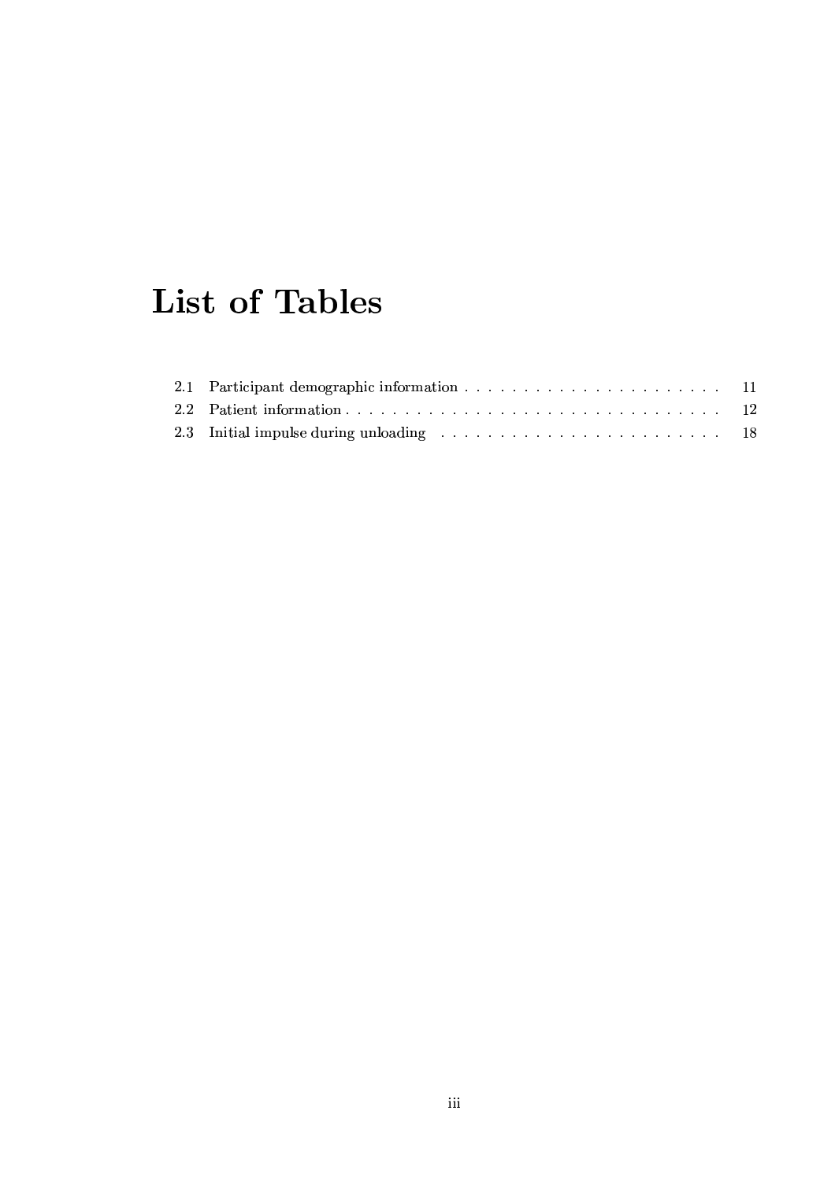# List of Tables

2.1 Participant demographic information . . . . . . . . . . . . . . . . . . . . . . 11
2.2 Patient information . . . . . . . . . . . . . . . . . . . . . . . . . . . . . . . 12
2.3 Initial impulse during unloading . . . . . . . . . . . . . . . . . . . . . . . . 18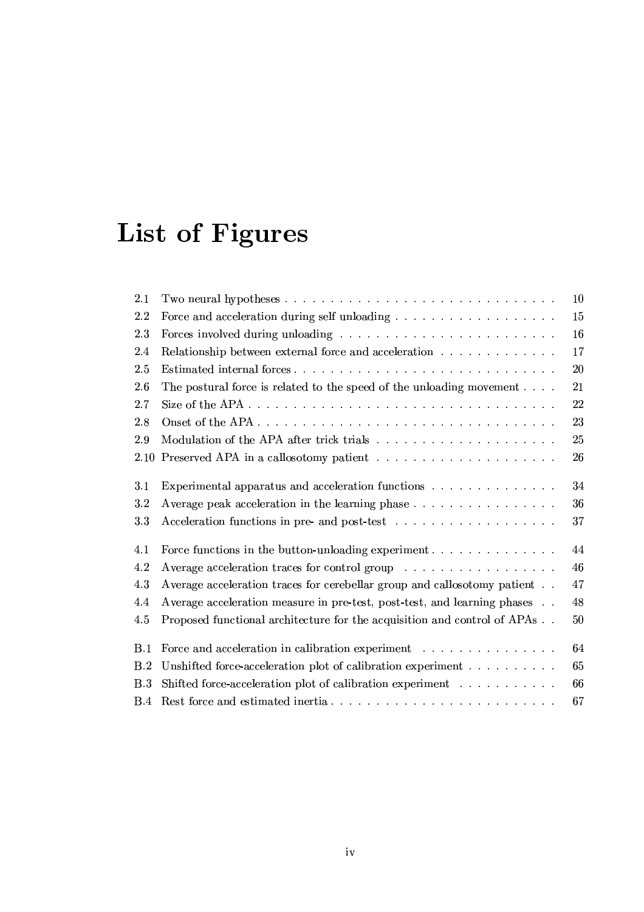# List of Figures

| | | |
|---|---|---|
| 2.1 | Two neural hypotheses | 10 |
| 2.2 | Force and acceleration during self unloading | 15 |
| 2.3 | Forces involved during unloading | 16 |
| 2.4 | Relationship between external force and acceleration | 17 |
| 2.5 | Estimated internal forces | 20 |
| 2.6 | The postural force is related to the speed of the unloading movement | 21 |
| 2.7 | Size of the APA | 22 |
| 2.8 | Onset of the APA | 23 |
| 2.9 | Modulation of the APA after trick trials | 25 |
| 2.10 | Preserved APA in a callosotomy patient | 26 |
| 3.1 | Experimental apparatus and acceleration functions | 34 |
| 3.2 | Average peak acceleration in the learning phase | 36 |
| 3.3 | Acceleration functions in pre- and post-test | 37 |
| 4.1 | Force functions in the button-unloading experiment | 44 |
| 4.2 | Average acceleration traces for control group | 46 |
| 4.3 | Average acceleration traces for cerebellar group and callosotomy patient | 47 |
| 4.4 | Average acceleration measure in pre-test, post-test, and learning phases | 48 |
| 4.5 | Proposed functional architecture for the acquisition and control of APAs | 50 |
| B.1 | Force and acceleration in calibration experiment | 64 |
| B.2 | Unshifted force-acceleration plot of calibration experiment | 65 |
| B.3 | Shifted force-acceleration plot of calibration experiment | 66 |
| B.4 | Rest force and estimated inertia | 67 |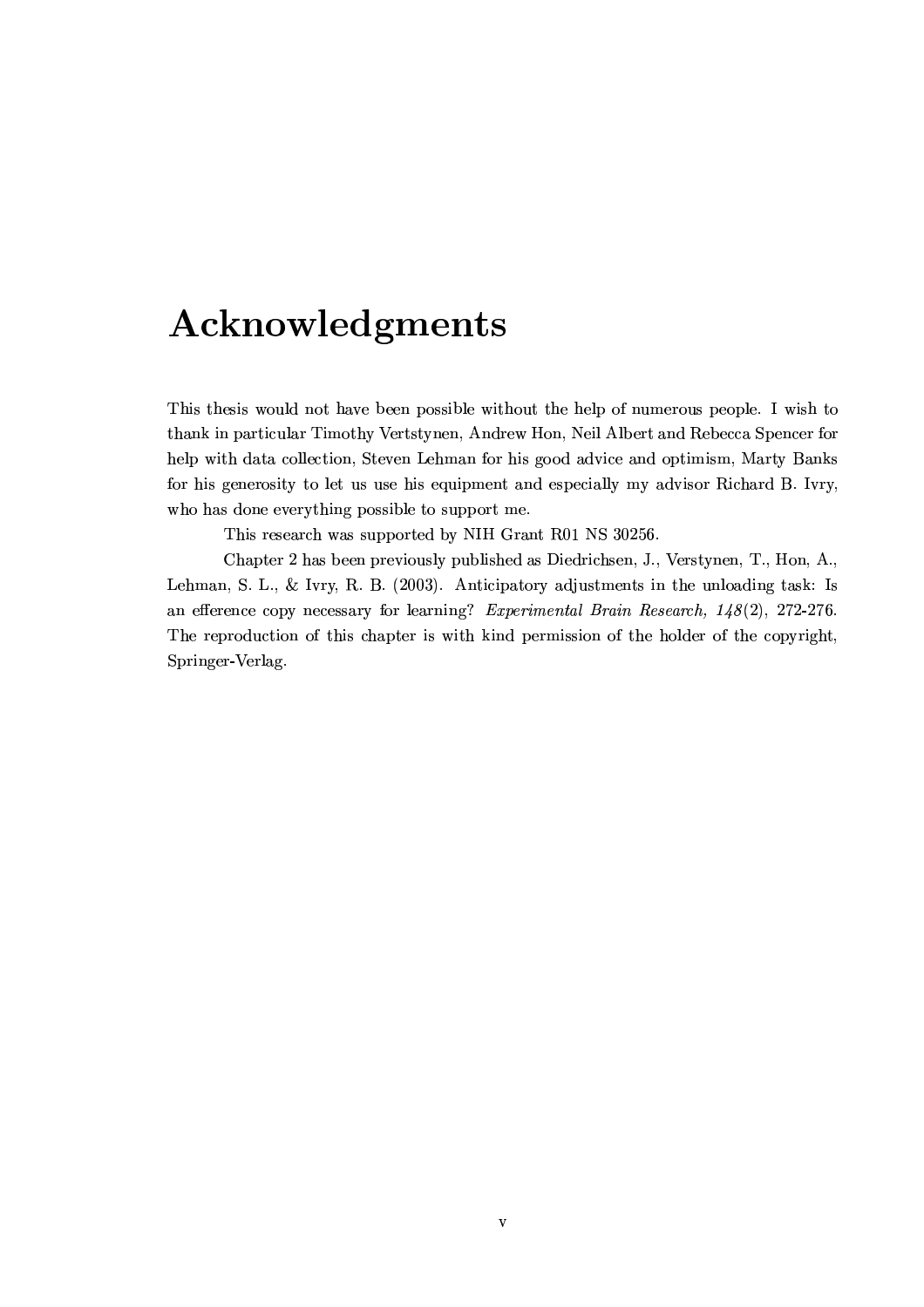# Acknowledgments

This thesis would not have been possible without the help of numerous people. I wish to thank in particular Timothy Vertstynen, Andrew Hon, Neil Albert and Rebecca Spencer for help with data collection, Steven Lehman for his good advice and optimism, Marty Banks for his generosity to let us use his equipment and especially my advisor Richard B. Ivry, who has done everything possible to support me.

This research was supported by NIH Grant R01 NS 30256.

Chapter 2 has been previously published as Diedrichsen, J., Verstynen, T., Hon, A., Lehman, S. L., & Ivry, R. B. (2003). Anticipatory adjustments in the unloading task: Is an efference copy necessary for learning? *Experimental Brain Research, 148*(2), 272-276. The reproduction of this chapter is with kind permission of the holder of the copyright, Springer-Verlag.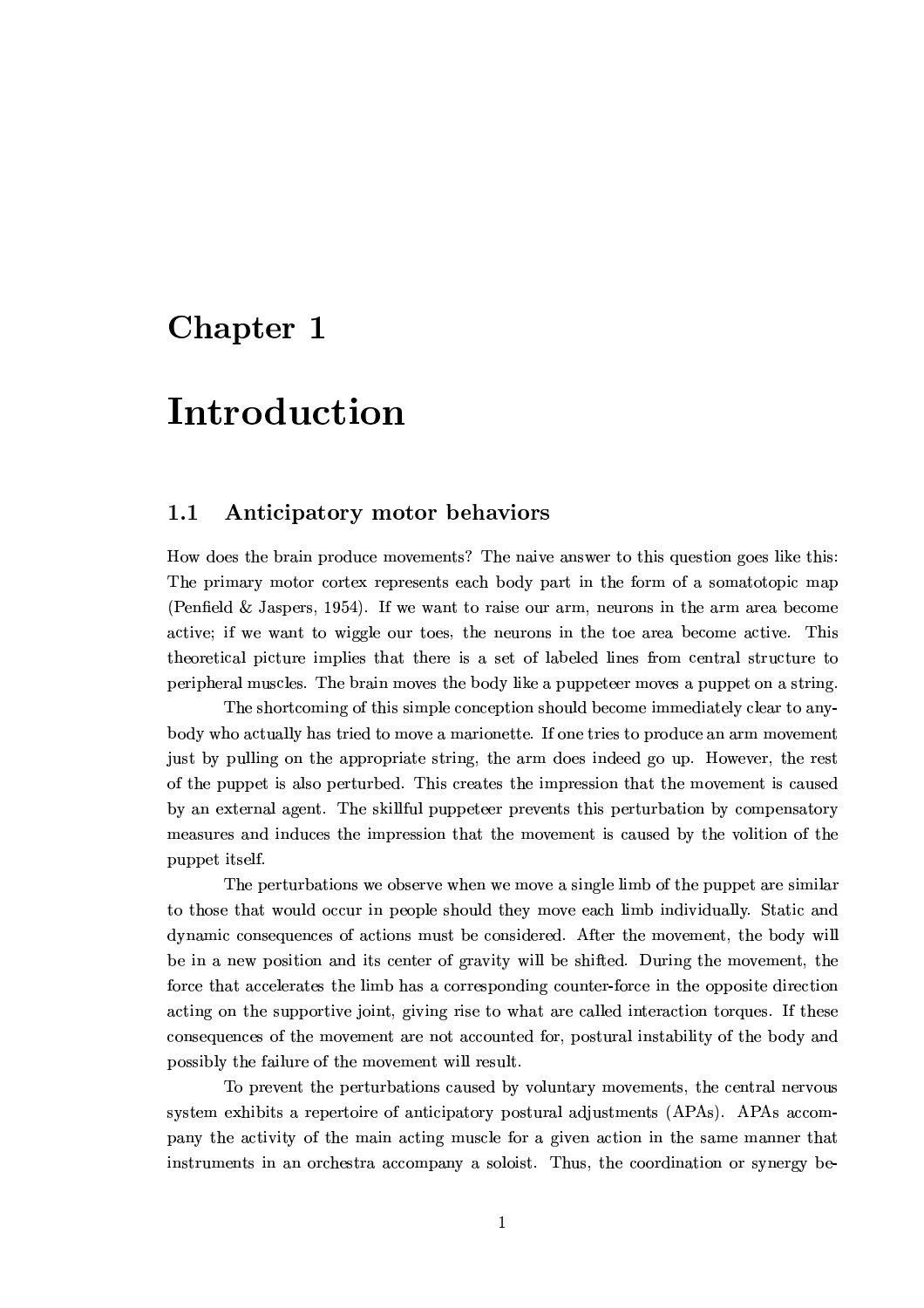# Chapter 1

# Introduction

## 1.1 Anticipatory motor behaviors

How does the brain produce movements? The naive answer to this question goes like this: The primary motor cortex represents each body part in the form of a somatotopic map (Penfield & Jaspers, 1954). If we want to raise our arm, neurons in the arm area become active; if we want to wiggle our toes, the neurons in the toe area become active. This theoretical picture implies that there is a set of labeled lines from central structure to peripheral muscles. The brain moves the body like a puppeteer moves a puppet on a string.

The shortcoming of this simple conception should become immediately clear to anybody who actually has tried to move a marionette. If one tries to produce an arm movement just by pulling on the appropriate string, the arm does indeed go up. However, the rest of the puppet is also perturbed. This creates the impression that the movement is caused by an external agent. The skillful puppeteer prevents this perturbation by compensatory measures and induces the impression that the movement is caused by the volition of the puppet itself.

The perturbations we observe when we move a single limb of the puppet are similar to those that would occur in people should they move each limb individually. Static and dynamic consequences of actions must be considered. After the movement, the body will be in a new position and its center of gravity will be shifted. During the movement, the force that accelerates the limb has a corresponding counter-force in the opposite direction acting on the supportive joint, giving rise to what are called interaction torques. If these consequences of the movement are not accounted for, postural instability of the body and possibly the failure of the movement will result.

To prevent the perturbations caused by voluntary movements, the central nervous system exhibits a repertoire of anticipatory postural adjustments (APAs). APAs accompany the activity of the main acting muscle for a given action in the same manner that instruments in an orchestra accompany a soloist. Thus, the coordination or synergy be-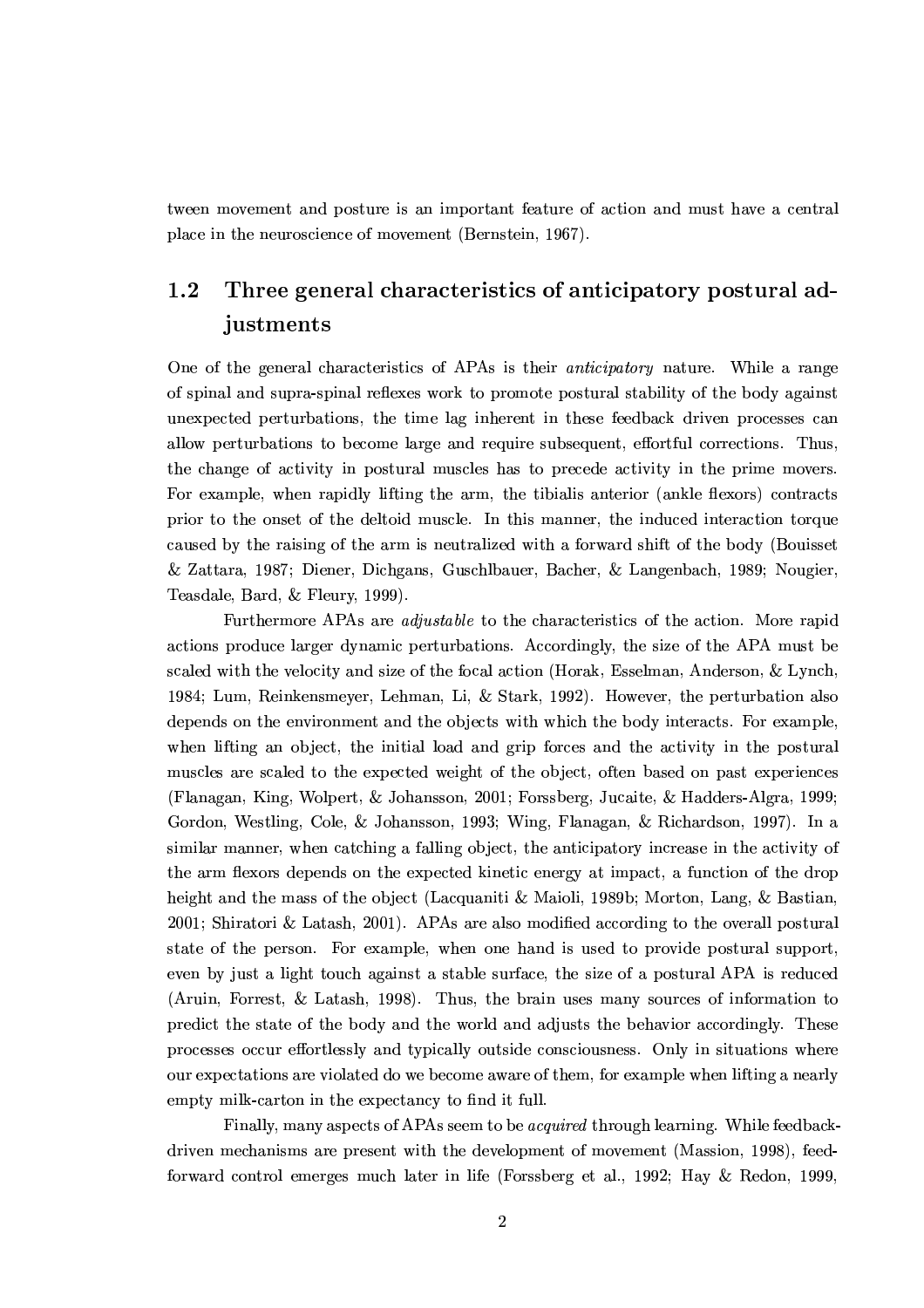tween movement and posture is an important feature of action and must have a central place in the neuroscience of movement (Bernstein, 1967).

## 1.2 Three general characteristics of anticipatory postural adjustments

One of the general characteristics of APAs is their *anticipatory* nature. While a range of spinal and supra-spinal reflexes work to promote postural stability of the body against unexpected perturbations, the time lag inherent in these feedback driven processes can allow perturbations to become large and require subsequent, effortful corrections. Thus, the change of activity in postural muscles has to precede activity in the prime movers. For example, when rapidly lifting the arm, the tibialis anterior (ankle flexors) contracts prior to the onset of the deltoid muscle. In this manner, the induced interaction torque caused by the raising of the arm is neutralized with a forward shift of the body (Bouisset & Zattara, 1987; Diener, Dichgans, Guschlbauer, Bacher, & Langenbach, 1989; Nougier, Teasdale, Bard, & Fleury, 1999).

Furthermore APAs are *adjustable* to the characteristics of the action. More rapid actions produce larger dynamic perturbations. Accordingly, the size of the APA must be scaled with the velocity and size of the focal action (Horak, Esselman, Anderson, & Lynch, 1984; Lum, Reinkensmeyer, Lehman, Li, & Stark, 1992). However, the perturbation also depends on the environment and the objects with which the body interacts. For example, when lifting an object, the initial load and grip forces and the activity in the postural muscles are scaled to the expected weight of the object, often based on past experiences (Flanagan, King, Wolpert, & Johansson, 2001; Forssberg, Jucaite, & Hadders-Algra, 1999; Gordon, Westling, Cole, & Johansson, 1993; Wing, Flanagan, & Richardson, 1997). In a similar manner, when catching a falling object, the anticipatory increase in the activity of the arm flexors depends on the expected kinetic energy at impact, a function of the drop height and the mass of the object (Lacquaniti & Maioli, 1989b; Morton, Lang, & Bastian, 2001; Shiratori & Latash, 2001). APAs are also modified according to the overall postural state of the person. For example, when one hand is used to provide postural support, even by just a light touch against a stable surface, the size of a postural APA is reduced (Aruin, Forrest, & Latash, 1998). Thus, the brain uses many sources of information to predict the state of the body and the world and adjusts the behavior accordingly. These processes occur effortlessly and typically outside consciousness. Only in situations where our expectations are violated do we become aware of them, for example when lifting a nearly empty milk-carton in the expectancy to find it full.

Finally, many aspects of APAs seem to be *acquired* through learning. While feedback-driven mechanisms are present with the development of movement (Massion, 1998), feed-forward control emerges much later in life (Forssberg et al., 1992; Hay & Redon, 1999,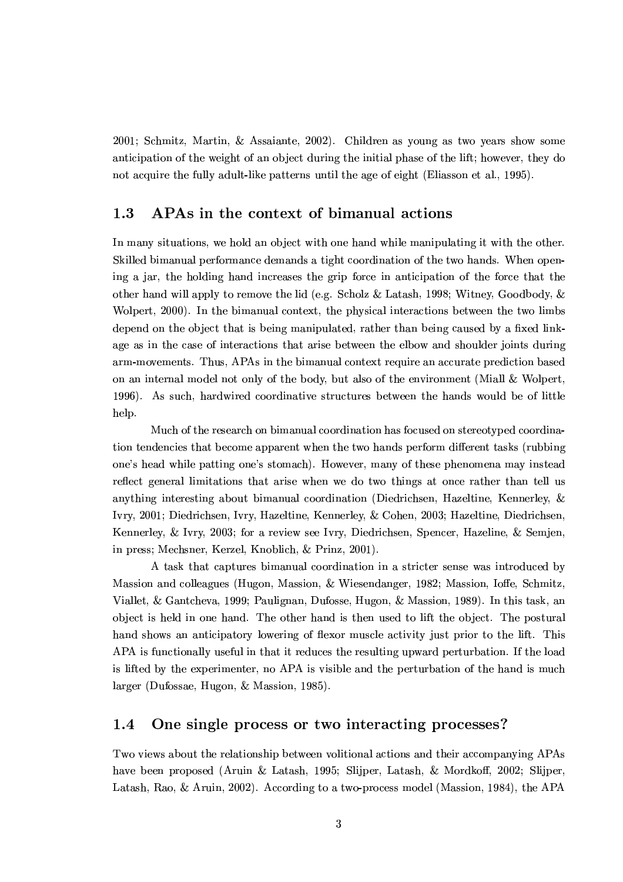2001; Schmitz, Martin, & Assaiante, 2002). Children as young as two years show some anticipation of the weight of an object during the initial phase of the lift; however, they do not acquire the fully adult-like patterns until the age of eight (Eliasson et al., 1995).

## 1.3 APAs in the context of bimanual actions

In many situations, we hold an object with one hand while manipulating it with the other. Skilled bimanual performance demands a tight coordination of the two hands. When opening a jar, the holding hand increases the grip force in anticipation of the force that the other hand will apply to remove the lid (e.g. Scholz & Latash, 1998; Witney, Goodbody, & Wolpert, 2000). In the bimanual context, the physical interactions between the two limbs depend on the object that is being manipulated, rather than being caused by a fixed linkage as in the case of interactions that arise between the elbow and shoulder joints during arm-movements. Thus, APAs in the bimanual context require an accurate prediction based on an internal model not only of the body, but also of the environment (Miall & Wolpert, 1996). As such, hardwired coordinative structures between the hands would be of little help.

Much of the research on bimanual coordination has focused on stereotyped coordination tendencies that become apparent when the two hands perform different tasks (rubbing one's head while patting one's stomach). However, many of these phenomena may instead reflect general limitations that arise when we do two things at once rather than tell us anything interesting about bimanual coordination (Diedrichsen, Hazeltine, Kennerley, & Ivry, 2001; Diedrichsen, Ivry, Hazeltine, Kennerley, & Cohen, 2003; Hazeltine, Diedrichsen, Kennerley, & Ivry, 2003; for a review see Ivry, Diedrichsen, Spencer, Hazeline, & Semjen, in press; Mechsner, Kerzel, Knoblich, & Prinz, 2001).

A task that captures bimanual coordination in a stricter sense was introduced by Massion and colleagues (Hugon, Massion, & Wiesendanger, 1982; Massion, Ioffe, Schmitz, Viallet, & Gantcheva, 1999; Paulignan, Dufosse, Hugon, & Massion, 1989). In this task, an object is held in one hand. The other hand is then used to lift the object. The postural hand shows an anticipatory lowering of flexor muscle activity just prior to the lift. This APA is functionally useful in that it reduces the resulting upward perturbation. If the load is lifted by the experimenter, no APA is visible and the perturbation of the hand is much larger (Dufossae, Hugon, & Massion, 1985).

## 1.4 One single process or two interacting processes?

Two views about the relationship between volitional actions and their accompanying APAs have been proposed (Aruin & Latash, 1995; Slijper, Latash, & Mordkoff, 2002; Slijper, Latash, Rao, & Aruin, 2002). According to a two-process model (Massion, 1984), the APA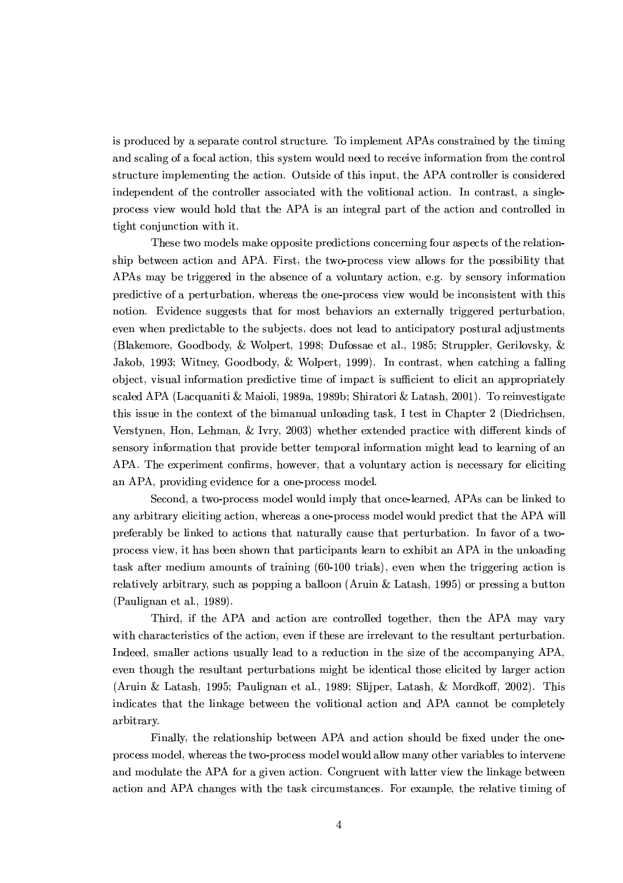is produced by a separate control structure. To implement APAs constrained by the timing and scaling of a focal action, this system would need to receive information from the control structure implementing the action. Outside of this input, the APA controller is considered independent of the controller associated with the volitional action. In contrast, a single-process view would hold that the APA is an integral part of the action and controlled in tight conjunction with it.

These two models make opposite predictions concerning four aspects of the relationship between action and APA. First, the two-process view allows for the possibility that APAs may be triggered in the absence of a voluntary action, e.g. by sensory information predictive of a perturbation, whereas the one-process view would be inconsistent with this notion. Evidence suggests that for most behaviors an externally triggered perturbation, even when predictable to the subjects, does not lead to anticipatory postural adjustments (Blakemore, Goodbody, & Wolpert, 1998; Dufossae et al., 1985; Struppler, Gerilovsky, & Jakob, 1993; Witney, Goodbody, & Wolpert, 1999). In contrast, when catching a falling object, visual information predictive time of impact is sufficient to elicit an appropriately scaled APA (Lacquaniti & Maioli, 1989a, 1989b; Shiratori & Latash, 2001). To reinvestigate this issue in the context of the bimanual unloading task, I test in Chapter 2 (Diedrichsen, Verstynen, Hon, Lehman, & Ivry, 2003) whether extended practice with different kinds of sensory information that provide better temporal information might lead to learning of an APA. The experiment confirms, however, that a voluntary action is necessary for eliciting an APA, providing evidence for a one-process model.

Second, a two-process model would imply that once-learned, APAs can be linked to any arbitrary eliciting action, whereas a one-process model would predict that the APA will preferably be linked to actions that naturally cause that perturbation. In favor of a two-process view, it has been shown that participants learn to exhibit an APA in the unloading task after medium amounts of training (60-100 trials), even when the triggering action is relatively arbitrary, such as popping a balloon (Aruin & Latash, 1995) or pressing a button (Paulignan et al., 1989).

Third, if the APA and action are controlled together, then the APA may vary with characteristics of the action, even if these are irrelevant to the resultant perturbation. Indeed, smaller actions usually lead to a reduction in the size of the accompanying APA, even though the resultant perturbations might be identical those elicited by larger action (Aruin & Latash, 1995; Paulignan et al., 1989; Slijper, Latash, & Mordkoff, 2002). This indicates that the linkage between the volitional action and APA cannot be completely arbitrary.

Finally, the relationship between APA and action should be fixed under the one-process model, whereas the two-process model would allow many other variables to intervene and modulate the APA for a given action. Congruent with latter view the linkage between action and APA changes with the task circumstances. For example, the relative timing of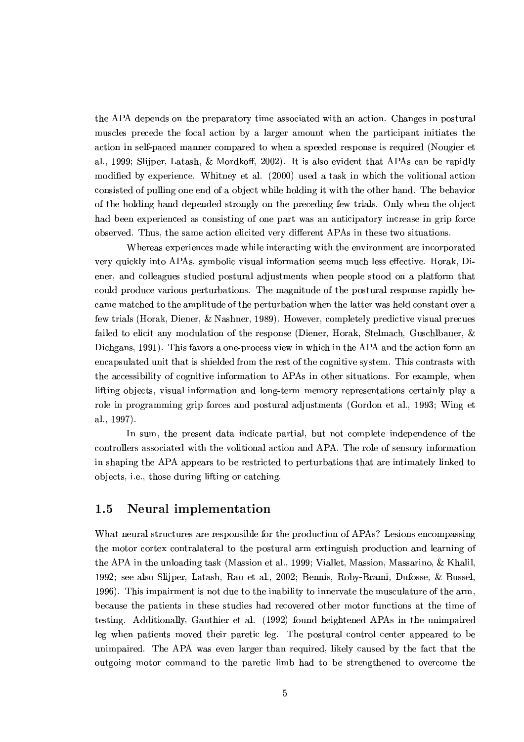the APA depends on the preparatory time associated with an action. Changes in postural muscles precede the focal action by a larger amount when the participant initiates the action in self-paced manner compared to when a speeded response is required (Nougier et al., 1999; Slijper, Latash, & Mordkoff, 2002). It is also evident that APAs can be rapidly modified by experience. Whitney et al. (2000) used a task in which the volitional action consisted of pulling one end of a object while holding it with the other hand. The behavior of the holding hand depended strongly on the preceding few trials. Only when the object had been experienced as consisting of one part was an anticipatory increase in grip force observed. Thus, the same action elicited very different APAs in these two situations.

Whereas experiences made while interacting with the environment are incorporated very quickly into APAs, symbolic visual information seems much less effective. Horak, Diener, and colleagues studied postural adjustments when people stood on a platform that could produce various perturbations. The magnitude of the postural response rapidly became matched to the amplitude of the perturbation when the latter was held constant over a few trials (Horak, Diener, & Nashner, 1989). However, completely predictive visual precues failed to elicit any modulation of the response (Diener, Horak, Stelmach, Guschlbauer, & Dichgans, 1991). This favors a one-process view in which in the APA and the action form an encapsulated unit that is shielded from the rest of the cognitive system. This contrasts with the accessibility of cognitive information to APAs in other situations. For example, when lifting objects, visual information and long-term memory representations certainly play a role in programming grip forces and postural adjustments (Gordon et al., 1993; Wing et al., 1997).

In sum, the present data indicate partial, but not complete independence of the controllers associated with the volitional action and APA. The role of sensory information in shaping the APA appears to be restricted to perturbations that are intimately linked to objects, i.e., those during lifting or catching.

## 1.5 Neural implementation

What neural structures are responsible for the production of APAs? Lesions encompassing the motor cortex contralateral to the postural arm extinguish production and learning of the APA in the unloading task (Massion et al., 1999; Viallet, Massion, Massarino, & Khalil, 1992; see also Slijper, Latash, Rao et al., 2002; Bennis, Roby-Brami, Dufosse, & Bussel, 1996). This impairment is not due to the inability to innervate the musculature of the arm, because the patients in these studies had recovered other motor functions at the time of testing. Additionally, Gauthier et al. (1992) found heightened APAs in the unimpaired leg when patients moved their paretic leg. The postural control center appeared to be unimpaired. The APA was even larger than required, likely caused by the fact that the outgoing motor command to the paretic limb had to be strengthened to overcome the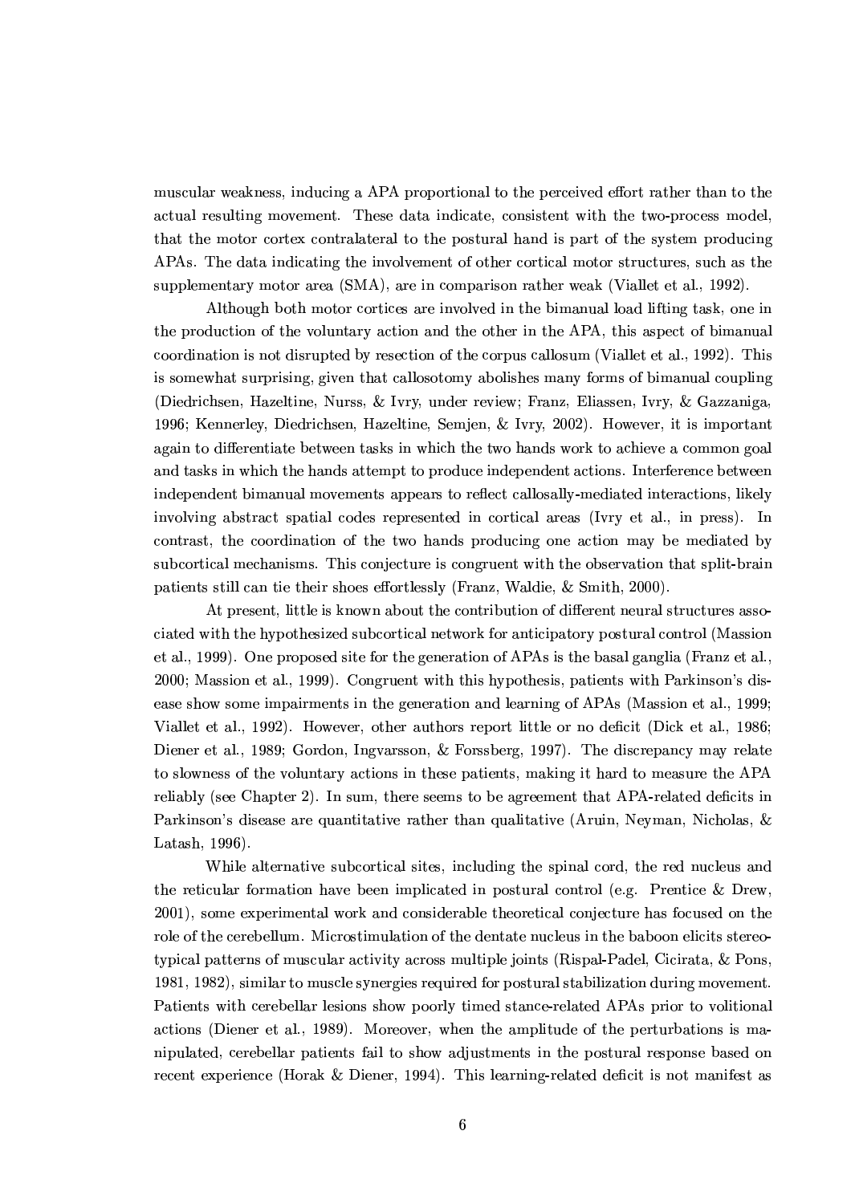muscular weakness, inducing a APA proportional to the perceived effort rather than to the actual resulting movement. These data indicate, consistent with the two-process model, that the motor cortex contralateral to the postural hand is part of the system producing APAs. The data indicating the involvement of other cortical motor structures, such as the supplementary motor area (SMA), are in comparison rather weak (Viallet et al., 1992).

Although both motor cortices are involved in the bimanual load lifting task, one in the production of the voluntary action and the other in the APA, this aspect of bimanual coordination is not disrupted by resection of the corpus callosum (Viallet et al., 1992). This is somewhat surprising, given that callosotomy abolishes many forms of bimanual coupling (Diedrichsen, Hazeltine, Nurss, & Ivry, under review; Franz, Eliassen, Ivry, & Gazzaniga, 1996; Kennerley, Diedrichsen, Hazeltine, Semjen, & Ivry, 2002). However, it is important again to differentiate between tasks in which the two hands work to achieve a common goal and tasks in which the hands attempt to produce independent actions. Interference between independent bimanual movements appears to reflect callosally-mediated interactions, likely involving abstract spatial codes represented in cortical areas (Ivry et al., in press). In contrast, the coordination of the two hands producing one action may be mediated by subcortical mechanisms. This conjecture is congruent with the observation that split-brain patients still can tie their shoes effortlessly (Franz, Waldie, & Smith, 2000).

At present, little is known about the contribution of different neural structures associated with the hypothesized subcortical network for anticipatory postural control (Massion et al., 1999). One proposed site for the generation of APAs is the basal ganglia (Franz et al., 2000; Massion et al., 1999). Congruent with this hypothesis, patients with Parkinson's disease show some impairments in the generation and learning of APAs (Massion et al., 1999; Viallet et al., 1992). However, other authors report little or no deficit (Dick et al., 1986; Diener et al., 1989; Gordon, Ingvarsson, & Forssberg, 1997). The discrepancy may relate to slowness of the voluntary actions in these patients, making it hard to measure the APA reliably (see Chapter 2). In sum, there seems to be agreement that APA-related deficits in Parkinson's disease are quantitative rather than qualitative (Aruin, Neyman, Nicholas, & Latash, 1996).

While alternative subcortical sites, including the spinal cord, the red nucleus and the reticular formation have been implicated in postural control (e.g. Prentice & Drew, 2001), some experimental work and considerable theoretical conjecture has focused on the role of the cerebellum. Microstimulation of the dentate nucleus in the baboon elicits stereotypical patterns of muscular activity across multiple joints (Rispal-Padel, Cicirata, & Pons, 1981, 1982), similar to muscle synergies required for postural stabilization during movement. Patients with cerebellar lesions show poorly timed stance-related APAs prior to volitional actions (Diener et al., 1989). Moreover, when the amplitude of the perturbations is manipulated, cerebellar patients fail to show adjustments in the postural response based on recent experience (Horak & Diener, 1994). This learning-related deficit is not manifest as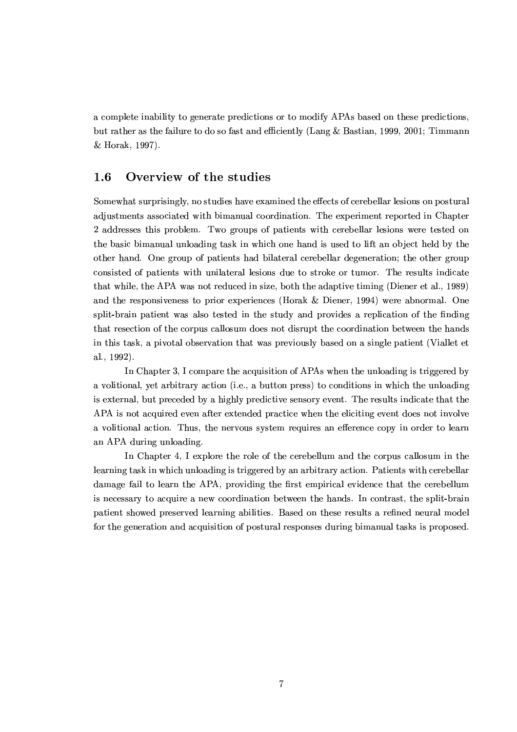a complete inability to generate predictions or to modify APAs based on these predictions, but rather as the failure to do so fast and efficiently (Lang & Bastian, 1999, 2001; Timmann & Horak, 1997).

## 1.6 Overview of the studies

Somewhat surprisingly, no studies have examined the effects of cerebellar lesions on postural adjustments associated with bimanual coordination. The experiment reported in Chapter 2 addresses this problem. Two groups of patients with cerebellar lesions were tested on the basic bimanual unloading task in which one hand is used to lift an object held by the other hand. One group of patients had bilateral cerebellar degeneration; the other group consisted of patients with unilateral lesions due to stroke or tumor. The results indicate that while, the APA was not reduced in size, both the adaptive timing (Diener et al., 1989) and the responsiveness to prior experiences (Horak & Diener, 1994) were abnormal. One split-brain patient was also tested in the study and provides a replication of the finding that resection of the corpus callosum does not disrupt the coordination between the hands in this task, a pivotal observation that was previously based on a single patient (Viallet et al., 1992).

In Chapter 3, I compare the acquisition of APAs when the unloading is triggered by a volitional, yet arbitrary action (i.e., a button press) to conditions in which the unloading is external, but preceded by a highly predictive sensory event. The results indicate that the APA is not acquired even after extended practice when the eliciting event does not involve a volitional action. Thus, the nervous system requires an efference copy in order to learn an APA during unloading.

In Chapter 4, I explore the role of the cerebellum and the corpus callosum in the learning task in which unloading is triggered by an arbitrary action. Patients with cerebellar damage fail to learn the APA, providing the first empirical evidence that the cerebellum is necessary to acquire a new coordination between the hands. In contrast, the split-brain patient showed preserved learning abilities. Based on these results a refined neural model for the generation and acquisition of postural responses during bimanual tasks is proposed.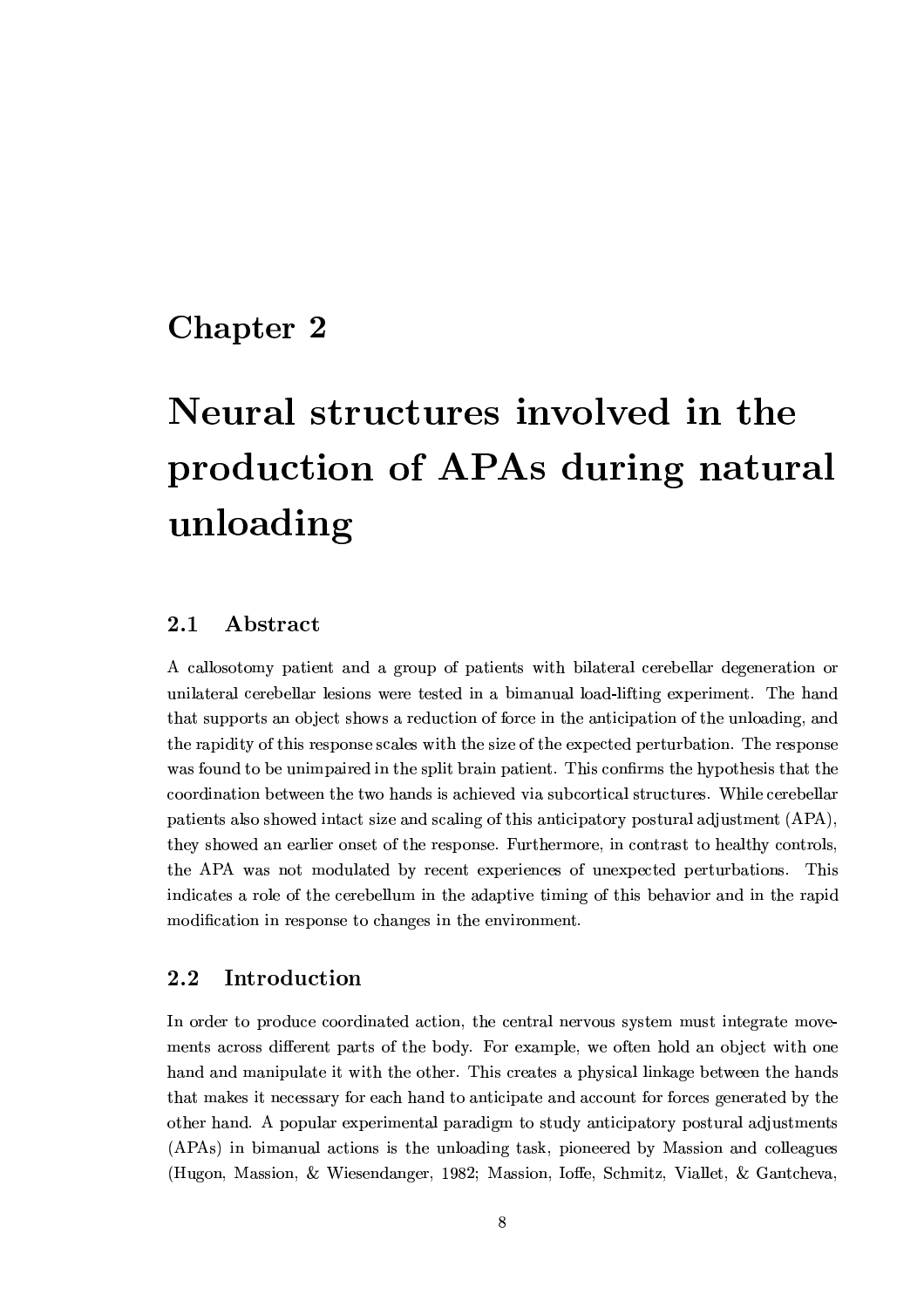# Chapter 2

# Neural structures involved in the production of APAs during natural unloading

## 2.1 Abstract

A callosotomy patient and a group of patients with bilateral cerebellar degeneration or unilateral cerebellar lesions were tested in a bimanual load-lifting experiment. The hand that supports an object shows a reduction of force in the anticipation of the unloading, and the rapidity of this response scales with the size of the expected perturbation. The response was found to be unimpaired in the split brain patient. This confirms the hypothesis that the coordination between the two hands is achieved via subcortical structures. While cerebellar patients also showed intact size and scaling of this anticipatory postural adjustment (APA), they showed an earlier onset of the response. Furthermore, in contrast to healthy controls, the APA was not modulated by recent experiences of unexpected perturbations. This indicates a role of the cerebellum in the adaptive timing of this behavior and in the rapid modification in response to changes in the environment.

## 2.2 Introduction

In order to produce coordinated action, the central nervous system must integrate movements across different parts of the body. For example, we often hold an object with one hand and manipulate it with the other. This creates a physical linkage between the hands that makes it necessary for each hand to anticipate and account for forces generated by the other hand. A popular experimental paradigm to study anticipatory postural adjustments (APAs) in bimanual actions is the unloading task, pioneered by Massion and colleagues (Hugon, Massion, & Wiesendanger, 1982; Massion, Ioffe, Schmitz, Viallet, & Gantcheva,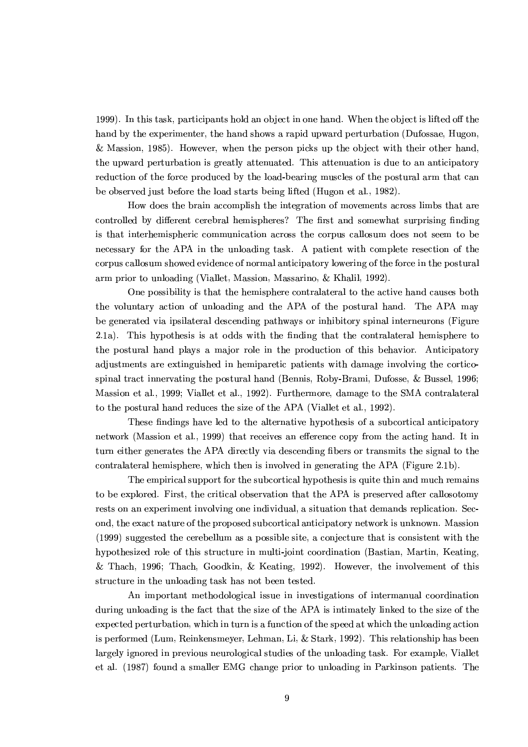1999). In this task, participants hold an object in one hand. When the object is lifted off the hand by the experimenter, the hand shows a rapid upward perturbation (Dufossae, Hugon, & Massion, 1985). However, when the person picks up the object with their other hand, the upward perturbation is greatly attenuated. This attenuation is due to an anticipatory reduction of the force produced by the load-bearing muscles of the postural arm that can be observed just before the load starts being lifted (Hugon et al., 1982).

How does the brain accomplish the integration of movements across limbs that are controlled by different cerebral hemispheres? The first and somewhat surprising finding is that interhemispheric communication across the corpus callosum does not seem to be necessary for the APA in the unloading task. A patient with complete resection of the corpus callosum showed evidence of normal anticipatory lowering of the force in the postural arm prior to unloading (Viallet, Massion, Massarino, & Khalil, 1992).

One possibility is that the hemisphere contralateral to the active hand causes both the voluntary action of unloading and the APA of the postural hand. The APA may be generated via ipsilateral descending pathways or inhibitory spinal interneurons (Figure 2.1a). This hypothesis is at odds with the finding that the contralateral hemisphere to the postural hand plays a major role in the production of this behavior. Anticipatory adjustments are extinguished in hemiparetic patients with damage involving the cortico-spinal tract innervating the postural hand (Bennis, Roby-Brami, Dufosse, & Bussel, 1996; Massion et al., 1999; Viallet et al., 1992). Furthermore, damage to the SMA contralateral to the postural hand reduces the size of the APA (Viallet et al., 1992).

These findings have led to the alternative hypothesis of a subcortical anticipatory network (Massion et al., 1999) that receives an efference copy from the acting hand. It in turn either generates the APA directly via descending fibers or transmits the signal to the contralateral hemisphere, which then is involved in generating the APA (Figure 2.1b).

The empirical support for the subcortical hypothesis is quite thin and much remains to be explored. First, the critical observation that the APA is preserved after callosotomy rests on an experiment involving one individual, a situation that demands replication. Second, the exact nature of the proposed subcortical anticipatory network is unknown. Massion (1999) suggested the cerebellum as a possible site, a conjecture that is consistent with the hypothesized role of this structure in multi-joint coordination (Bastian, Martin, Keating, & Thach, 1996; Thach, Goodkin, & Keating, 1992). However, the involvement of this structure in the unloading task has not been tested.

An important methodological issue in investigations of intermanual coordination during unloading is the fact that the size of the APA is intimately linked to the size of the expected perturbation, which in turn is a function of the speed at which the unloading action is performed (Lum, Reinkensmeyer, Lehman, Li, & Stark, 1992). This relationship has been largely ignored in previous neurological studies of the unloading task. For example, Viallet et al. (1987) found a smaller EMG change prior to unloading in Parkinson patients. The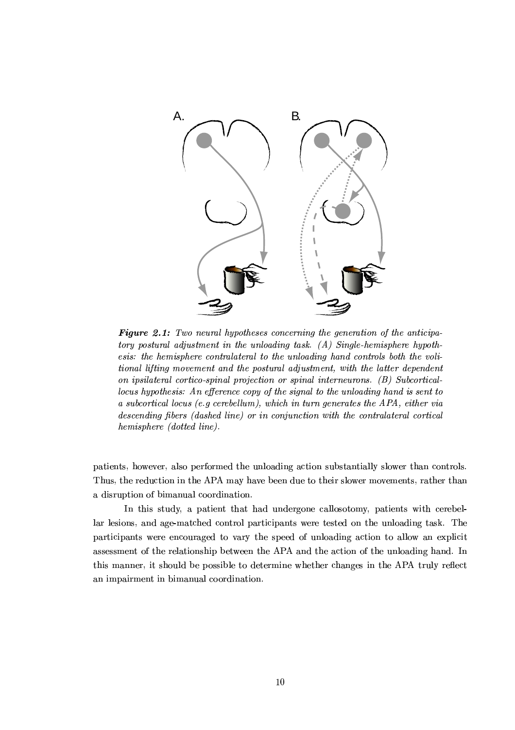***Figure 2.1:*** *Two neural hypotheses concerning the generation of the anticipatory postural adjustment in the unloading task. (A) Single-hemisphere hypothesis: the hemisphere contralateral to the unloading hand controls both the volitional lifting movement and the postural adjustment, with the latter dependent on ipsilateral cortico-spinal projection or spinal interneurons. (B) Subcortical-locus hypothesis: An efference copy of the signal to the unloading hand is sent to a subcortical locus (e.g cerebellum), which in turn generates the APA, either via descending fibers (dashed line) or in conjunction with the contralateral cortical hemisphere (dotted line).*

patients, however, also performed the unloading action substantially slower than controls. Thus, the reduction in the APA may have been due to their slower movements, rather than a disruption of bimanual coordination.

In this study, a patient that had undergone callosotomy, patients with cerebellar lesions, and age-matched control participants were tested on the unloading task. The participants were encouraged to vary the speed of unloading action to allow an explicit assessment of the relationship between the APA and the action of the unloading hand. In this manner, it should be possible to determine whether changes in the APA truly reflect an impairment in bimanual coordination.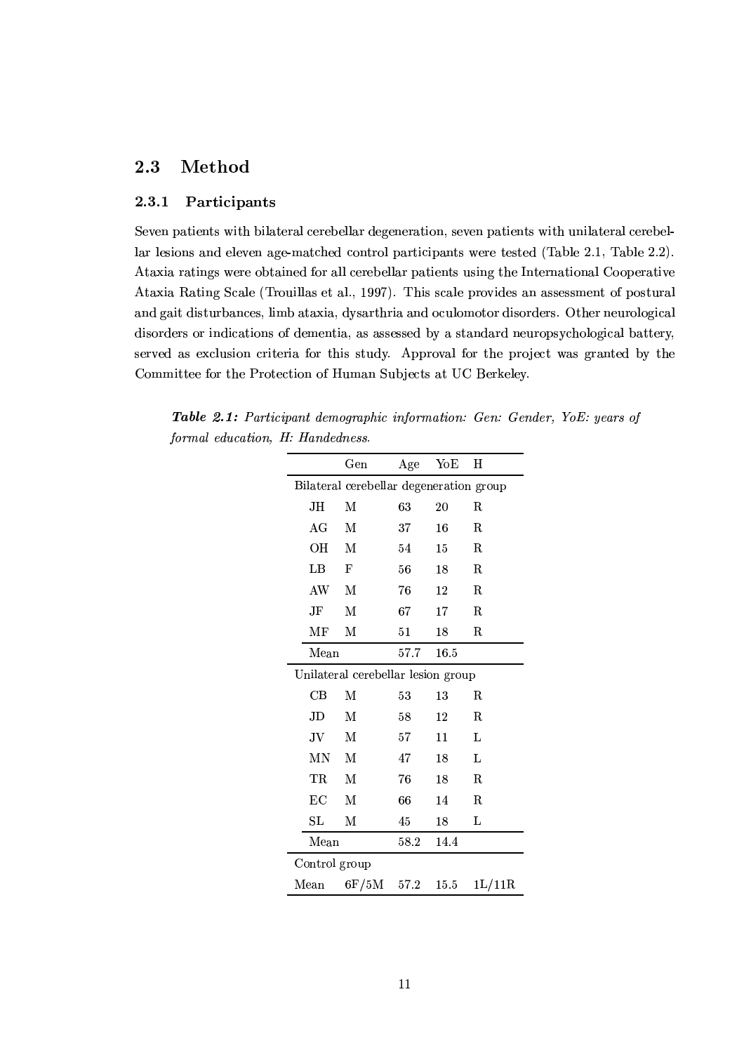## 2.3 Method

### 2.3.1 Participants

Seven patients with bilateral cerebellar degeneration, seven patients with unilateral cerebellar lesions and eleven age-matched control participants were tested (Table 2.1, Table 2.2). Ataxia ratings were obtained for all cerebellar patients using the International Cooperative Ataxia Rating Scale (Trouillas et al., 1997). This scale provides an assessment of postural and gait disturbances, limb ataxia, dysarthria and oculomotor disorders. Other neurological disorders or indications of dementia, as assessed by a standard neuropsychological battery, served as exclusion criteria for this study. Approval for the project was granted by the Committee for the Protection of Human Subjects at UC Berkeley.

***Table 2.1:*** *Participant demographic information: Gen: Gender, YoE: years of formal education, H: Handedness.*

| | Gen | Age | YoE | H |
|---|---|---|---|---|
| Bilateral cerebellar degeneration group | | | | |
| JH | M | 63 | 20 | R |
| AG | M | 37 | 16 | R |
| OH | M | 54 | 15 | R |
| LB | F | 56 | 18 | R |
| AW | M | 76 | 12 | R |
| JF | M | 67 | 17 | R |
| MF | M | 51 | 18 | R |
| Mean | | 57.7 | 16.5 | |
| Unilateral cerebellar lesion group | | | | |
| CB | M | 53 | 13 | R |
| JD | M | 58 | 12 | R |
| JV | M | 57 | 11 | L |
| MN | M | 47 | 18 | L |
| TR | M | 76 | 18 | R |
| EC | M | 66 | 14 | R |
| SL | M | 45 | 18 | L |
| Mean | | 58.2 | 14.4 | |
| Control group | | | | |
| Mean | 6F/5M | 57.2 | 15.5 | 1L/11R |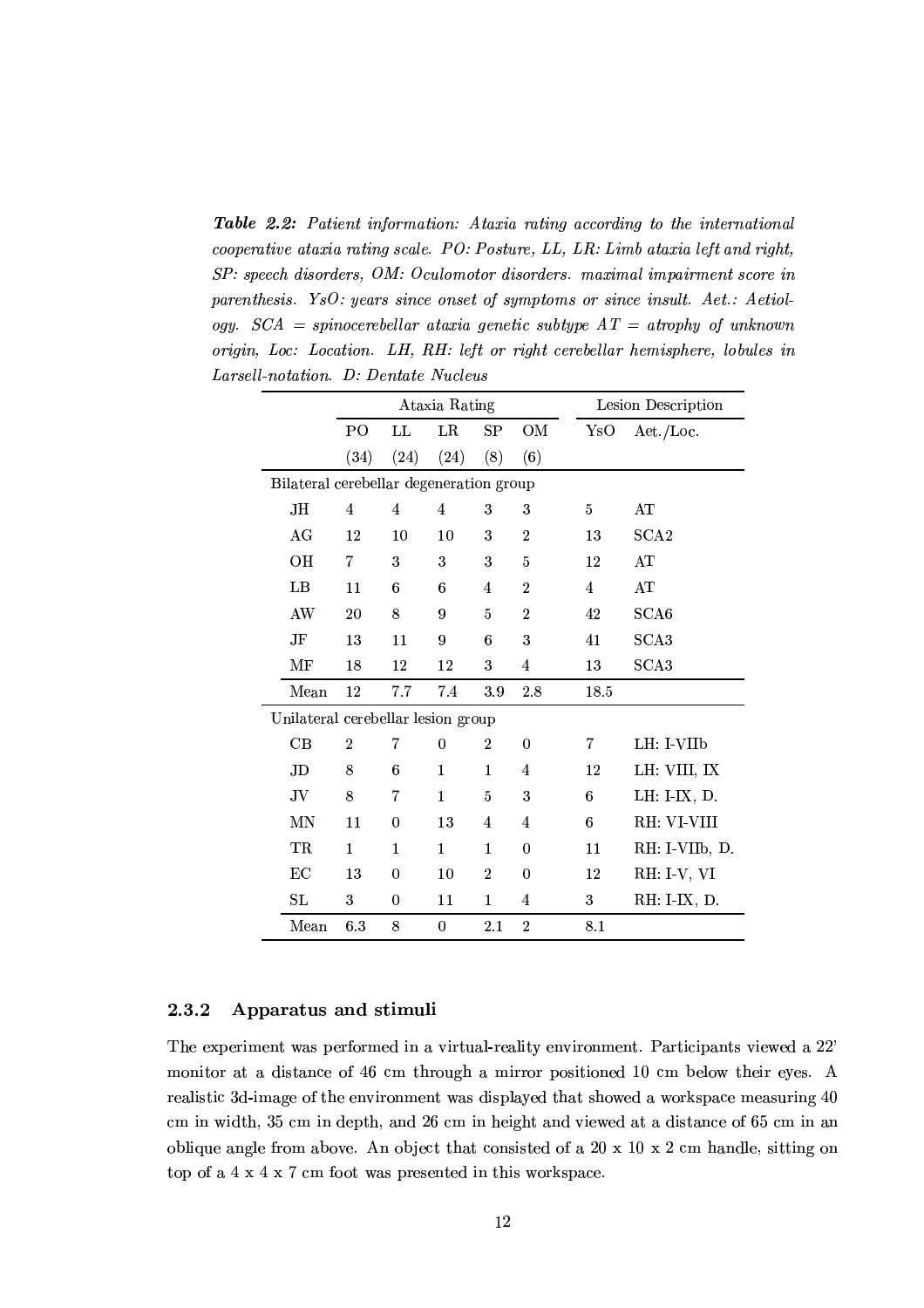***Table 2.2:*** *Patient information: Ataxia rating according to the international cooperative ataxia rating scale. PO: Posture, LL, LR: Limb ataxia left and right, SP: speech disorders, OM: Oculomotor disorders. maximal impairment score in parenthesis. YsO: years since onset of symptoms or since insult. Aet.: Aetiology. SCA = spinocerebellar ataxia genetic subtype AT = atrophy of unknown origin, Loc: Location. LH, RH: left or right cerebellar hemisphere, lobules in Larsell-notation. D: Dentate Nucleus*

| | Ataxia Rating | | | | | Lesion Description | |
|---|---|---|---|---|---|---|---|
| | PO | LL | LR | SP | OM | YsO | Aet./Loc. |
| | (34) | (24) | (24) | (8) | (6) | | |
| Bilateral cerebellar degeneration group | | | | | | | |
| JH | 4 | 4 | 4 | 3 | 3 | 5 | AT |
| AG | 12 | 10 | 10 | 3 | 2 | 13 | SCA2 |
| OH | 7 | 3 | 3 | 3 | 5 | 12 | AT |
| LB | 11 | 6 | 6 | 4 | 2 | 4 | AT |
| AW | 20 | 8 | 9 | 5 | 2 | 42 | SCA6 |
| JF | 13 | 11 | 9 | 6 | 3 | 41 | SCA3 |
| MF | 18 | 12 | 12 | 3 | 4 | 13 | SCA3 |
| Mean | 12 | 7.7 | 7.4 | 3.9 | 2.8 | 18.5 | |
| Unilateral cerebellar lesion group | | | | | | | |
| CB | 2 | 7 | 0 | 2 | 0 | 7 | LH: I-VIIb |
| JD | 8 | 6 | 1 | 1 | 4 | 12 | LH: VIII, IX |
| JV | 8 | 7 | 1 | 5 | 3 | 6 | LH: I-IX, D. |
| MN | 11 | 0 | 13 | 4 | 4 | 6 | RH: VI-VIII |
| TR | 1 | 1 | 1 | 1 | 0 | 11 | RH: I-VIIb, D. |
| EC | 13 | 0 | 10 | 2 | 0 | 12 | RH: I-V, VI |
| SL | 3 | 0 | 11 | 1 | 4 | 3 | RH: I-IX, D. |
| Mean | 6.3 | 8 | 0 | 2.1 | 2 | 8.1 | |

### 2.3.2 Apparatus and stimuli

The experiment was performed in a virtual-reality environment. Participants viewed a 22' monitor at a distance of 46 cm through a mirror positioned 10 cm below their eyes. A realistic 3d-image of the environment was displayed that showed a workspace measuring 40 cm in width, 35 cm in depth, and 26 cm in height and viewed at a distance of 65 cm in an oblique angle from above. An object that consisted of a 20 x 10 x 2 cm handle, sitting on top of a 4 x 4 x 7 cm foot was presented in this workspace.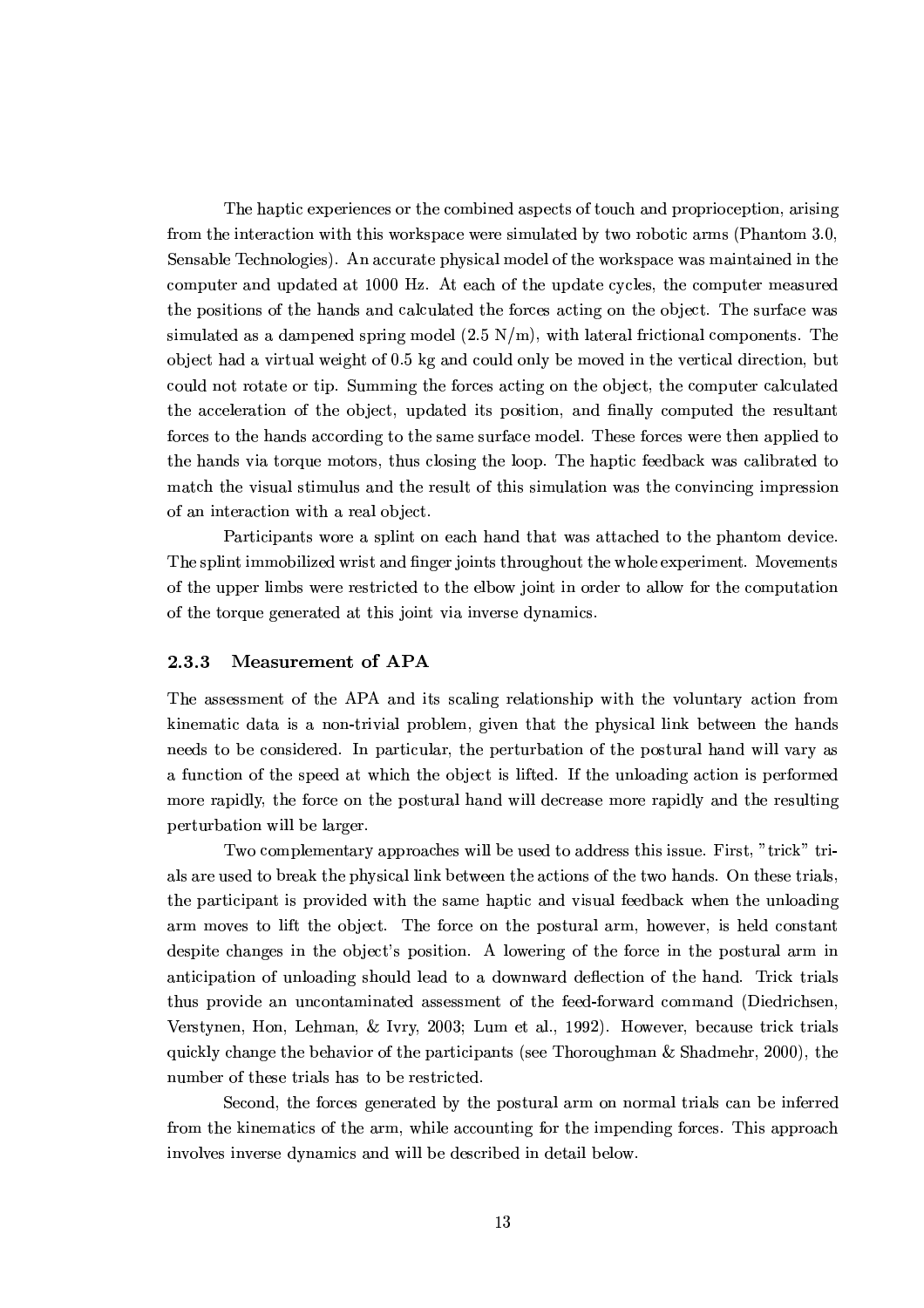The haptic experiences or the combined aspects of touch and proprioception, arising from the interaction with this workspace were simulated by two robotic arms (Phantom 3.0, Sensable Technologies). An accurate physical model of the workspace was maintained in the computer and updated at 1000 Hz. At each of the update cycles, the computer measured the positions of the hands and calculated the forces acting on the object. The surface was simulated as a dampened spring model (2.5 N/m), with lateral frictional components. The object had a virtual weight of 0.5 kg and could only be moved in the vertical direction, but could not rotate or tip. Summing the forces acting on the object, the computer calculated the acceleration of the object, updated its position, and finally computed the resultant forces to the hands according to the same surface model. These forces were then applied to the hands via torque motors, thus closing the loop. The haptic feedback was calibrated to match the visual stimulus and the result of this simulation was the convincing impression of an interaction with a real object.

Participants wore a splint on each hand that was attached to the phantom device. The splint immobilized wrist and finger joints throughout the whole experiment. Movements of the upper limbs were restricted to the elbow joint in order to allow for the computation of the torque generated at this joint via inverse dynamics.

### 2.3.3 Measurement of APA

The assessment of the APA and its scaling relationship with the voluntary action from kinematic data is a non-trivial problem, given that the physical link between the hands needs to be considered. In particular, the perturbation of the postural hand will vary as a function of the speed at which the object is lifted. If the unloading action is performed more rapidly, the force on the postural hand will decrease more rapidly and the resulting perturbation will be larger.

Two complementary approaches will be used to address this issue. First, "trick" trials are used to break the physical link between the actions of the two hands. On these trials, the participant is provided with the same haptic and visual feedback when the unloading arm moves to lift the object. The force on the postural arm, however, is held constant despite changes in the object's position. A lowering of the force in the postural arm in anticipation of unloading should lead to a downward deflection of the hand. Trick trials thus provide an uncontaminated assessment of the feed-forward command (Diedrichsen, Verstynen, Hon, Lehman, & Ivry, 2003; Lum et al., 1992). However, because trick trials quickly change the behavior of the participants (see Thoroughman & Shadmehr, 2000), the number of these trials has to be restricted.

Second, the forces generated by the postural arm on normal trials can be inferred from the kinematics of the arm, while accounting for the impending forces. This approach involves inverse dynamics and will be described in detail below.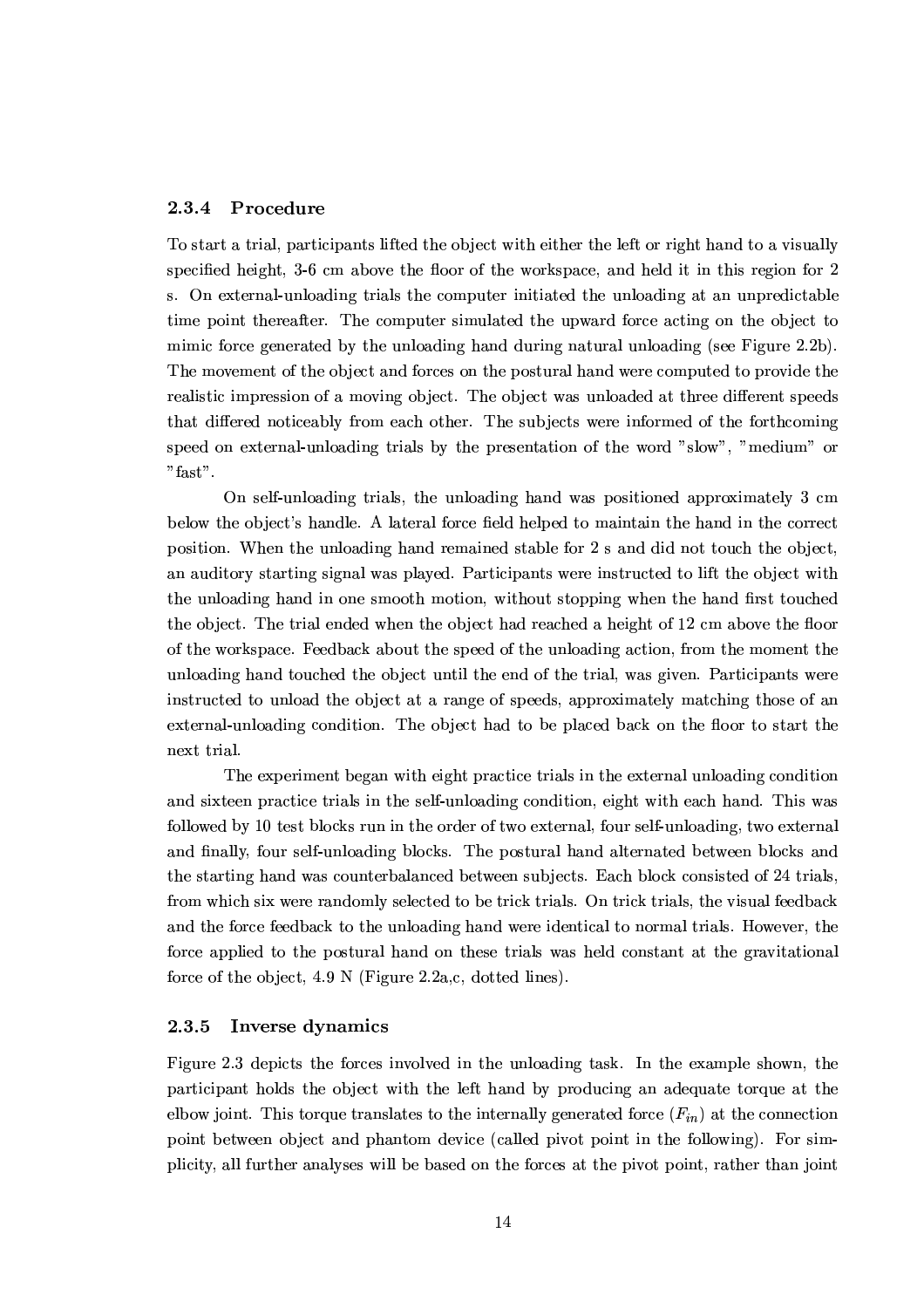### 2.3.4 Procedure

To start a trial, participants lifted the object with either the left or right hand to a visually specified height, 3-6 cm above the floor of the workspace, and held it in this region for 2 s. On external-unloading trials the computer initiated the unloading at an unpredictable time point thereafter. The computer simulated the upward force acting on the object to mimic force generated by the unloading hand during natural unloading (see Figure 2.2b). The movement of the object and forces on the postural hand were computed to provide the realistic impression of a moving object. The object was unloaded at three different speeds that differed noticeably from each other. The subjects were informed of the forthcoming speed on external-unloading trials by the presentation of the word "slow", "medium" or "fast".

On self-unloading trials, the unloading hand was positioned approximately 3 cm below the object's handle. A lateral force field helped to maintain the hand in the correct position. When the unloading hand remained stable for 2 s and did not touch the object, an auditory starting signal was played. Participants were instructed to lift the object with the unloading hand in one smooth motion, without stopping when the hand first touched the object. The trial ended when the object had reached a height of 12 cm above the floor of the workspace. Feedback about the speed of the unloading action, from the moment the unloading hand touched the object until the end of the trial, was given. Participants were instructed to unload the object at a range of speeds, approximately matching those of an external-unloading condition. The object had to be placed back on the floor to start the next trial.

The experiment began with eight practice trials in the external unloading condition and sixteen practice trials in the self-unloading condition, eight with each hand. This was followed by 10 test blocks run in the order of two external, four self-unloading, two external and finally, four self-unloading blocks. The postural hand alternated between blocks and the starting hand was counterbalanced between subjects. Each block consisted of 24 trials, from which six were randomly selected to be trick trials. On trick trials, the visual feedback and the force feedback to the unloading hand were identical to normal trials. However, the force applied to the postural hand on these trials was held constant at the gravitational force of the object, 4.9 N (Figure 2.2a,c, dotted lines).

### 2.3.5 Inverse dynamics

Figure 2.3 depicts the forces involved in the unloading task. In the example shown, the participant holds the object with the left hand by producing an adequate torque at the elbow joint. This torque translates to the internally generated force ($F_{in}$) at the connection point between object and phantom device (called pivot point in the following). For simplicity, all further analyses will be based on the forces at the pivot point, rather than joint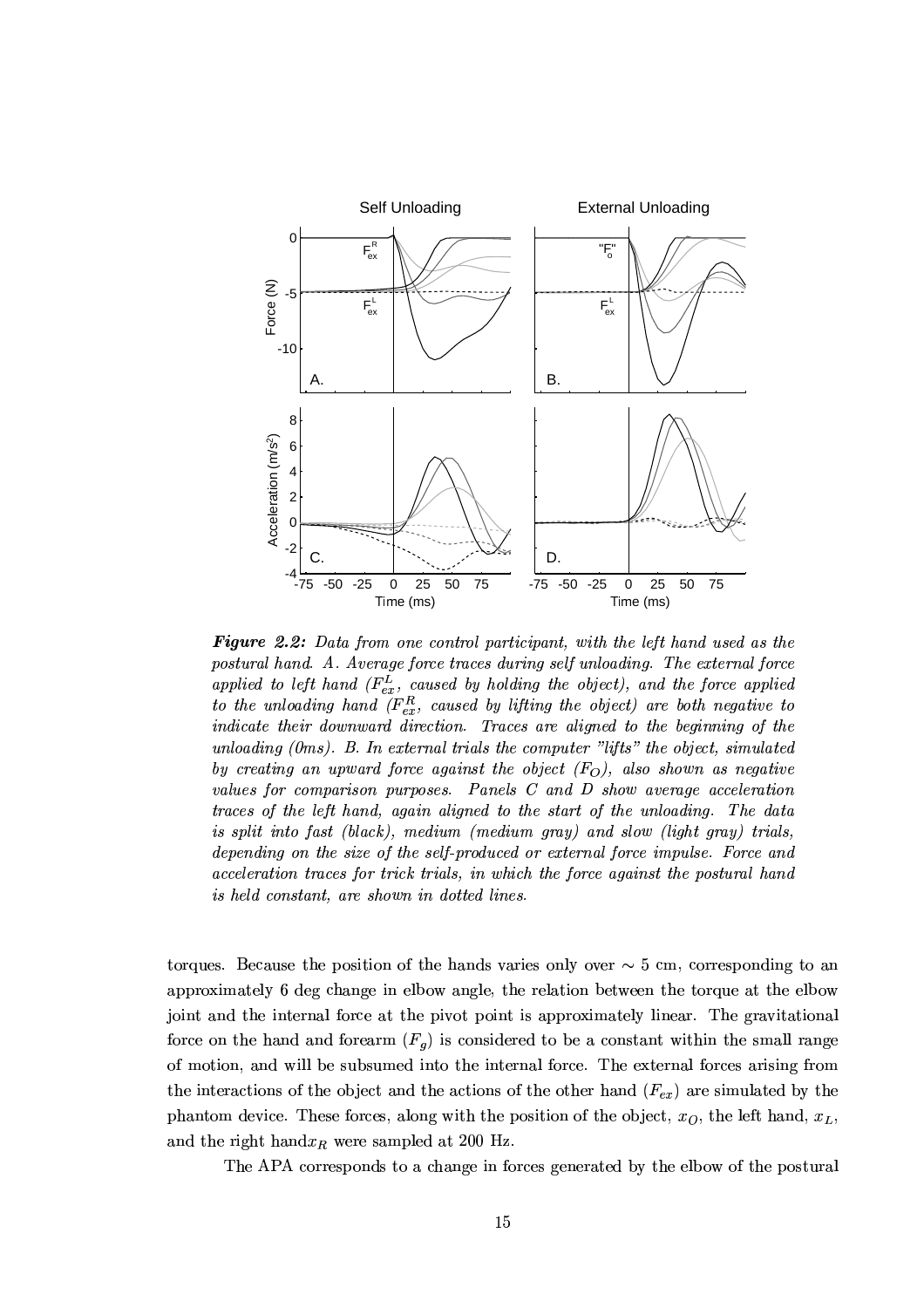***Figure 2.2:** Data from one control participant, with the left hand used as the postural hand. A. Average force traces during self unloading. The external force applied to left hand ($F_{ex}^{L}$, caused by holding the object), and the force applied to the unloading hand ($F_{ex}^{R}$, caused by lifting the object) are both negative to indicate their downward direction. Traces are aligned to the beginning of the unloading (0ms). B. In external trials the computer "lifts" the object, simulated by creating an upward force against the object ($F_O$), also shown as negative values for comparison purposes. Panels C and D show average acceleration traces of the left hand, again aligned to the start of the unloading. The data is split into fast (black), medium (medium gray) and slow (light gray) trials, depending on the size of the self-produced or external force impulse. Force and acceleration traces for trick trials, in which the force against the postural hand is held constant, are shown in dotted lines.*

torques. Because the position of the hands varies only over $\sim 5$ cm, corresponding to an approximately 6 deg change in elbow angle, the relation between the torque at the elbow joint and the internal force at the pivot point is approximately linear. The gravitational force on the hand and forearm ($F_g$) is considered to be a constant within the small range of motion, and will be subsumed into the internal force. The external forces arising from the interactions of the object and the actions of the other hand ($F_{ex}$) are simulated by the phantom device. These forces, along with the position of the object, $x_O$, the left hand, $x_L$, and the right hand$x_R$ were sampled at 200 Hz.

The APA corresponds to a change in forces generated by the elbow of the postural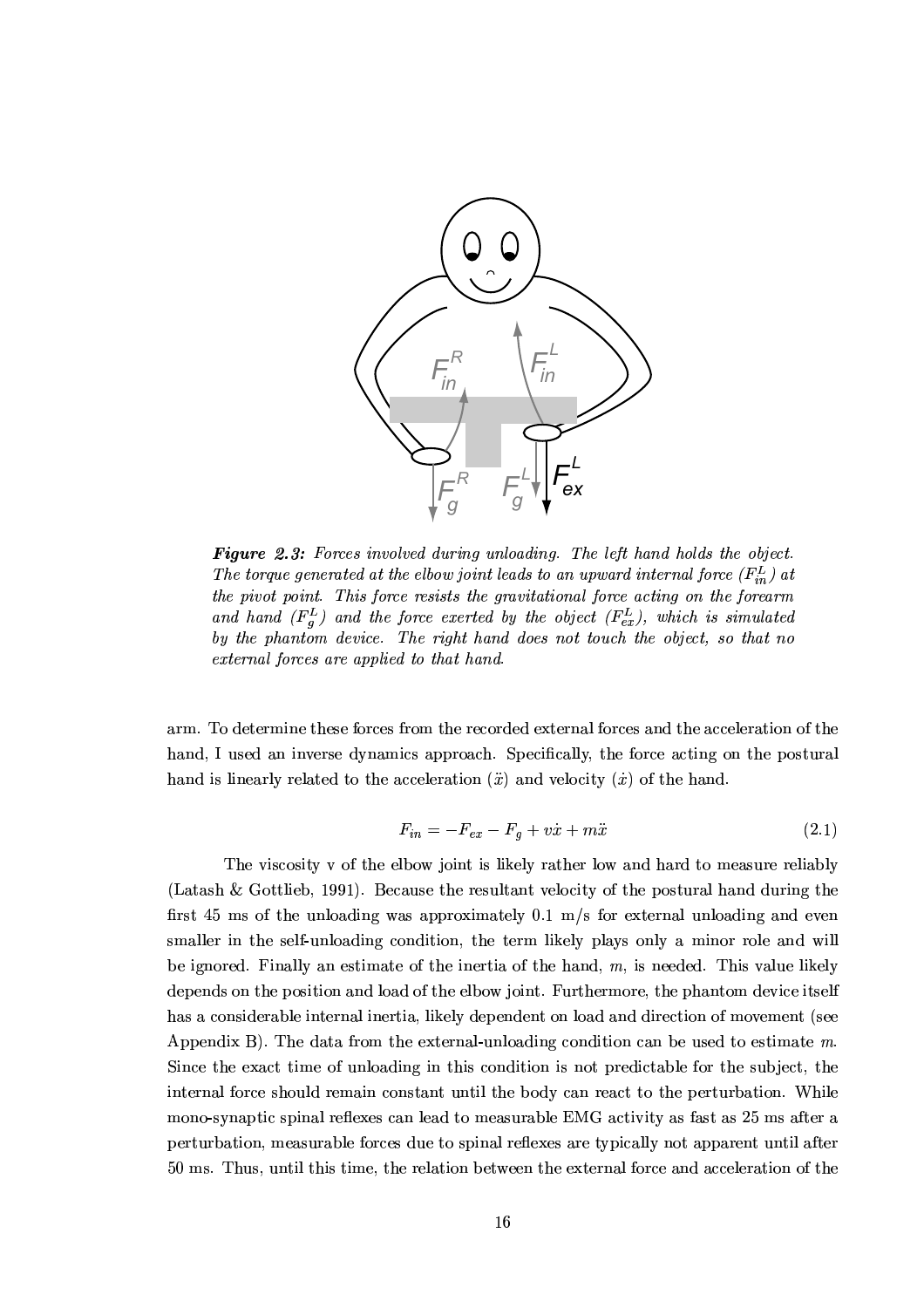*Figure 2.3: Forces involved during unloading. The left hand holds the object. The torque generated at the elbow joint leads to an upward internal force ($F_{in}^L$) at the pivot point. This force resists the gravitational force acting on the forearm and hand ($F_g^L$) and the force exerted by the object ($F_{ex}^L$), which is simulated by the phantom device. The right hand does not touch the object, so that no external forces are applied to that hand.*

arm. To determine these forces from the recorded external forces and the acceleration of the hand, I used an inverse dynamics approach. Specifically, the force acting on the postural hand is linearly related to the acceleration ($\ddot{x}$) and velocity ($\dot{x}$) of the hand.

$$F_{in} = -F_{ex} - F_g + v\dot{x} + m\ddot{x} \tag{2.1}$$

The viscosity v of the elbow joint is likely rather low and hard to measure reliably (Latash & Gottlieb, 1991). Because the resultant velocity of the postural hand during the first 45 ms of the unloading was approximately 0.1 m/s for external unloading and even smaller in the self-unloading condition, the term likely plays only a minor role and will be ignored. Finally an estimate of the inertia of the hand, $m$, is needed. This value likely depends on the position and load of the elbow joint. Furthermore, the phantom device itself has a considerable internal inertia, likely dependent on load and direction of movement (see Appendix B). The data from the external-unloading condition can be used to estimate $m$. Since the exact time of unloading in this condition is not predictable for the subject, the internal force should remain constant until the body can react to the perturbation. While mono-synaptic spinal reflexes can lead to measurable EMG activity as fast as 25 ms after a perturbation, measurable forces due to spinal reflexes are typically not apparent until after 50 ms. Thus, until this time, the relation between the external force and acceleration of the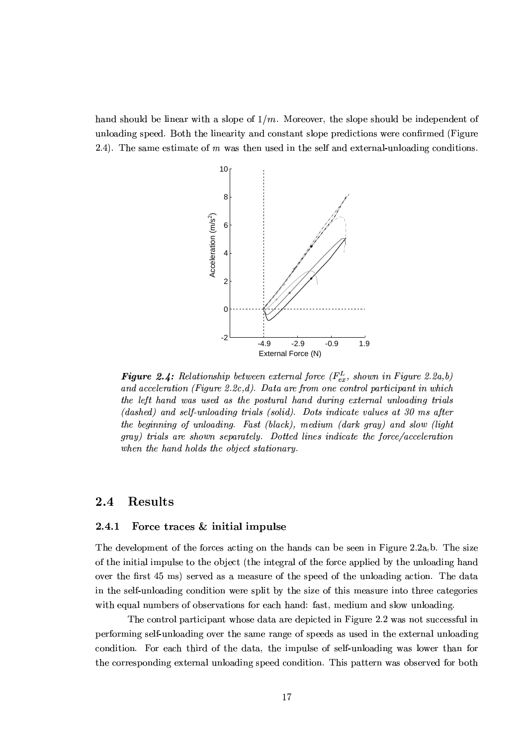hand should be linear with a slope of $1/m$. Moreover, the slope should be independent of unloading speed. Both the linearity and constant slope predictions were confirmed (Figure 2.4). The same estimate of $m$ was then used in the self and external-unloading conditions.

***Figure 2.4:*** *Relationship between external force ($F_{ex}^{L}$, shown in Figure 2.2a,b) and acceleration (Figure 2.2c,d). Data are from one control participant in which the left hand was used as the postural hand during external unloading trials (dashed) and self-unloading trials (solid). Dots indicate values at 30 ms after the beginning of unloading. Fast (black), medium (dark gray) and slow (light gray) trials are shown separately. Dotted lines indicate the force/acceleration when the hand holds the object stationary.*

## 2.4 Results

### 2.4.1 Force traces & initial impulse

The development of the forces acting on the hands can be seen in Figure 2.2a,b. The size of the initial impulse to the object (the integral of the force applied by the unloading hand over the first 45 ms) served as a measure of the speed of the unloading action. The data in the self-unloading condition were split by the size of this measure into three categories with equal numbers of observations for each hand: fast, medium and slow unloading.

The control participant whose data are depicted in Figure 2.2 was not successful in performing self-unloading over the same range of speeds as used in the external unloading condition. For each third of the data, the impulse of self-unloading was lower than for the corresponding external unloading speed condition. This pattern was observed for both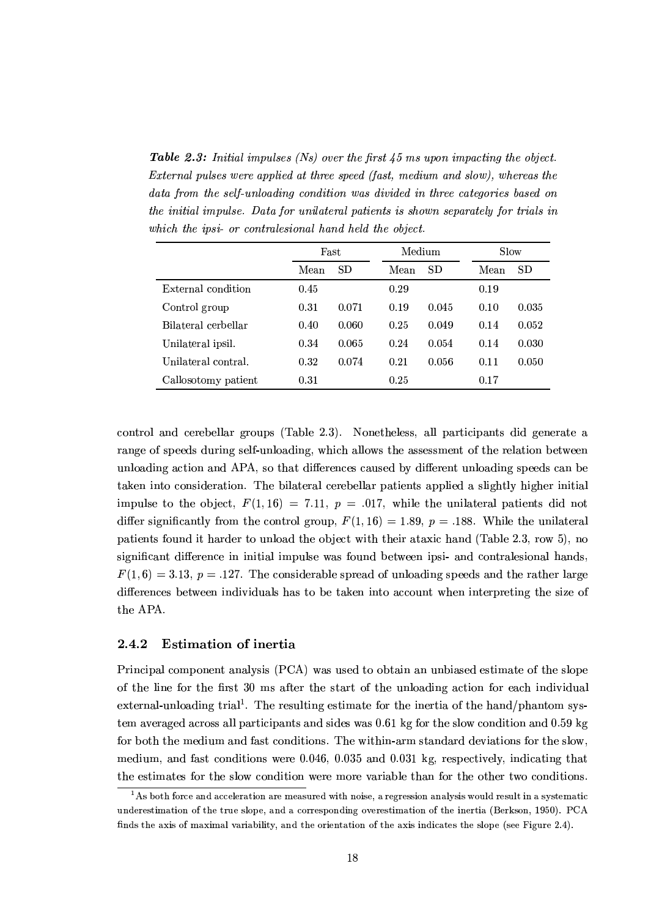***Table 2.3:*** *Initial impulses (Ns) over the first 45 ms upon impacting the object. External pulses were applied at three speed (fast, medium and slow), whereas the data from the self-unloading condition was divided in three categories based on the initial impulse. Data for unilateral patients is shown separately for trials in which the ipsi- or contralesional hand held the object.*

| | Fast | | Medium | | Slow | |
|---|---|---|---|---|---|---|
| | Mean | SD | Mean | SD | Mean | SD |
| External condition | 0.45 | | 0.29 | | 0.19 | |
| Control group | 0.31 | 0.071 | 0.19 | 0.045 | 0.10 | 0.035 |
| Bilateral cerbellar | 0.40 | 0.060 | 0.25 | 0.049 | 0.14 | 0.052 |
| Unilateral ipsil. | 0.34 | 0.065 | 0.24 | 0.054 | 0.14 | 0.030 |
| Unilateral contral. | 0.32 | 0.074 | 0.21 | 0.056 | 0.11 | 0.050 |
| Callosotomy patient | 0.31 | | 0.25 | | 0.17 | |

control and cerebellar groups (Table 2.3). Nonetheless, all participants did generate a range of speeds during self-unloading, which allows the assessment of the relation between unloading action and APA, so that differences caused by different unloading speeds can be taken into consideration. The bilateral cerebellar patients applied a slightly higher initial impulse to the object, $F(1, 16) = 7.11$, $p = .017$, while the unilateral patients did not differ significantly from the control group, $F(1, 16) = 1.89$, $p = .188$. While the unilateral patients found it harder to unload the object with their ataxic hand (Table 2.3, row 5), no significant difference in initial impulse was found between ipsi- and contralesional hands, $F(1, 6) = 3.13$, $p = .127$. The considerable spread of unloading speeds and the rather large differences between individuals has to be taken into account when interpreting the size of the APA.

### 2.4.2 Estimation of inertia

Principal component analysis (PCA) was used to obtain an unbiased estimate of the slope of the line for the first 30 ms after the start of the unloading action for each individual external-unloading trial[1]. The resulting estimate for the inertia of the hand/phantom system averaged across all participants and sides was 0.61 kg for the slow condition and 0.59 kg for both the medium and fast conditions. The within-arm standard deviations for the slow, medium, and fast conditions were 0.046, 0.035 and 0.031 kg, respectively, indicating that the estimates for the slow condition were more variable than for the other two conditions.

[1] As both force and acceleration are measured with noise, a regression analysis would result in a systematic underestimation of the true slope, and a corresponding overestimation of the inertia (Berkson, 1950). PCA finds the axis of maximal variability, and the orientation of the axis indicates the slope (see Figure 2.4).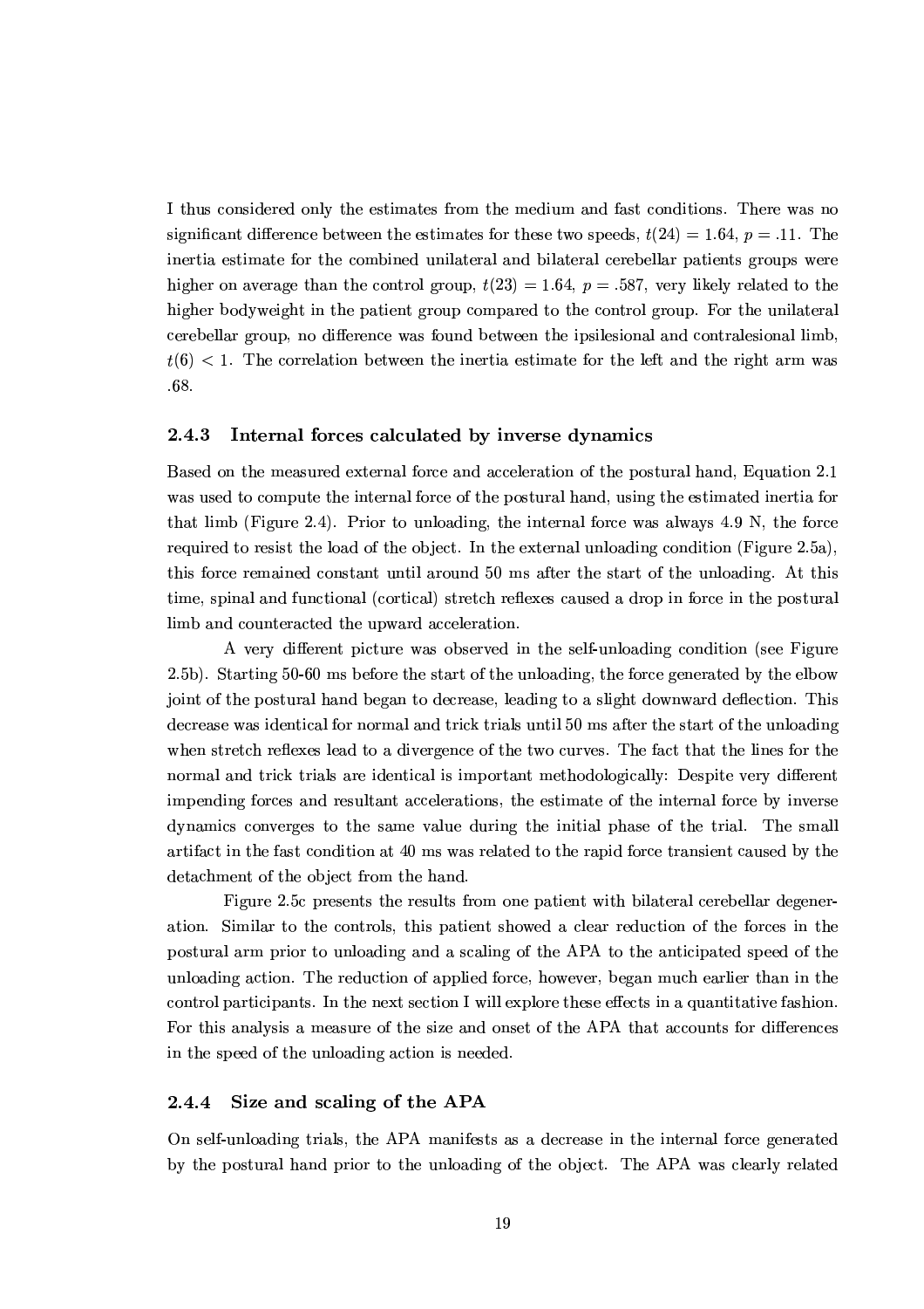I thus considered only the estimates from the medium and fast conditions. There was no significant difference between the estimates for these two speeds, $t(24) = 1.64$, $p = .11$. The inertia estimate for the combined unilateral and bilateral cerebellar patients groups were higher on average than the control group, $t(23) = 1.64$, $p = .587$, very likely related to the higher bodyweight in the patient group compared to the control group. For the unilateral cerebellar group, no difference was found between the ipsilesional and contralesional limb, $t(6) < 1$. The correlation between the inertia estimate for the left and the right arm was .68.

### 2.4.3 Internal forces calculated by inverse dynamics

Based on the measured external force and acceleration of the postural hand, Equation 2.1 was used to compute the internal force of the postural hand, using the estimated inertia for that limb (Figure 2.4). Prior to unloading, the internal force was always 4.9 N, the force required to resist the load of the object. In the external unloading condition (Figure 2.5a), this force remained constant until around 50 ms after the start of the unloading. At this time, spinal and functional (cortical) stretch reflexes caused a drop in force in the postural limb and counteracted the upward acceleration.

A very different picture was observed in the self-unloading condition (see Figure 2.5b). Starting 50-60 ms before the start of the unloading, the force generated by the elbow joint of the postural hand began to decrease, leading to a slight downward deflection. This decrease was identical for normal and trick trials until 50 ms after the start of the unloading when stretch reflexes lead to a divergence of the two curves. The fact that the lines for the normal and trick trials are identical is important methodologically: Despite very different impending forces and resultant accelerations, the estimate of the internal force by inverse dynamics converges to the same value during the initial phase of the trial. The small artifact in the fast condition at 40 ms was related to the rapid force transient caused by the detachment of the object from the hand.

Figure 2.5c presents the results from one patient with bilateral cerebellar degeneration. Similar to the controls, this patient showed a clear reduction of the forces in the postural arm prior to unloading and a scaling of the APA to the anticipated speed of the unloading action. The reduction of applied force, however, began much earlier than in the control participants. In the next section I will explore these effects in a quantitative fashion. For this analysis a measure of the size and onset of the APA that accounts for differences in the speed of the unloading action is needed.

### 2.4.4 Size and scaling of the APA

On self-unloading trials, the APA manifests as a decrease in the internal force generated by the postural hand prior to the unloading of the object. The APA was clearly related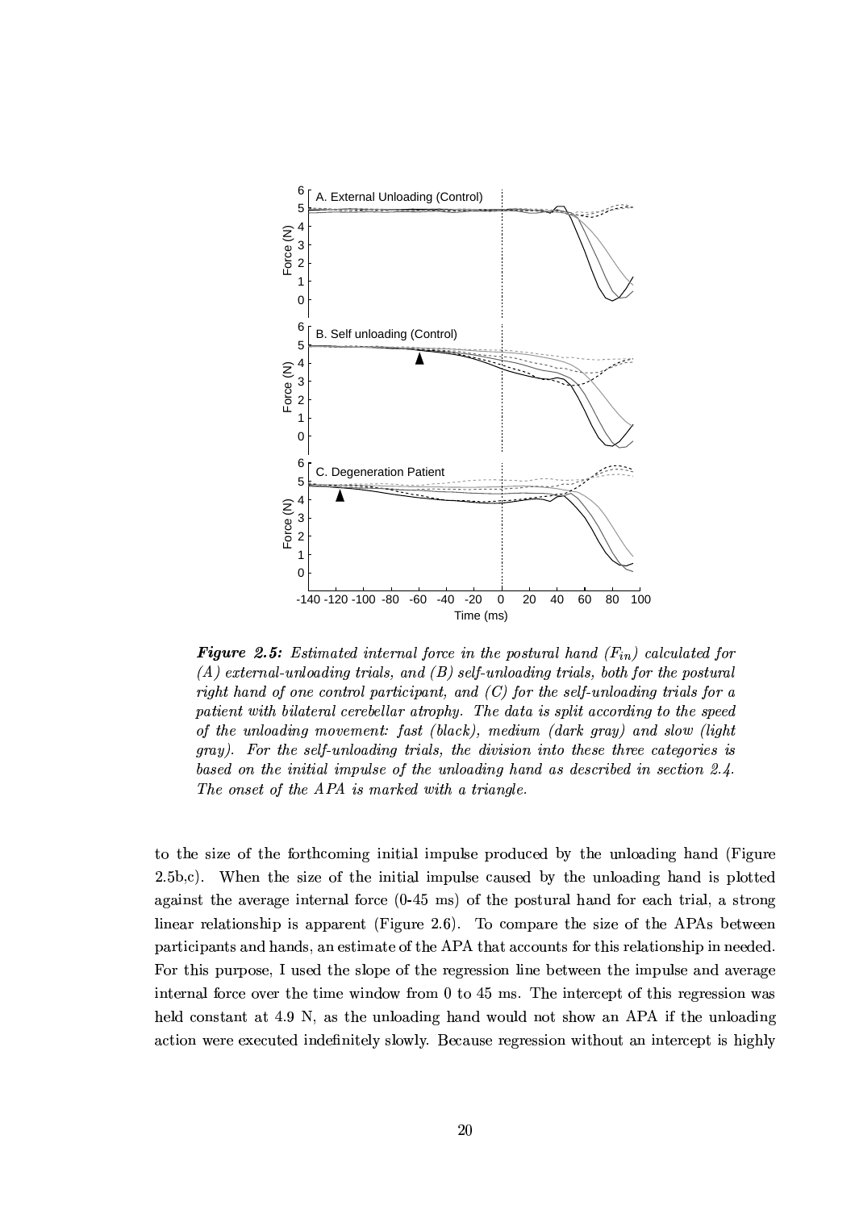***Figure 2.5:*** *Estimated internal force in the postural hand ($F_{in}$) calculated for (A) external-unloading trials, and (B) self-unloading trials, both for the postural right hand of one control participant, and (C) for the self-unloading trials for a patient with bilateral cerebellar atrophy. The data is split according to the speed of the unloading movement: fast (black), medium (dark gray) and slow (light gray). For the self-unloading trials, the division into these three categories is based on the initial impulse of the unloading hand as described in section 2.4. The onset of the APA is marked with a triangle.*

to the size of the forthcoming initial impulse produced by the unloading hand (Figure 2.5b,c). When the size of the initial impulse caused by the unloading hand is plotted against the average internal force (0-45 ms) of the postural hand for each trial, a strong linear relationship is apparent (Figure 2.6). To compare the size of the APAs between participants and hands, an estimate of the APA that accounts for this relationship in needed. For this purpose, I used the slope of the regression line between the impulse and average internal force over the time window from 0 to 45 ms. The intercept of this regression was held constant at 4.9 N, as the unloading hand would not show an APA if the unloading action were executed indefinitely slowly. Because regression without an intercept is highly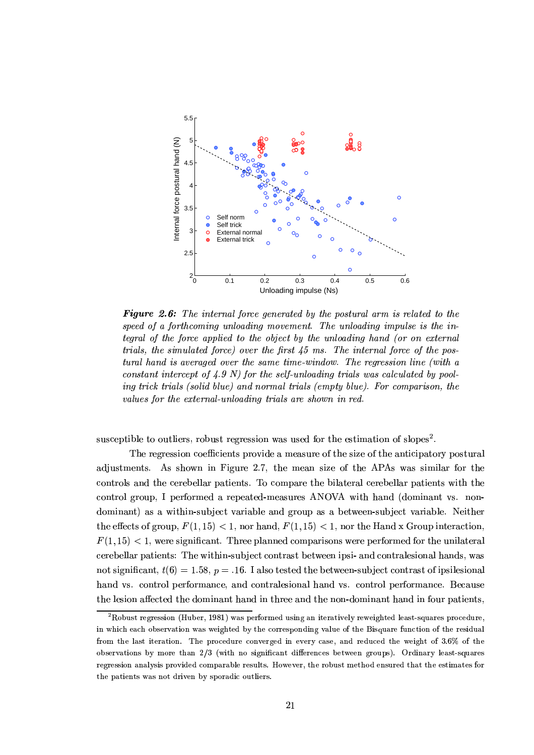***Figure 2.6:*** *The internal force generated by the postural arm is related to the speed of a forthcoming unloading movement. The unloading impulse is the integral of the force applied to the object by the unloading hand (or on external trials, the simulated force) over the first 45 ms. The internal force of the postural hand is averaged over the same time-window. The regression line (with a constant intercept of 4.9 N) for the self-unloading trials was calculated by pooling trick trials (solid blue) and normal trials (empty blue). For comparison, the values for the external-unloading trials are shown in red.*

susceptible to outliers, robust regression was used for the estimation of slopes[2].

The regression coefficients provide a measure of the size of the anticipatory postural adjustments. As shown in Figure 2.7, the mean size of the APAs was similar for the controls and the cerebellar patients. To compare the bilateral cerebellar patients with the control group, I performed a repeated-measures ANOVA with hand (dominant vs. non-dominant) as a within-subject variable and group as a between-subject variable. Neither the effects of group, $F(1, 15) < 1$, nor hand, $F(1, 15) < 1$, nor the Hand x Group interaction, $F(1, 15) < 1$, were significant. Three planned comparisons were performed for the unilateral cerebellar patients: The within-subject contrast between ipsi- and contralesional hands, was not significant, $t(6) = 1.58$, $p = .16$. I also tested the between-subject contrast of ipsilesional hand vs. control performance, and contralesional hand vs. control performance. Because the lesion affected the dominant hand in three and the non-dominant hand in four patients,

[2] Robust regression (Huber, 1981) was performed using an iteratively reweighted least-squares procedure, in which each observation was weighted by the corresponding value of the Bisquare function of the residual from the last iteration. The procedure converged in every case, and reduced the weight of 3.6% of the observations by more than 2/3 (with no significant differences between groups). Ordinary least-squares regression analysis provided comparable results. However, the robust method ensured that the estimates for the patients was not driven by sporadic outliers.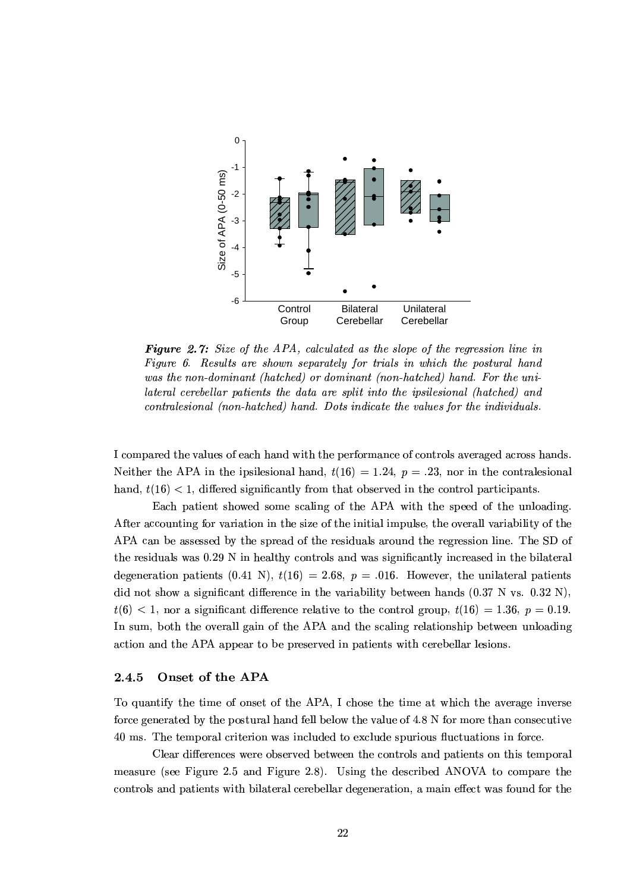***Figure 2.7:*** *Size of the APA, calculated as the slope of the regression line in Figure 6. Results are shown separately for trials in which the postural hand was the non-dominant (hatched) or dominant (non-hatched) hand. For the unilateral cerebellar patients the data are split into the ipsilesional (hatched) and contralesional (non-hatched) hand. Dots indicate the values for the individuals.*

I compared the values of each hand with the performance of controls averaged across hands. Neither the APA in the ipsilesional hand, $t(16) = 1.24$, $p = .23$, nor in the contralesional hand, $t(16) < 1$, differed significantly from that observed in the control participants.

Each patient showed some scaling of the APA with the speed of the unloading. After accounting for variation in the size of the initial impulse, the overall variability of the APA can be assessed by the spread of the residuals around the regression line. The SD of the residuals was 0.29 N in healthy controls and was significantly increased in the bilateral degeneration patients (0.41 N), $t(16) = 2.68$, $p = .016$. However, the unilateral patients did not show a significant difference in the variability between hands (0.37 N vs. 0.32 N), $t(6) < 1$, nor a significant difference relative to the control group, $t(16) = 1.36$, $p = 0.19$. In sum, both the overall gain of the APA and the scaling relationship between unloading action and the APA appear to be preserved in patients with cerebellar lesions.

### 2.4.5 Onset of the APA

To quantify the time of onset of the APA, I chose the time at which the average inverse force generated by the postural hand fell below the value of 4.8 N for more than consecutive 40 ms. The temporal criterion was included to exclude spurious fluctuations in force.

Clear differences were observed between the controls and patients on this temporal measure (see Figure 2.5 and Figure 2.8). Using the described ANOVA to compare the controls and patients with bilateral cerebellar degeneration, a main effect was found for the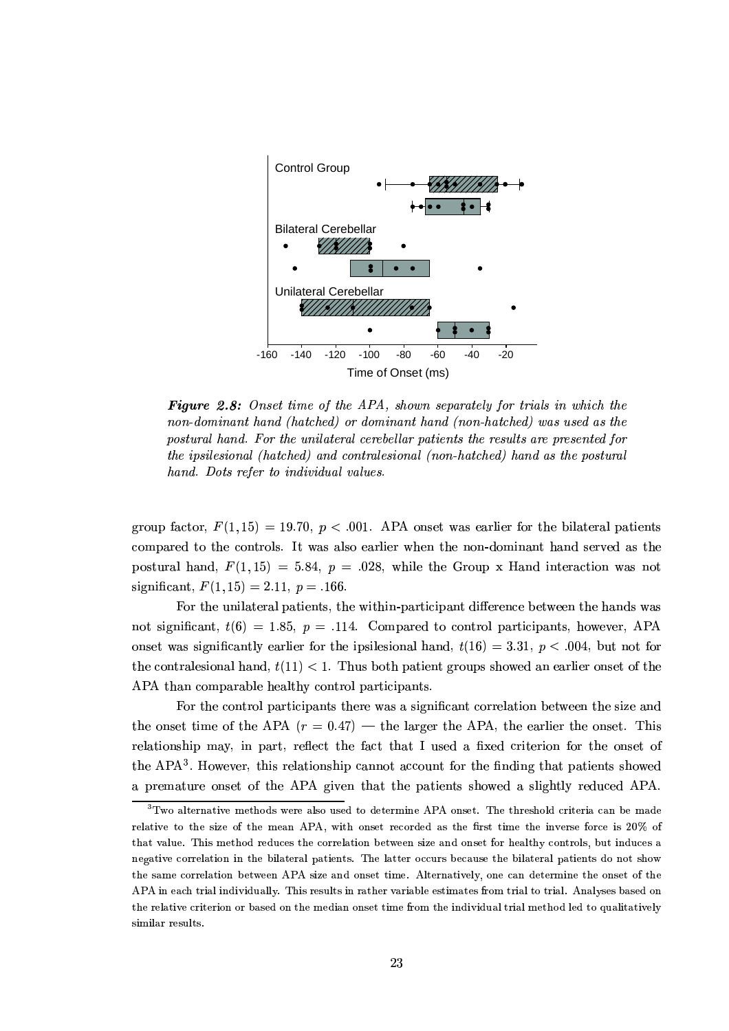*__Figure 2.8:__ Onset time of the APA, shown separately for trials in which the non-dominant hand (hatched) or dominant hand (non-hatched) was used as the postural hand. For the unilateral cerebellar patients the results are presented for the ipsilesional (hatched) and contralesional (non-hatched) hand as the postural hand. Dots refer to individual values.*

group factor, $F(1,15) = 19.70$, $p < .001$. APA onset was earlier for the bilateral patients compared to the controls. It was also earlier when the non-dominant hand served as the postural hand, $F(1,15) = 5.84$, $p = .028$, while the Group x Hand interaction was not significant, $F(1,15) = 2.11$, $p = .166$.

For the unilateral patients, the within-participant difference between the hands was not significant, $t(6) = 1.85$, $p = .114$. Compared to control participants, however, APA onset was significantly earlier for the ipsilesional hand, $t(16) = 3.31$, $p < .004$, but not for the contralesional hand, $t(11) < 1$. Thus both patient groups showed an earlier onset of the APA than comparable healthy control participants.

For the control participants there was a significant correlation between the size and the onset time of the APA ($r = 0.47$) — the larger the APA, the earlier the onset. This relationship may, in part, reflect the fact that I used a fixed criterion for the onset of the APA[3]. However, this relationship cannot account for the finding that patients showed a premature onset of the APA given that the patients showed a slightly reduced APA.

[3]Two alternative methods were also used to determine APA onset. The threshold criteria can be made relative to the size of the mean APA, with onset recorded as the first time the inverse force is 20% of that value. This method reduces the correlation between size and onset for healthy controls, but induces a negative correlation in the bilateral patients. The latter occurs because the bilateral patients do not show the same correlation between APA size and onset time. Alternatively, one can determine the onset of the APA in each trial individually. This results in rather variable estimates from trial to trial. Analyses based on the relative criterion or based on the median onset time from the individual trial method led to qualitatively similar results.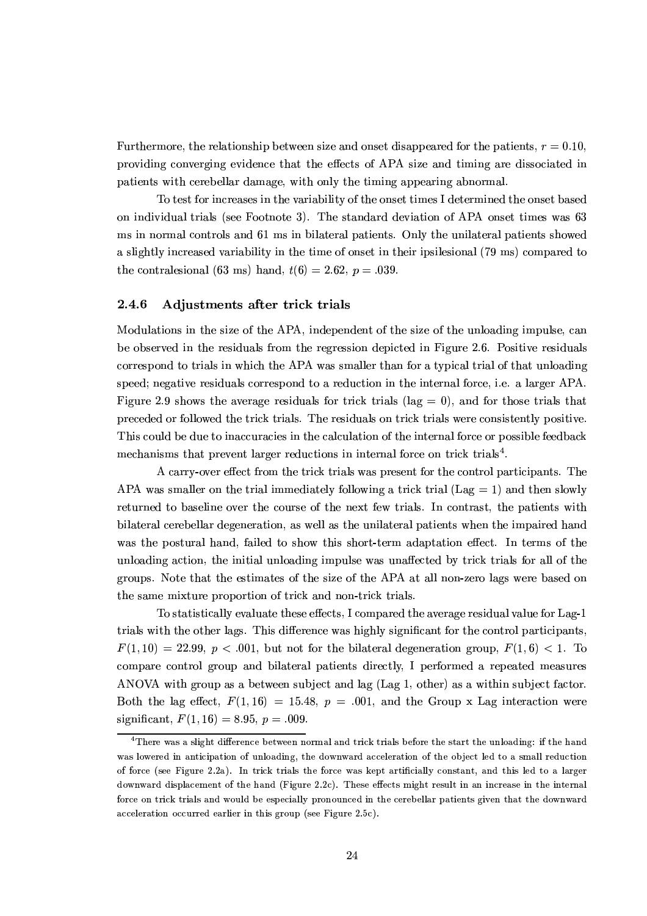Furthermore, the relationship between size and onset disappeared for the patients, $r = 0.10$, providing converging evidence that the effects of APA size and timing are dissociated in patients with cerebellar damage, with only the timing appearing abnormal.

To test for increases in the variability of the onset times I determined the onset based on individual trials (see Footnote 3). The standard deviation of APA onset times was 63 ms in normal controls and 61 ms in bilateral patients. Only the unilateral patients showed a slightly increased variability in the time of onset in their ipsilesional (79 ms) compared to the contralesional (63 ms) hand, $t(6) = 2.62$, $p = .039$.

### 2.4.6 Adjustments after trick trials

Modulations in the size of the APA, independent of the size of the unloading impulse, can be observed in the residuals from the regression depicted in Figure 2.6. Positive residuals correspond to trials in which the APA was smaller than for a typical trial of that unloading speed; negative residuals correspond to a reduction in the internal force, i.e. a larger APA. Figure 2.9 shows the average residuals for trick trials (lag = 0), and for those trials that preceded or followed the trick trials. The residuals on trick trials were consistently positive. This could be due to inaccuracies in the calculation of the internal force or possible feedback mechanisms that prevent larger reductions in internal force on trick trials[4].

A carry-over effect from the trick trials was present for the control participants. The APA was smaller on the trial immediately following a trick trial (Lag = 1) and then slowly returned to baseline over the course of the next few trials. In contrast, the patients with bilateral cerebellar degeneration, as well as the unilateral patients when the impaired hand was the postural hand, failed to show this short-term adaptation effect. In terms of the unloading action, the initial unloading impulse was unaffected by trick trials for all of the groups. Note that the estimates of the size of the APA at all non-zero lags were based on the same mixture proportion of trick and non-trick trials.

To statistically evaluate these effects, I compared the average residual value for Lag-1 trials with the other lags. This difference was highly significant for the control participants, $F(1, 10) = 22.99$, $p < .001$, but not for the bilateral degeneration group, $F(1, 6) < 1$. To compare control group and bilateral patients directly, I performed a repeated measures ANOVA with group as a between subject and lag (Lag 1, other) as a within subject factor. Both the lag effect, $F(1, 16) = 15.48$, $p = .001$, and the Group x Lag interaction were significant, $F(1, 16) = 8.95$, $p = .009$.

[4] There was a slight difference between normal and trick trials before the start the unloading: if the hand was lowered in anticipation of unloading, the downward acceleration of the object led to a small reduction of force (see Figure 2.2a). In trick trials the force was kept artificially constant, and this led to a larger downward displacement of the hand (Figure 2.2c). These effects might result in an increase in the internal force on trick trials and would be especially pronounced in the cerebellar patients given that the downward acceleration occurred earlier in this group (see Figure 2.5c).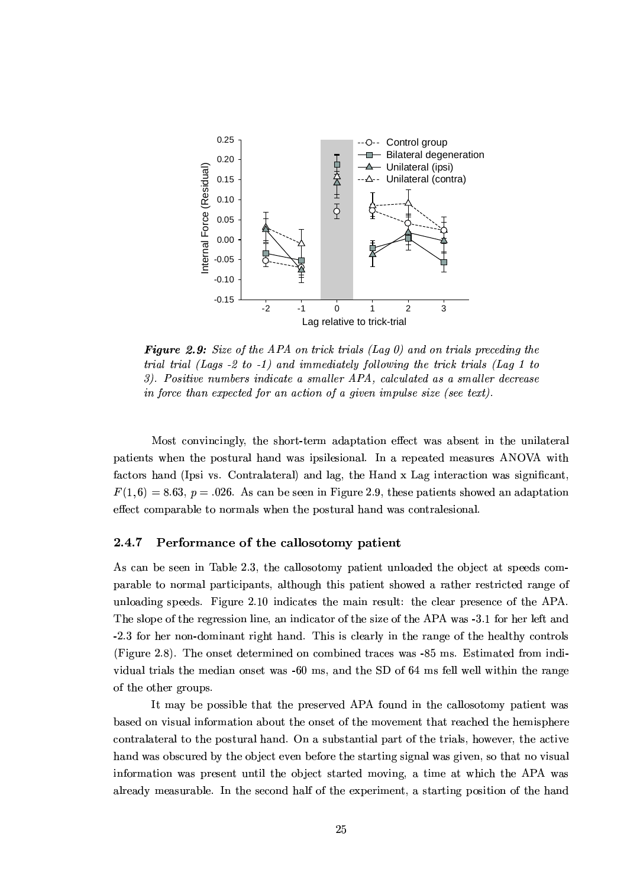***Figure 2.9:*** *Size of the APA on trick trials (Lag 0) and on trials preceding the trial trial (Lags -2 to -1) and immediately following the trick trials (Lag 1 to 3). Positive numbers indicate a smaller APA, calculated as a smaller decrease in force than expected for an action of a given impulse size (see text).*

Most convincingly, the short-term adaptation effect was absent in the unilateral patients when the postural hand was ipsilesional. In a repeated measures ANOVA with factors hand (Ipsi vs. Contralateral) and lag, the Hand x Lag interaction was significant, $F(1, 6) = 8.63$, $p = .026$. As can be seen in Figure 2.9, these patients showed an adaptation effect comparable to normals when the postural hand was contralesional.

### 2.4.7 Performance of the callosotomy patient

As can be seen in Table 2.3, the callosotomy patient unloaded the object at speeds comparable to normal participants, although this patient showed a rather restricted range of unloading speeds. Figure 2.10 indicates the main result: the clear presence of the APA. The slope of the regression line, an indicator of the size of the APA was -3.1 for her left and -2.3 for her non-dominant right hand. This is clearly in the range of the healthy controls (Figure 2.8). The onset determined on combined traces was -85 ms. Estimated from individual trials the median onset was -60 ms, and the SD of 64 ms fell well within the range of the other groups.

It may be possible that the preserved APA found in the callosotomy patient was based on visual information about the onset of the movement that reached the hemisphere contralateral to the postural hand. On a substantial part of the trials, however, the active hand was obscured by the object even before the starting signal was given, so that no visual information was present until the object started moving, a time at which the APA was already measurable. In the second half of the experiment, a starting position of the hand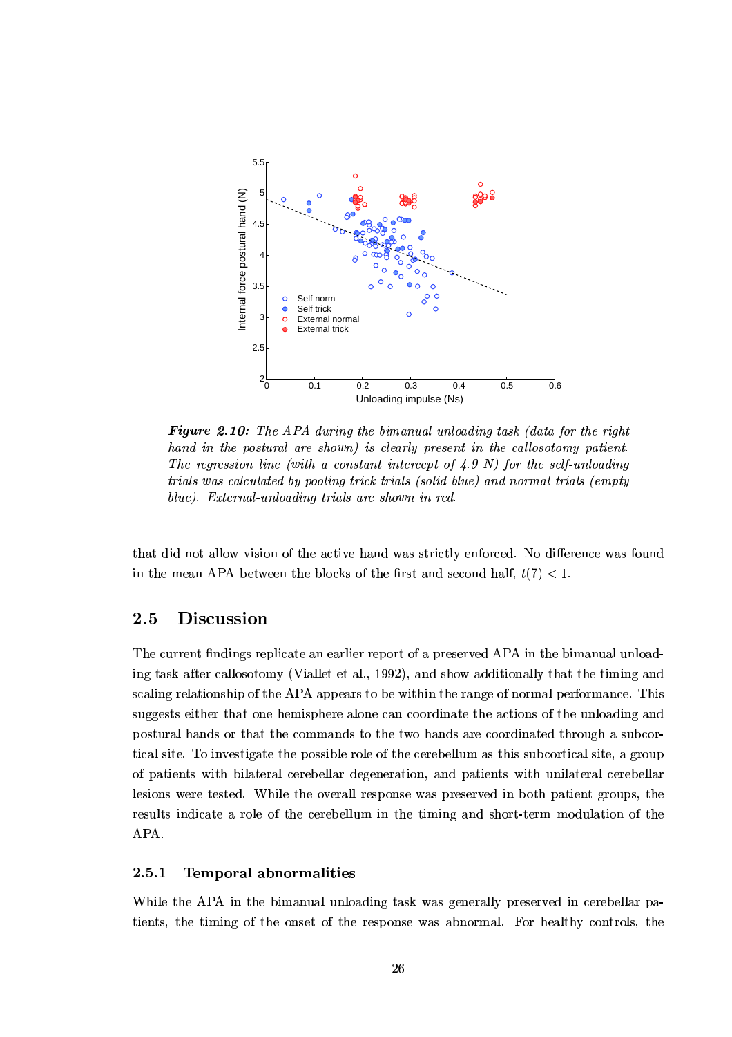***Figure 2.10:*** *The APA during the bimanual unloading task (data for the right hand in the postural are shown) is clearly present in the callosotomy patient. The regression line (with a constant intercept of 4.9 N) for the self-unloading trials was calculated by pooling trick trials (solid blue) and normal trials (empty blue). External-unloading trials are shown in red.*

that did not allow vision of the active hand was strictly enforced. No difference was found in the mean APA between the blocks of the first and second half, $t(7) < 1$.

## 2.5 Discussion

The current findings replicate an earlier report of a preserved APA in the bimanual unloading task after callosotomy (Viallet et al., 1992), and show additionally that the timing and scaling relationship of the APA appears to be within the range of normal performance. This suggests either that one hemisphere alone can coordinate the actions of the unloading and postural hands or that the commands to the two hands are coordinated through a subcortical site. To investigate the possible role of the cerebellum as this subcortical site, a group of patients with bilateral cerebellar degeneration, and patients with unilateral cerebellar lesions were tested. While the overall response was preserved in both patient groups, the results indicate a role of the cerebellum in the timing and short-term modulation of the APA.

### 2.5.1 Temporal abnormalities

While the APA in the bimanual unloading task was generally preserved in cerebellar patients, the timing of the onset of the response was abnormal. For healthy controls, the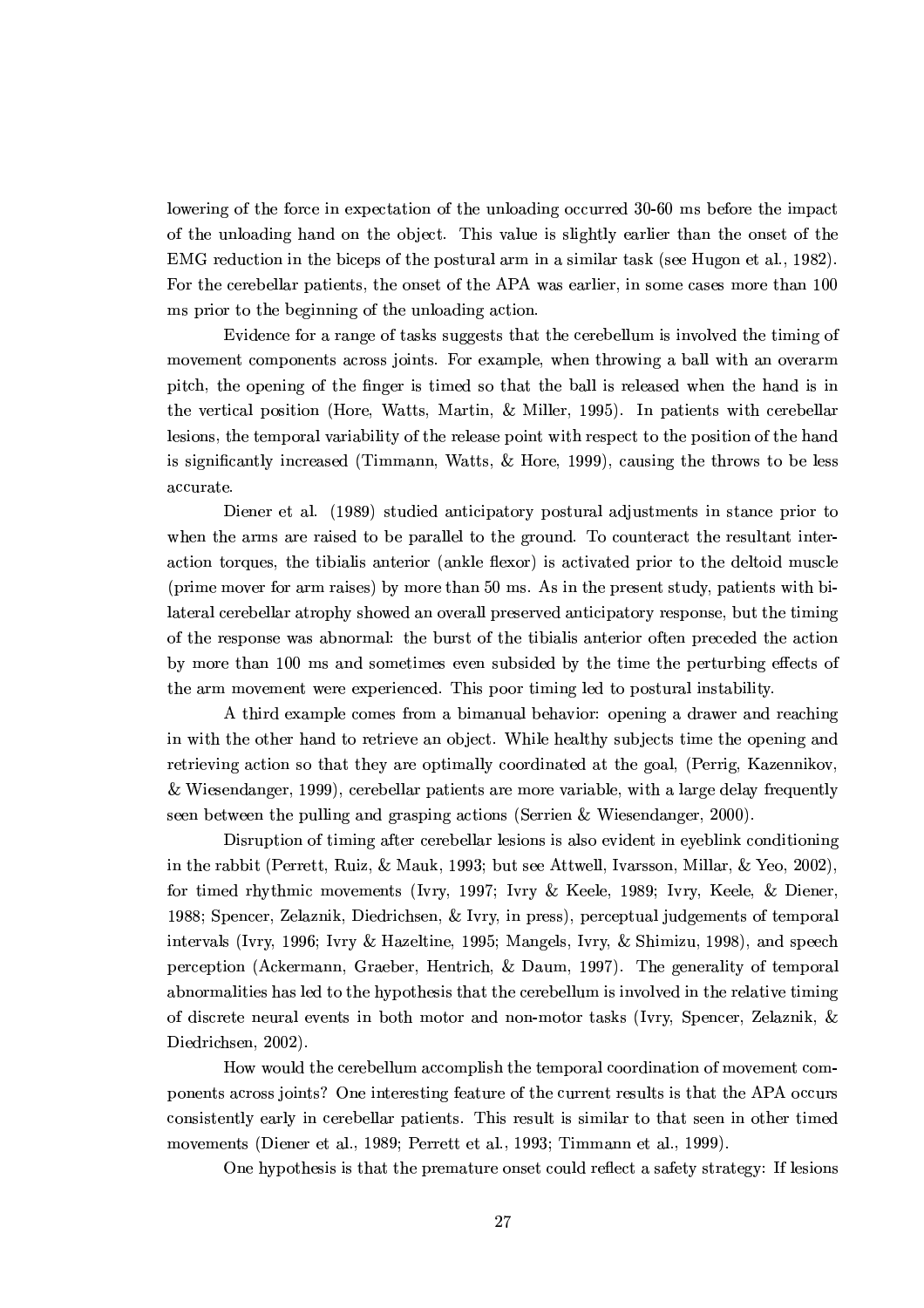lowering of the force in expectation of the unloading occurred 30-60 ms before the impact of the unloading hand on the object. This value is slightly earlier than the onset of the EMG reduction in the biceps of the postural arm in a similar task (see Hugon et al., 1982). For the cerebellar patients, the onset of the APA was earlier, in some cases more than 100 ms prior to the beginning of the unloading action.

Evidence for a range of tasks suggests that the cerebellum is involved the timing of movement components across joints. For example, when throwing a ball with an overarm pitch, the opening of the finger is timed so that the ball is released when the hand is in the vertical position (Hore, Watts, Martin, & Miller, 1995). In patients with cerebellar lesions, the temporal variability of the release point with respect to the position of the hand is significantly increased (Timmann, Watts, & Hore, 1999), causing the throws to be less accurate.

Diener et al. (1989) studied anticipatory postural adjustments in stance prior to when the arms are raised to be parallel to the ground. To counteract the resultant interaction torques, the tibialis anterior (ankle flexor) is activated prior to the deltoid muscle (prime mover for arm raises) by more than 50 ms. As in the present study, patients with bilateral cerebellar atrophy showed an overall preserved anticipatory response, but the timing of the response was abnormal: the burst of the tibialis anterior often preceded the action by more than 100 ms and sometimes even subsided by the time the perturbing effects of the arm movement were experienced. This poor timing led to postural instability.

A third example comes from a bimanual behavior: opening a drawer and reaching in with the other hand to retrieve an object. While healthy subjects time the opening and retrieving action so that they are optimally coordinated at the goal, (Perrig, Kazennikov, & Wiesendanger, 1999), cerebellar patients are more variable, with a large delay frequently seen between the pulling and grasping actions (Serrien & Wiesendanger, 2000).

Disruption of timing after cerebellar lesions is also evident in eyeblink conditioning in the rabbit (Perrett, Ruiz, & Mauk, 1993; but see Attwell, Ivarsson, Millar, & Yeo, 2002), for timed rhythmic movements (Ivry, 1997; Ivry & Keele, 1989; Ivry, Keele, & Diener, 1988; Spencer, Zelaznik, Diedrichsen, & Ivry, in press), perceptual judgements of temporal intervals (Ivry, 1996; Ivry & Hazeltine, 1995; Mangels, Ivry, & Shimizu, 1998), and speech perception (Ackermann, Graeber, Hentrich, & Daum, 1997). The generality of temporal abnormalities has led to the hypothesis that the cerebellum is involved in the relative timing of discrete neural events in both motor and non-motor tasks (Ivry, Spencer, Zelaznik, & Diedrichsen, 2002).

How would the cerebellum accomplish the temporal coordination of movement components across joints? One interesting feature of the current results is that the APA occurs consistently early in cerebellar patients. This result is similar to that seen in other timed movements (Diener et al., 1989; Perrett et al., 1993; Timmann et al., 1999).

One hypothesis is that the premature onset could reflect a safety strategy: If lesions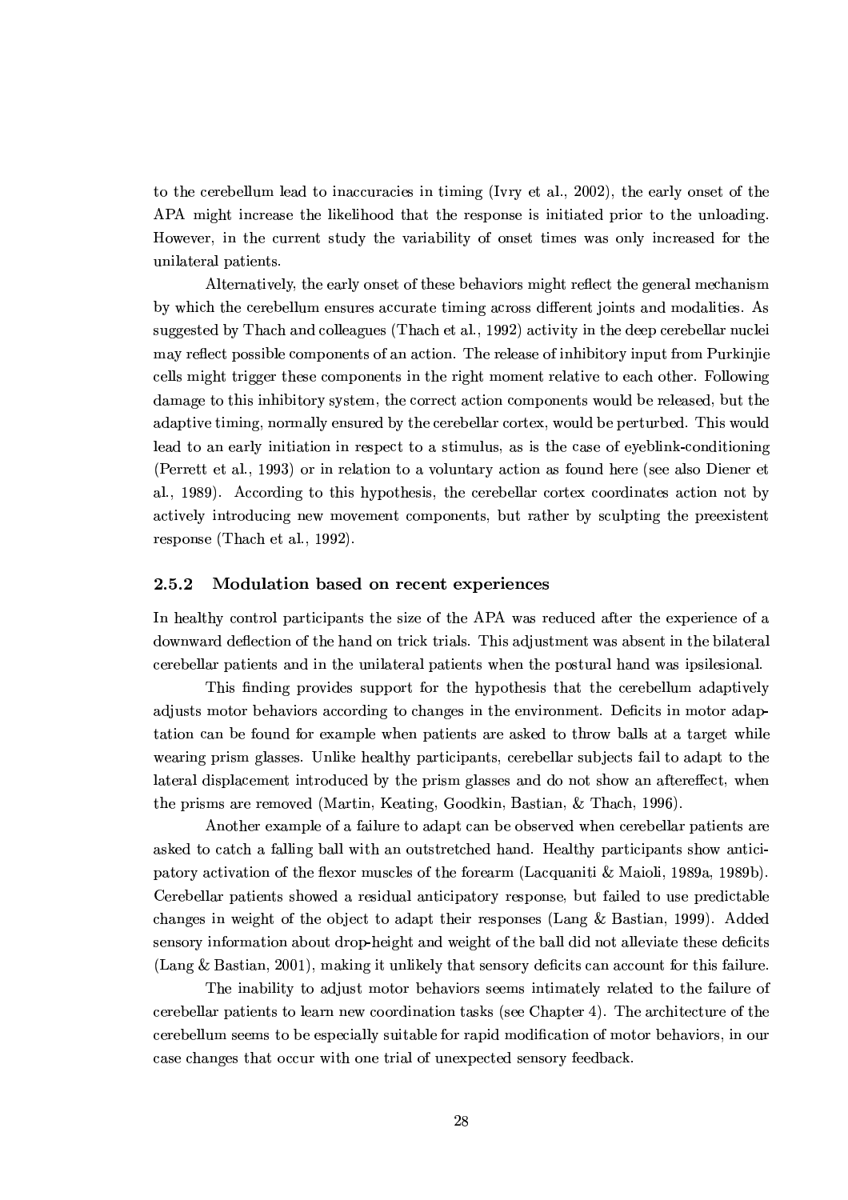to the cerebellum lead to inaccuracies in timing (Ivry et al., 2002), the early onset of the APA might increase the likelihood that the response is initiated prior to the unloading. However, in the current study the variability of onset times was only increased for the unilateral patients.

Alternatively, the early onset of these behaviors might reflect the general mechanism by which the cerebellum ensures accurate timing across different joints and modalities. As suggested by Thach and colleagues (Thach et al., 1992) activity in the deep cerebellar nuclei may reflect possible components of an action. The release of inhibitory input from Purkinjie cells might trigger these components in the right moment relative to each other. Following damage to this inhibitory system, the correct action components would be released, but the adaptive timing, normally ensured by the cerebellar cortex, would be perturbed. This would lead to an early initiation in respect to a stimulus, as is the case of eyeblink-conditioning (Perrett et al., 1993) or in relation to a voluntary action as found here (see also Diener et al., 1989). According to this hypothesis, the cerebellar cortex coordinates action not by actively introducing new movement components, but rather by sculpting the preexistent response (Thach et al., 1992).

### 2.5.2 Modulation based on recent experiences

In healthy control participants the size of the APA was reduced after the experience of a downward deflection of the hand on trick trials. This adjustment was absent in the bilateral cerebellar patients and in the unilateral patients when the postural hand was ipsilesional.

This finding provides support for the hypothesis that the cerebellum adaptively adjusts motor behaviors according to changes in the environment. Deficits in motor adaptation can be found for example when patients are asked to throw balls at a target while wearing prism glasses. Unlike healthy participants, cerebellar subjects fail to adapt to the lateral displacement introduced by the prism glasses and do not show an aftereffect, when the prisms are removed (Martin, Keating, Goodkin, Bastian, & Thach, 1996).

Another example of a failure to adapt can be observed when cerebellar patients are asked to catch a falling ball with an outstretched hand. Healthy participants show anticipatory activation of the flexor muscles of the forearm (Lacquaniti & Maioli, 1989a, 1989b). Cerebellar patients showed a residual anticipatory response, but failed to use predictable changes in weight of the object to adapt their responses (Lang & Bastian, 1999). Added sensory information about drop-height and weight of the ball did not alleviate these deficits (Lang & Bastian, 2001), making it unlikely that sensory deficits can account for this failure.

The inability to adjust motor behaviors seems intimately related to the failure of cerebellar patients to learn new coordination tasks (see Chapter 4). The architecture of the cerebellum seems to be especially suitable for rapid modification of motor behaviors, in our case changes that occur with one trial of unexpected sensory feedback.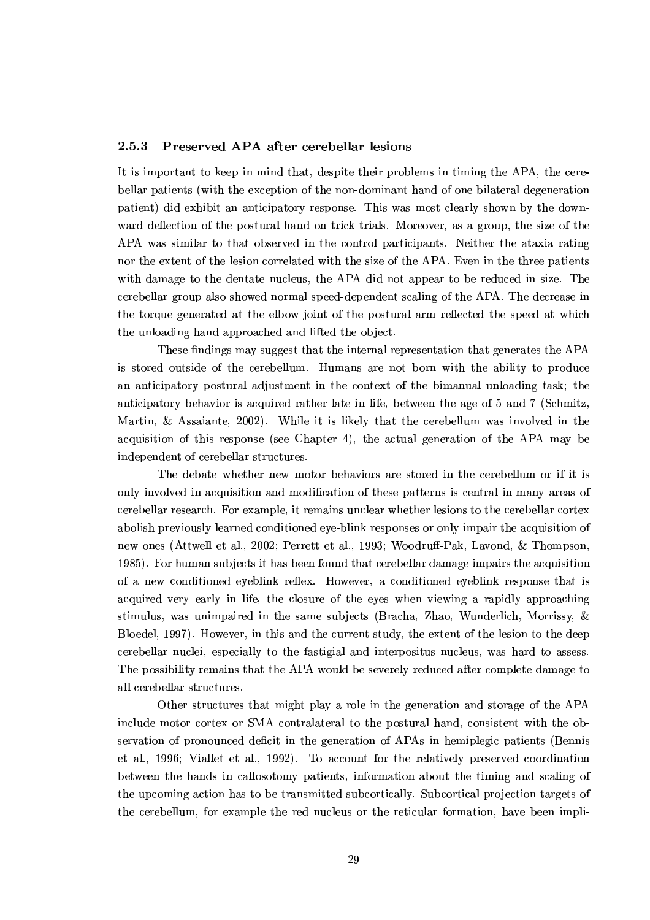### 2.5.3 Preserved APA after cerebellar lesions

It is important to keep in mind that, despite their problems in timing the APA, the cerebellar patients (with the exception of the non-dominant hand of one bilateral degeneration patient) did exhibit an anticipatory response. This was most clearly shown by the downward deflection of the postural hand on trick trials. Moreover, as a group, the size of the APA was similar to that observed in the control participants. Neither the ataxia rating nor the extent of the lesion correlated with the size of the APA. Even in the three patients with damage to the dentate nucleus, the APA did not appear to be reduced in size. The cerebellar group also showed normal speed-dependent scaling of the APA. The decrease in the torque generated at the elbow joint of the postural arm reflected the speed at which the unloading hand approached and lifted the object.

These findings may suggest that the internal representation that generates the APA is stored outside of the cerebellum. Humans are not born with the ability to produce an anticipatory postural adjustment in the context of the bimanual unloading task; the anticipatory behavior is acquired rather late in life, between the age of 5 and 7 (Schmitz, Martin, & Assaiante, 2002). While it is likely that the cerebellum was involved in the acquisition of this response (see Chapter 4), the actual generation of the APA may be independent of cerebellar structures.

The debate whether new motor behaviors are stored in the cerebellum or if it is only involved in acquisition and modification of these patterns is central in many areas of cerebellar research. For example, it remains unclear whether lesions to the cerebellar cortex abolish previously learned conditioned eye-blink responses or only impair the acquisition of new ones (Attwell et al., 2002; Perrett et al., 1993; Woodruff-Pak, Lavond, & Thompson, 1985). For human subjects it has been found that cerebellar damage impairs the acquisition of a new conditioned eyeblink reflex. However, a conditioned eyeblink response that is acquired very early in life, the closure of the eyes when viewing a rapidly approaching stimulus, was unimpaired in the same subjects (Bracha, Zhao, Wunderlich, Morrissy, & Bloedel, 1997). However, in this and the current study, the extent of the lesion to the deep cerebellar nuclei, especially to the fastigial and interpositus nucleus, was hard to assess. The possibility remains that the APA would be severely reduced after complete damage to all cerebellar structures.

Other structures that might play a role in the generation and storage of the APA include motor cortex or SMA contralateral to the postural hand, consistent with the observation of pronounced deficit in the generation of APAs in hemiplegic patients (Bennis et al., 1996; Viallet et al., 1992). To account for the relatively preserved coordination between the hands in callosotomy patients, information about the timing and scaling of the upcoming action has to be transmitted subcortically. Subcortical projection targets of the cerebellum, for example the red nucleus or the reticular formation, have been impli-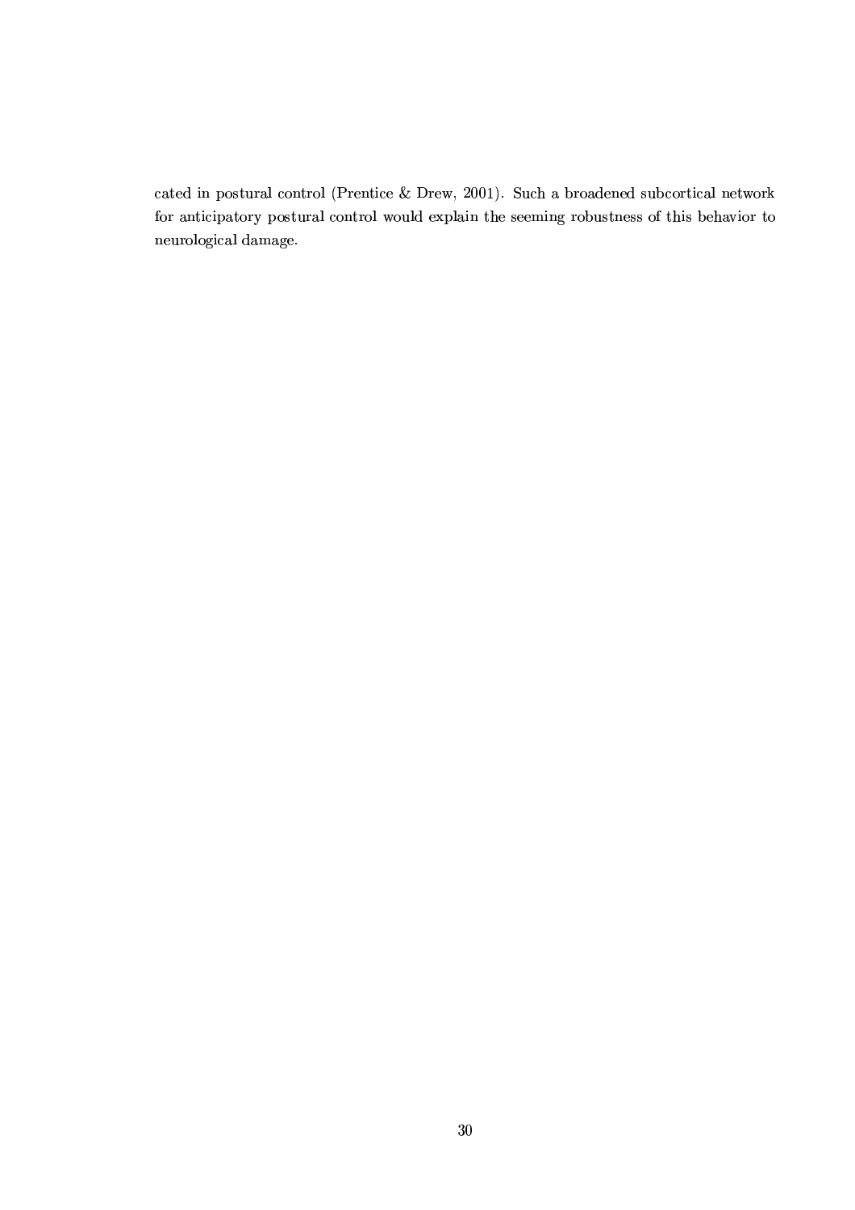cated in postural control (Prentice & Drew, 2001). Such a broadened subcortical network for anticipatory postural control would explain the seeming robustness of this behavior to neurological damage.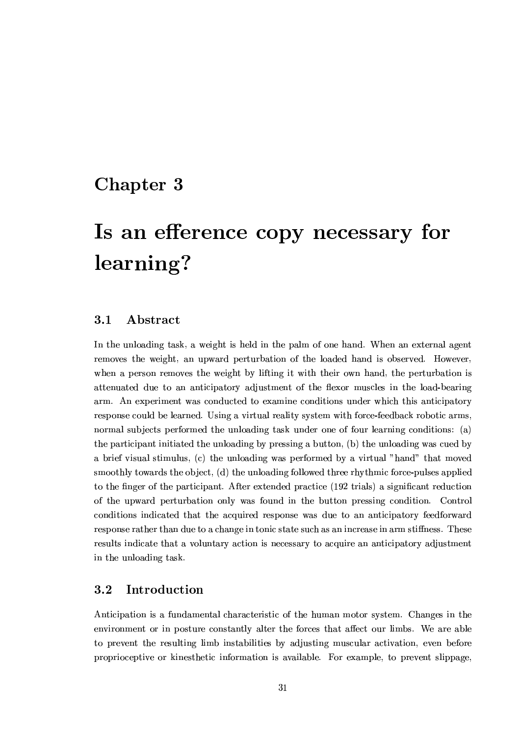# Chapter 3

# Is an efference copy necessary for learning?

## 3.1 Abstract

In the unloading task, a weight is held in the palm of one hand. When an external agent removes the weight, an upward perturbation of the loaded hand is observed. However, when a person removes the weight by lifting it with their own hand, the perturbation is attenuated due to an anticipatory adjustment of the flexor muscles in the load-bearing arm. An experiment was conducted to examine conditions under which this anticipatory response could be learned. Using a virtual reality system with force-feedback robotic arms, normal subjects performed the unloading task under one of four learning conditions: (a) the participant initiated the unloading by pressing a button, (b) the unloading was cued by a brief visual stimulus, (c) the unloading was performed by a virtual "hand" that moved smoothly towards the object, (d) the unloading followed three rhythmic force-pulses applied to the finger of the participant. After extended practice (192 trials) a significant reduction of the upward perturbation only was found in the button pressing condition. Control conditions indicated that the acquired response was due to an anticipatory feedforward response rather than due to a change in tonic state such as an increase in arm stiffness. These results indicate that a voluntary action is necessary to acquire an anticipatory adjustment in the unloading task.

## 3.2 Introduction

Anticipation is a fundamental characteristic of the human motor system. Changes in the environment or in posture constantly alter the forces that affect our limbs. We are able to prevent the resulting limb instabilities by adjusting muscular activation, even before proprioceptive or kinesthetic information is available. For example, to prevent slippage,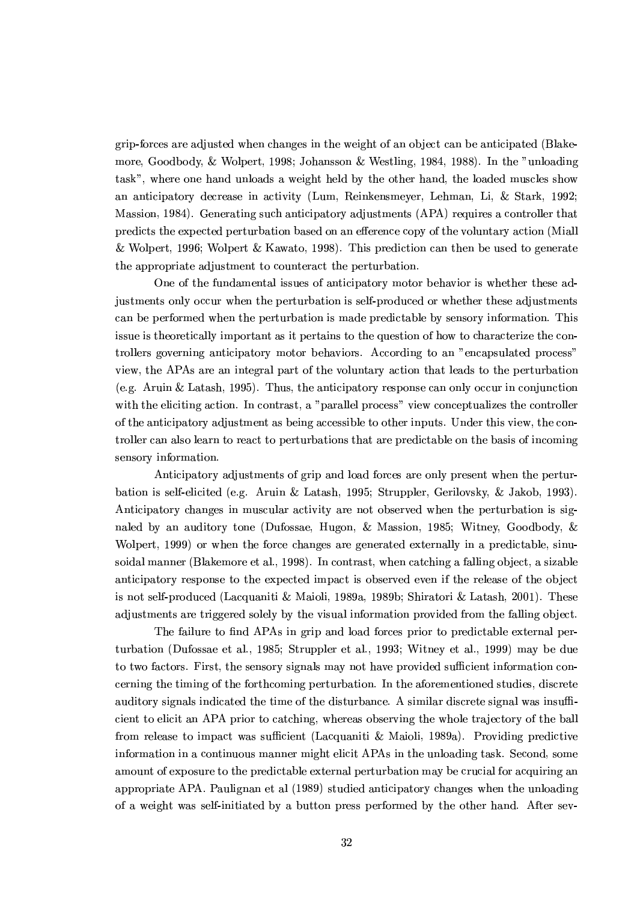grip-forces are adjusted when changes in the weight of an object can be anticipated (Blakemore, Goodbody, & Wolpert, 1998; Johansson & Westling, 1984, 1988). In the "unloading task", where one hand unloads a weight held by the other hand, the loaded muscles show an anticipatory decrease in activity (Lum, Reinkensmeyer, Lehman, Li, & Stark, 1992; Massion, 1984). Generating such anticipatory adjustments (APA) requires a controller that predicts the expected perturbation based on an efference copy of the voluntary action (Miall & Wolpert, 1996; Wolpert & Kawato, 1998). This prediction can then be used to generate the appropriate adjustment to counteract the perturbation.

One of the fundamental issues of anticipatory motor behavior is whether these adjustments only occur when the perturbation is self-produced or whether these adjustments can be performed when the perturbation is made predictable by sensory information. This issue is theoretically important as it pertains to the question of how to characterize the controllers governing anticipatory motor behaviors. According to an "encapsulated process" view, the APAs are an integral part of the voluntary action that leads to the perturbation (e.g. Aruin & Latash, 1995). Thus, the anticipatory response can only occur in conjunction with the eliciting action. In contrast, a "parallel process" view conceptualizes the controller of the anticipatory adjustment as being accessible to other inputs. Under this view, the controller can also learn to react to perturbations that are predictable on the basis of incoming sensory information.

Anticipatory adjustments of grip and load forces are only present when the perturbation is self-elicited (e.g. Aruin & Latash, 1995; Struppler, Gerilovsky, & Jakob, 1993). Anticipatory changes in muscular activity are not observed when the perturbation is signaled by an auditory tone (Dufossae, Hugon, & Massion, 1985; Witney, Goodbody, & Wolpert, 1999) or when the force changes are generated externally in a predictable, sinusoidal manner (Blakemore et al., 1998). In contrast, when catching a falling object, a sizable anticipatory response to the expected impact is observed even if the release of the object is not self-produced (Lacquaniti & Maioli, 1989a, 1989b; Shiratori & Latash, 2001). These adjustments are triggered solely by the visual information provided from the falling object.

The failure to find APAs in grip and load forces prior to predictable external perturbation (Dufossae et al., 1985; Struppler et al., 1993; Witney et al., 1999) may be due to two factors. First, the sensory signals may not have provided sufficient information concerning the timing of the forthcoming perturbation. In the aforementioned studies, discrete auditory signals indicated the time of the disturbance. A similar discrete signal was insufficient to elicit an APA prior to catching, whereas observing the whole trajectory of the ball from release to impact was sufficient (Lacquaniti & Maioli, 1989a). Providing predictive information in a continuous manner might elicit APAs in the unloading task. Second, some amount of exposure to the predictable external perturbation may be crucial for acquiring an appropriate APA. Paulignan et al (1989) studied anticipatory changes when the unloading of a weight was self-initiated by a button press performed by the other hand. After sev-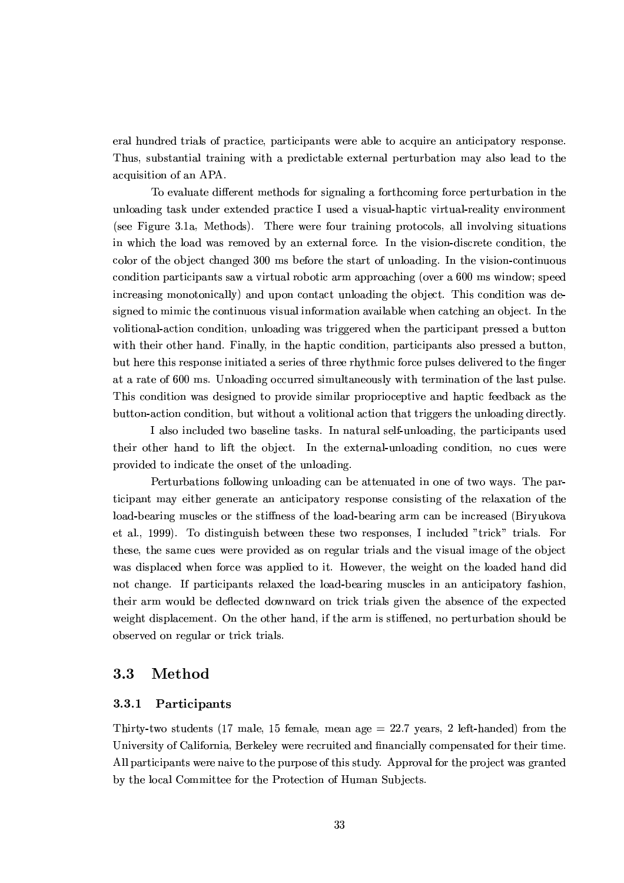eral hundred trials of practice, participants were able to acquire an anticipatory response. Thus, substantial training with a predictable external perturbation may also lead to the acquisition of an APA.

To evaluate different methods for signaling a forthcoming force perturbation in the unloading task under extended practice I used a visual-haptic virtual-reality environment (see Figure 3.1a, Methods). There were four training protocols, all involving situations in which the load was removed by an external force. In the vision-discrete condition, the color of the object changed 300 ms before the start of unloading. In the vision-continuous condition participants saw a virtual robotic arm approaching (over a 600 ms window; speed increasing monotonically) and upon contact unloading the object. This condition was designed to mimic the continuous visual information available when catching an object. In the volitional-action condition, unloading was triggered when the participant pressed a button with their other hand. Finally, in the haptic condition, participants also pressed a button, but here this response initiated a series of three rhythmic force pulses delivered to the finger at a rate of 600 ms. Unloading occurred simultaneously with termination of the last pulse. This condition was designed to provide similar proprioceptive and haptic feedback as the button-action condition, but without a volitional action that triggers the unloading directly.

I also included two baseline tasks. In natural self-unloading, the participants used their other hand to lift the object. In the external-unloading condition, no cues were provided to indicate the onset of the unloading.

Perturbations following unloading can be attenuated in one of two ways. The participant may either generate an anticipatory response consisting of the relaxation of the load-bearing muscles or the stiffness of the load-bearing arm can be increased (Biryukova et al., 1999). To distinguish between these two responses, I included "trick" trials. For these, the same cues were provided as on regular trials and the visual image of the object was displaced when force was applied to it. However, the weight on the loaded hand did not change. If participants relaxed the load-bearing muscles in an anticipatory fashion, their arm would be deflected downward on trick trials given the absence of the expected weight displacement. On the other hand, if the arm is stiffened, no perturbation should be observed on regular or trick trials.

## 3.3 Method

### 3.3.1 Participants

Thirty-two students (17 male, 15 female, mean age = 22.7 years, 2 left-handed) from the University of California, Berkeley were recruited and financially compensated for their time. All participants were naive to the purpose of this study. Approval for the project was granted by the local Committee for the Protection of Human Subjects.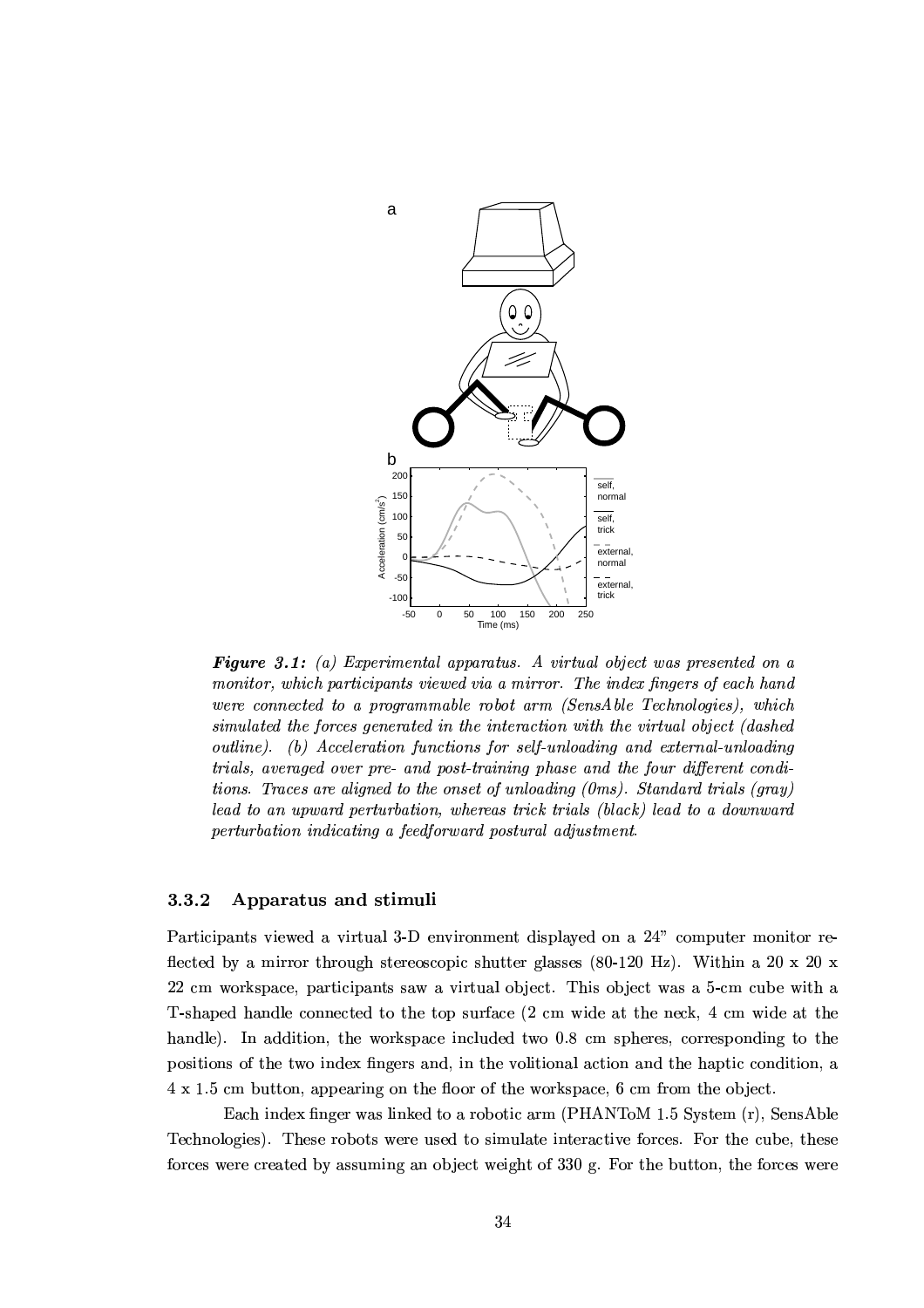***Figure 3.1:*** *(a) Experimental apparatus. A virtual object was presented on a monitor, which participants viewed via a mirror. The index fingers of each hand were connected to a programmable robot arm (SensAble Technologies), which simulated the forces generated in the interaction with the virtual object (dashed outline). (b) Acceleration functions for self-unloading and external-unloading trials, averaged over pre- and post-training phase and the four different conditions. Traces are aligned to the onset of unloading (0ms). Standard trials (gray) lead to an upward perturbation, whereas trick trials (black) lead to a downward perturbation indicating a feedforward postural adjustment.*

### 3.3.2 Apparatus and stimuli

Participants viewed a virtual 3-D environment displayed on a 24" computer monitor reflected by a mirror through stereoscopic shutter glasses (80-120 Hz). Within a 20 x 20 x 22 cm workspace, participants saw a virtual object. This object was a 5-cm cube with a T-shaped handle connected to the top surface (2 cm wide at the neck, 4 cm wide at the handle). In addition, the workspace included two 0.8 cm spheres, corresponding to the positions of the two index fingers and, in the volitional action and the haptic condition, a 4 x 1.5 cm button, appearing on the floor of the workspace, 6 cm from the object.

Each index finger was linked to a robotic arm (PHANToM 1.5 System (r), SensAble Technologies). These robots were used to simulate interactive forces. For the cube, these forces were created by assuming an object weight of 330 g. For the button, the forces were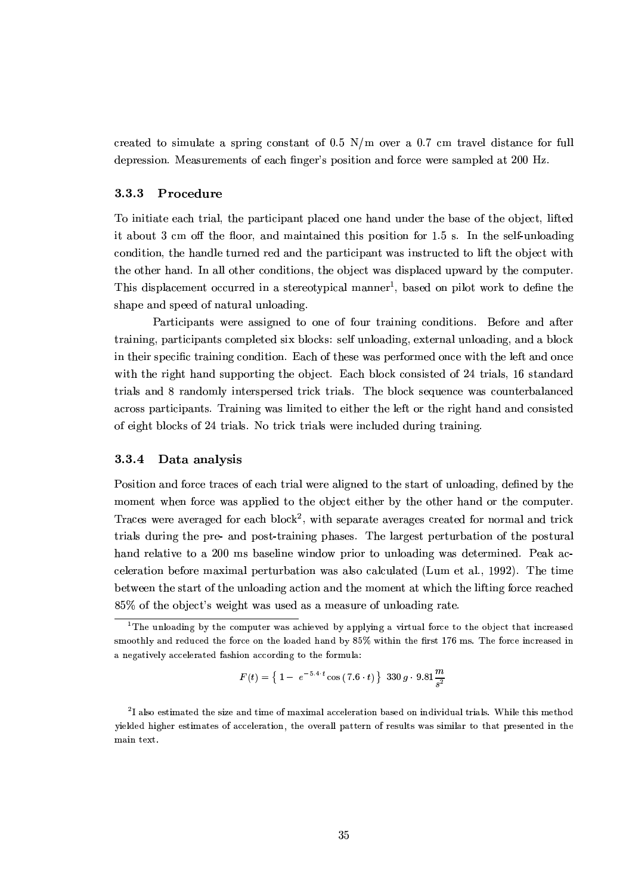created to simulate a spring constant of 0.5 N/m over a 0.7 cm travel distance for full depression. Measurements of each finger's position and force were sampled at 200 Hz.

### 3.3.3 Procedure

To initiate each trial, the participant placed one hand under the base of the object, lifted it about 3 cm off the floor, and maintained this position for 1.5 s. In the self-unloading condition, the handle turned red and the participant was instructed to lift the object with the other hand. In all other conditions, the object was displaced upward by the computer. This displacement occurred in a stereotypical manner[1], based on pilot work to define the shape and speed of natural unloading.

Participants were assigned to one of four training conditions. Before and after training, participants completed six blocks: self unloading, external unloading, and a block in their specific training condition. Each of these was performed once with the left and once with the right hand supporting the object. Each block consisted of 24 trials, 16 standard trials and 8 randomly interspersed trick trials. The block sequence was counterbalanced across participants. Training was limited to either the left or the right hand and consisted of eight blocks of 24 trials. No trick trials were included during training.

### 3.3.4 Data analysis

Position and force traces of each trial were aligned to the start of unloading, defined by the moment when force was applied to the object either by the other hand or the computer. Traces were averaged for each block[2], with separate averages created for normal and trick trials during the pre- and post-training phases. The largest perturbation of the postural hand relative to a 200 ms baseline window prior to unloading was determined. Peak acceleration before maximal perturbation was also calculated (Lum et al., 1992). The time between the start of the unloading action and the moment at which the lifting force reached 85% of the object's weight was used as a measure of unloading rate.

---

[1] The unloading by the computer was achieved by applying a virtual force to the object that increased smoothly and reduced the force on the loaded hand by 85% within the first 176 ms. The force increased in a negatively accelerated fashion according to the formula:

$$F(t) = \left\{ 1 - \, e^{-5.4 \cdot t} \cos\left(7.6 \cdot t\right) \right\} \; 330\, g \cdot 9.81 \frac{m}{s^2}$$

[2] I also estimated the size and time of maximal acceleration based on individual trials. While this method yielded higher estimates of acceleration, the overall pattern of results was similar to that presented in the main text.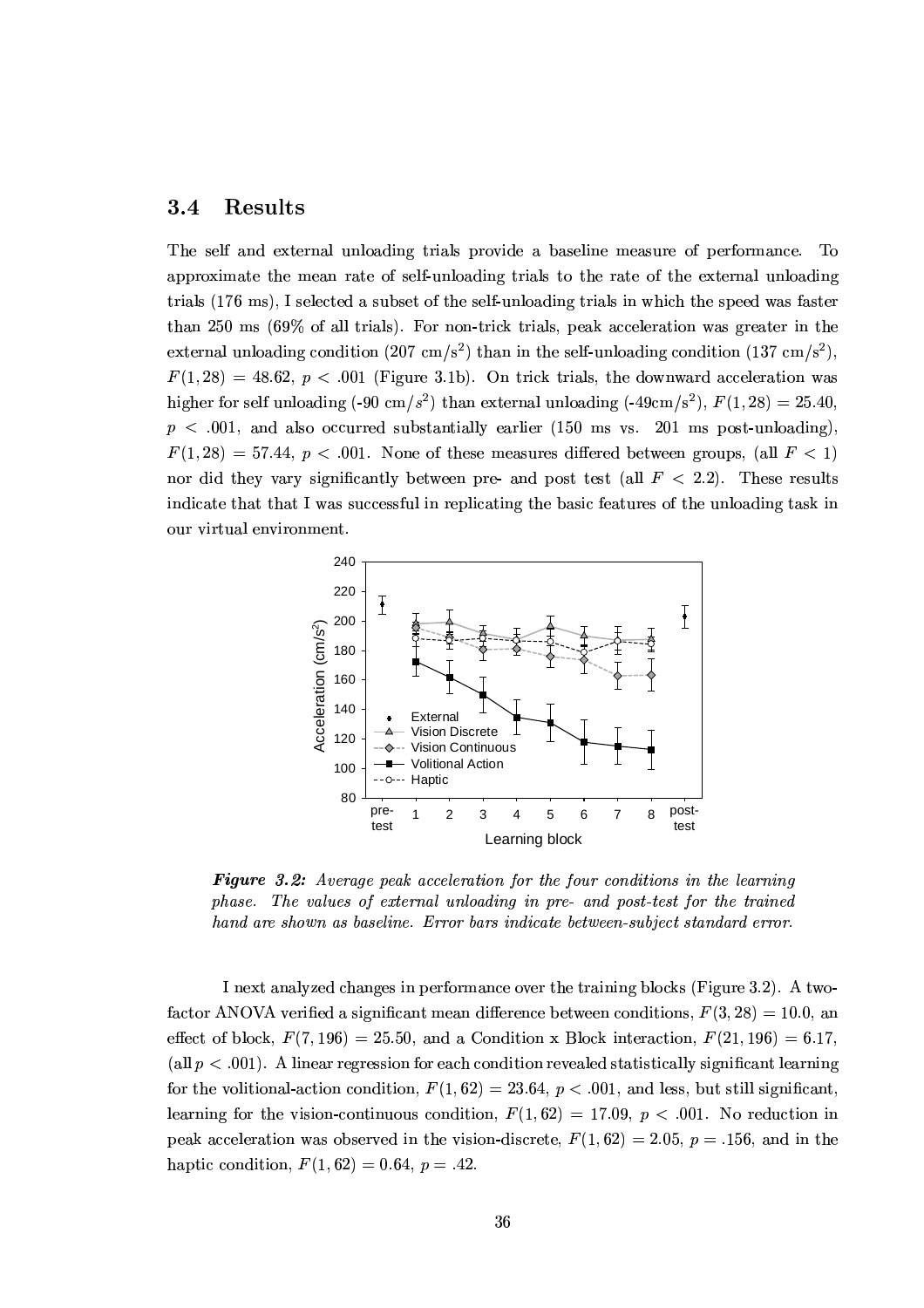## 3.4 Results

The self and external unloading trials provide a baseline measure of performance. To approximate the mean rate of self-unloading trials to the rate of the external unloading trials (176 ms), I selected a subset of the self-unloading trials in which the speed was faster than 250 ms (69% of all trials). For non-trick trials, peak acceleration was greater in the external unloading condition (207 cm/s$^2$) than in the self-unloading condition (137 cm/s$^2$), $F(1, 28) = 48.62$, $p < .001$ (Figure 3.1b). On trick trials, the downward acceleration was higher for self unloading (-90 cm/$s^2$) than external unloading (-49cm/s$^2$), $F(1, 28) = 25.40$, $p < .001$, and also occurred substantially earlier (150 ms vs. 201 ms post-unloading), $F(1, 28) = 57.44$, $p < .001$. None of these measures differed between groups, (all $F < 1$) nor did they vary significantly between pre- and post test (all $F < 2.2$). These results indicate that that I was successful in replicating the basic features of the unloading task in our virtual environment.

***Figure 3.2:*** *Average peak acceleration for the four conditions in the learning phase. The values of external unloading in pre- and post-test for the trained hand are shown as baseline. Error bars indicate between-subject standard error.*

I next analyzed changes in performance over the training blocks (Figure 3.2). A two-factor ANOVA verified a significant mean difference between conditions, $F(3, 28) = 10.0$, an effect of block, $F(7, 196) = 25.50$, and a Condition x Block interaction, $F(21, 196) = 6.17$, (all $p < .001$). A linear regression for each condition revealed statistically significant learning for the volitional-action condition, $F(1, 62) = 23.64$, $p < .001$, and less, but still significant, learning for the vision-continuous condition, $F(1, 62) = 17.09$, $p < .001$. No reduction in peak acceleration was observed in the vision-discrete, $F(1, 62) = 2.05$, $p = .156$, and in the haptic condition, $F(1, 62) = 0.64$, $p = .42$.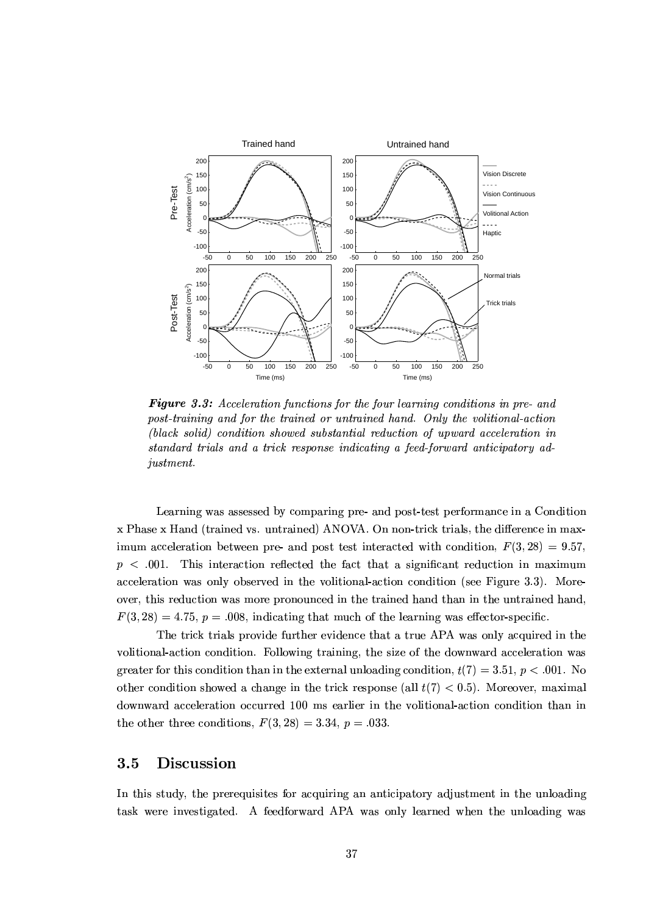***Figure 3.3:*** *Acceleration functions for the four learning conditions in pre- and post-training and for the trained or untrained hand. Only the volitional-action (black solid) condition showed substantial reduction of upward acceleration in standard trials and a trick response indicating a feed-forward anticipatory adjustment.*

Learning was assessed by comparing pre- and post-test performance in a Condition x Phase x Hand (trained vs. untrained) ANOVA. On non-trick trials, the difference in maximum acceleration between pre- and post test interacted with condition, $F(3, 28) = 9.57$, $p < .001$. This interaction reflected the fact that a significant reduction in maximum acceleration was only observed in the volitional-action condition (see Figure 3.3). Moreover, this reduction was more pronounced in the trained hand than in the untrained hand, $F(3, 28) = 4.75$, $p = .008$, indicating that much of the learning was effector-specific.

The trick trials provide further evidence that a true APA was only acquired in the volitional-action condition. Following training, the size of the downward acceleration was greater for this condition than in the external unloading condition, $t(7) = 3.51$, $p < .001$. No other condition showed a change in the trick response (all $t(7) < 0.5$). Moreover, maximal downward acceleration occurred 100 ms earlier in the volitional-action condition than in the other three conditions, $F(3, 28) = 3.34$, $p = .033$.

## 3.5 Discussion

In this study, the prerequisites for acquiring an anticipatory adjustment in the unloading task were investigated. A feedforward APA was only learned when the unloading was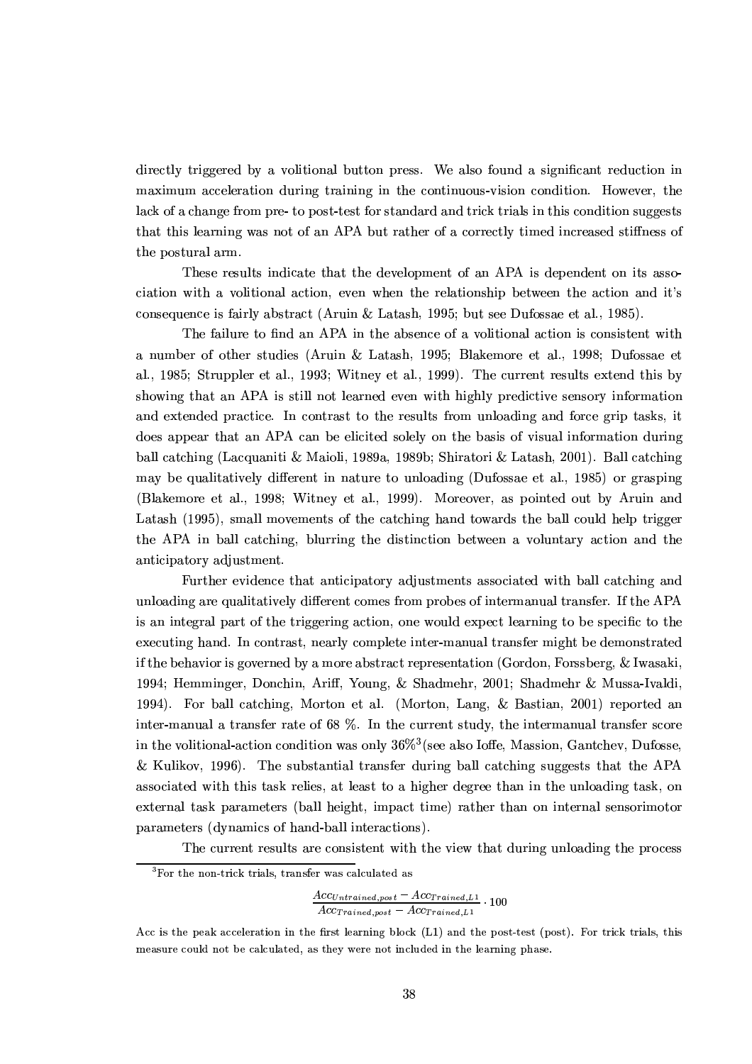directly triggered by a volitional button press. We also found a significant reduction in maximum acceleration during training in the continuous-vision condition. However, the lack of a change from pre- to post-test for standard and trick trials in this condition suggests that this learning was not of an APA but rather of a correctly timed increased stiffness of the postural arm.

These results indicate that the development of an APA is dependent on its association with a volitional action, even when the relationship between the action and it's consequence is fairly abstract (Aruin & Latash, 1995; but see Dufossae et al., 1985).

The failure to find an APA in the absence of a volitional action is consistent with a number of other studies (Aruin & Latash, 1995; Blakemore et al., 1998; Dufossae et al., 1985; Struppler et al., 1993; Witney et al., 1999). The current results extend this by showing that an APA is still not learned even with highly predictive sensory information and extended practice. In contrast to the results from unloading and force grip tasks, it does appear that an APA can be elicited solely on the basis of visual information during ball catching (Lacquaniti & Maioli, 1989a, 1989b; Shiratori & Latash, 2001). Ball catching may be qualitatively different in nature to unloading (Dufossae et al., 1985) or grasping (Blakemore et al., 1998; Witney et al., 1999). Moreover, as pointed out by Aruin and Latash (1995), small movements of the catching hand towards the ball could help trigger the APA in ball catching, blurring the distinction between a voluntary action and the anticipatory adjustment.

Further evidence that anticipatory adjustments associated with ball catching and unloading are qualitatively different comes from probes of intermanual transfer. If the APA is an integral part of the triggering action, one would expect learning to be specific to the executing hand. In contrast, nearly complete inter-manual transfer might be demonstrated if the behavior is governed by a more abstract representation (Gordon, Forssberg, & Iwasaki, 1994; Hemminger, Donchin, Ariff, Young, & Shadmehr, 2001; Shadmehr & Mussa-Ivaldi, 1994). For ball catching, Morton et al. (Morton, Lang, & Bastian, 2001) reported an inter-manual a transfer rate of 68 %. In the current study, the intermanual transfer score in the volitional-action condition was only 36%[3] (see also Ioffe, Massion, Gantchev, Dufosse, & Kulikov, 1996). The substantial transfer during ball catching suggests that the APA associated with this task relies, at least to a higher degree than in the unloading task, on external task parameters (ball height, impact time) rather than on internal sensorimotor parameters (dynamics of hand-ball interactions).

The current results are consistent with the view that during unloading the process

---

[3] For the non-trick trials, transfer was calculated as

$$\frac{Acc_{Untrained,post} - Acc_{Trained,L1}}{Acc_{Trained,post} - Acc_{Trained,L1}} \cdot 100$$

Acc is the peak acceleration in the first learning block (L1) and the post-test (post). For trick trials, this measure could not be calculated, as they were not included in the learning phase.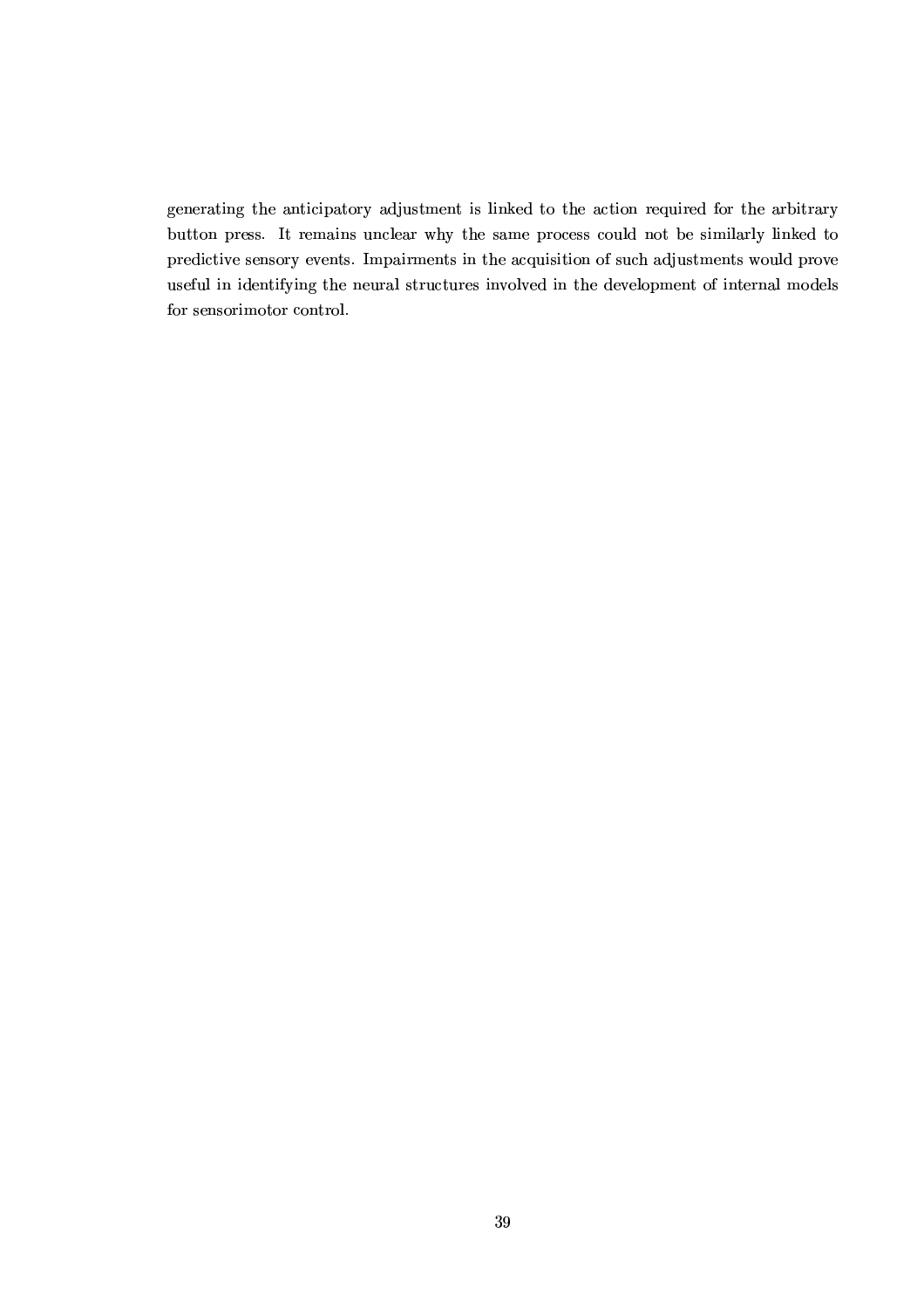generating the anticipatory adjustment is linked to the action required for the arbitrary button press. It remains unclear why the same process could not be similarly linked to predictive sensory events. Impairments in the acquisition of such adjustments would prove useful in identifying the neural structures involved in the development of internal models for sensorimotor control.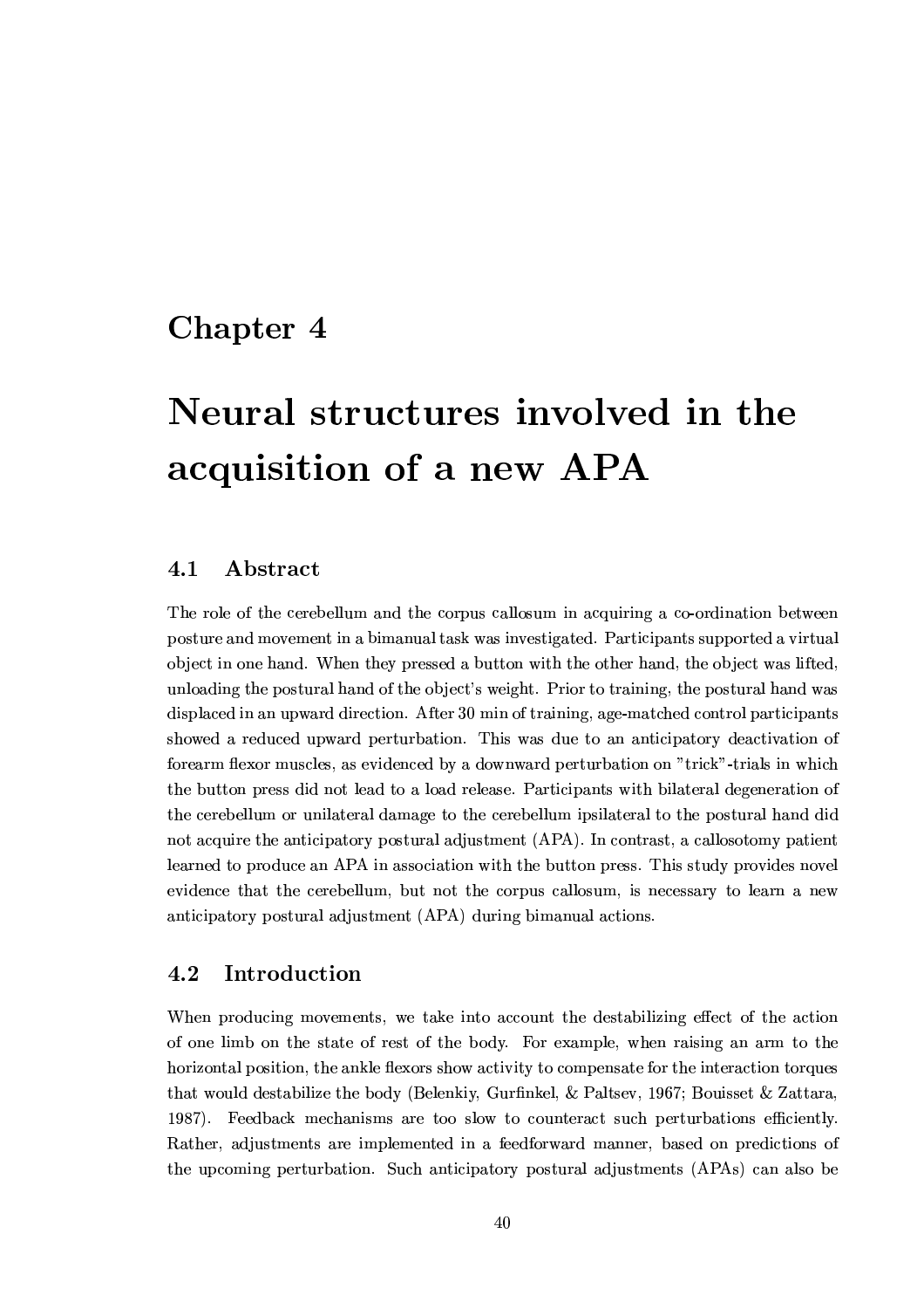# Chapter 4

# Neural structures involved in the acquisition of a new APA

## 4.1 Abstract

The role of the cerebellum and the corpus callosum in acquiring a co-ordination between posture and movement in a bimanual task was investigated. Participants supported a virtual object in one hand. When they pressed a button with the other hand, the object was lifted, unloading the postural hand of the object's weight. Prior to training, the postural hand was displaced in an upward direction. After 30 min of training, age-matched control participants showed a reduced upward perturbation. This was due to an anticipatory deactivation of forearm flexor muscles, as evidenced by a downward perturbation on "trick"-trials in which the button press did not lead to a load release. Participants with bilateral degeneration of the cerebellum or unilateral damage to the cerebellum ipsilateral to the postural hand did not acquire the anticipatory postural adjustment (APA). In contrast, a callosotomy patient learned to produce an APA in association with the button press. This study provides novel evidence that the cerebellum, but not the corpus callosum, is necessary to learn a new anticipatory postural adjustment (APA) during bimanual actions.

## 4.2 Introduction

When producing movements, we take into account the destabilizing effect of the action of one limb on the state of rest of the body. For example, when raising an arm to the horizontal position, the ankle flexors show activity to compensate for the interaction torques that would destabilize the body (Belenkiy, Gurfinkel, & Paltsev, 1967; Bouisset & Zattara, 1987). Feedback mechanisms are too slow to counteract such perturbations efficiently. Rather, adjustments are implemented in a feedforward manner, based on predictions of the upcoming perturbation. Such anticipatory postural adjustments (APAs) can also be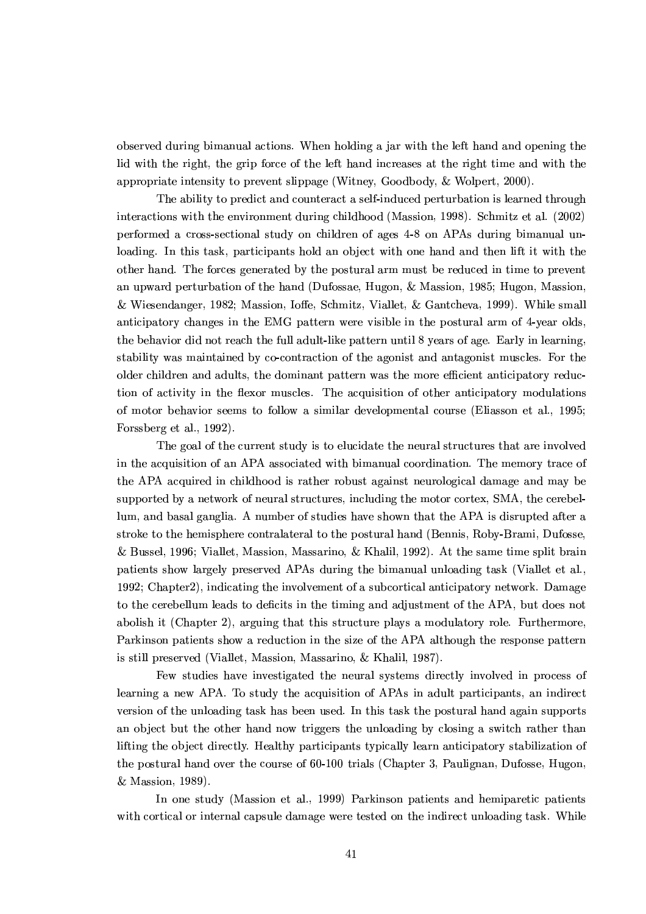observed during bimanual actions. When holding a jar with the left hand and opening the lid with the right, the grip force of the left hand increases at the right time and with the appropriate intensity to prevent slippage (Witney, Goodbody, & Wolpert, 2000).

The ability to predict and counteract a self-induced perturbation is learned through interactions with the environment during childhood (Massion, 1998). Schmitz et al. (2002) performed a cross-sectional study on children of ages 4-8 on APAs during bimanual unloading. In this task, participants hold an object with one hand and then lift it with the other hand. The forces generated by the postural arm must be reduced in time to prevent an upward perturbation of the hand (Dufossae, Hugon, & Massion, 1985; Hugon, Massion, & Wiesendanger, 1982; Massion, Ioffe, Schmitz, Viallet, & Gantcheva, 1999). While small anticipatory changes in the EMG pattern were visible in the postural arm of 4-year olds, the behavior did not reach the full adult-like pattern until 8 years of age. Early in learning, stability was maintained by co-contraction of the agonist and antagonist muscles. For the older children and adults, the dominant pattern was the more efficient anticipatory reduction of activity in the flexor muscles. The acquisition of other anticipatory modulations of motor behavior seems to follow a similar developmental course (Eliasson et al., 1995; Forssberg et al., 1992).

The goal of the current study is to elucidate the neural structures that are involved in the acquisition of an APA associated with bimanual coordination. The memory trace of the APA acquired in childhood is rather robust against neurological damage and may be supported by a network of neural structures, including the motor cortex, SMA, the cerebellum, and basal ganglia. A number of studies have shown that the APA is disrupted after a stroke to the hemisphere contralateral to the postural hand (Bennis, Roby-Brami, Dufosse, & Bussel, 1996; Viallet, Massion, Massarino, & Khalil, 1992). At the same time split brain patients show largely preserved APAs during the bimanual unloading task (Viallet et al., 1992; Chapter2), indicating the involvement of a subcortical anticipatory network. Damage to the cerebellum leads to deficits in the timing and adjustment of the APA, but does not abolish it (Chapter 2), arguing that this structure plays a modulatory role. Furthermore, Parkinson patients show a reduction in the size of the APA although the response pattern is still preserved (Viallet, Massion, Massarino, & Khalil, 1987).

Few studies have investigated the neural systems directly involved in process of learning a new APA. To study the acquisition of APAs in adult participants, an indirect version of the unloading task has been used. In this task the postural hand again supports an object but the other hand now triggers the unloading by closing a switch rather than lifting the object directly. Healthy participants typically learn anticipatory stabilization of the postural hand over the course of 60-100 trials (Chapter 3, Paulignan, Dufosse, Hugon, & Massion, 1989).

In one study (Massion et al., 1999) Parkinson patients and hemiparetic patients with cortical or internal capsule damage were tested on the indirect unloading task. While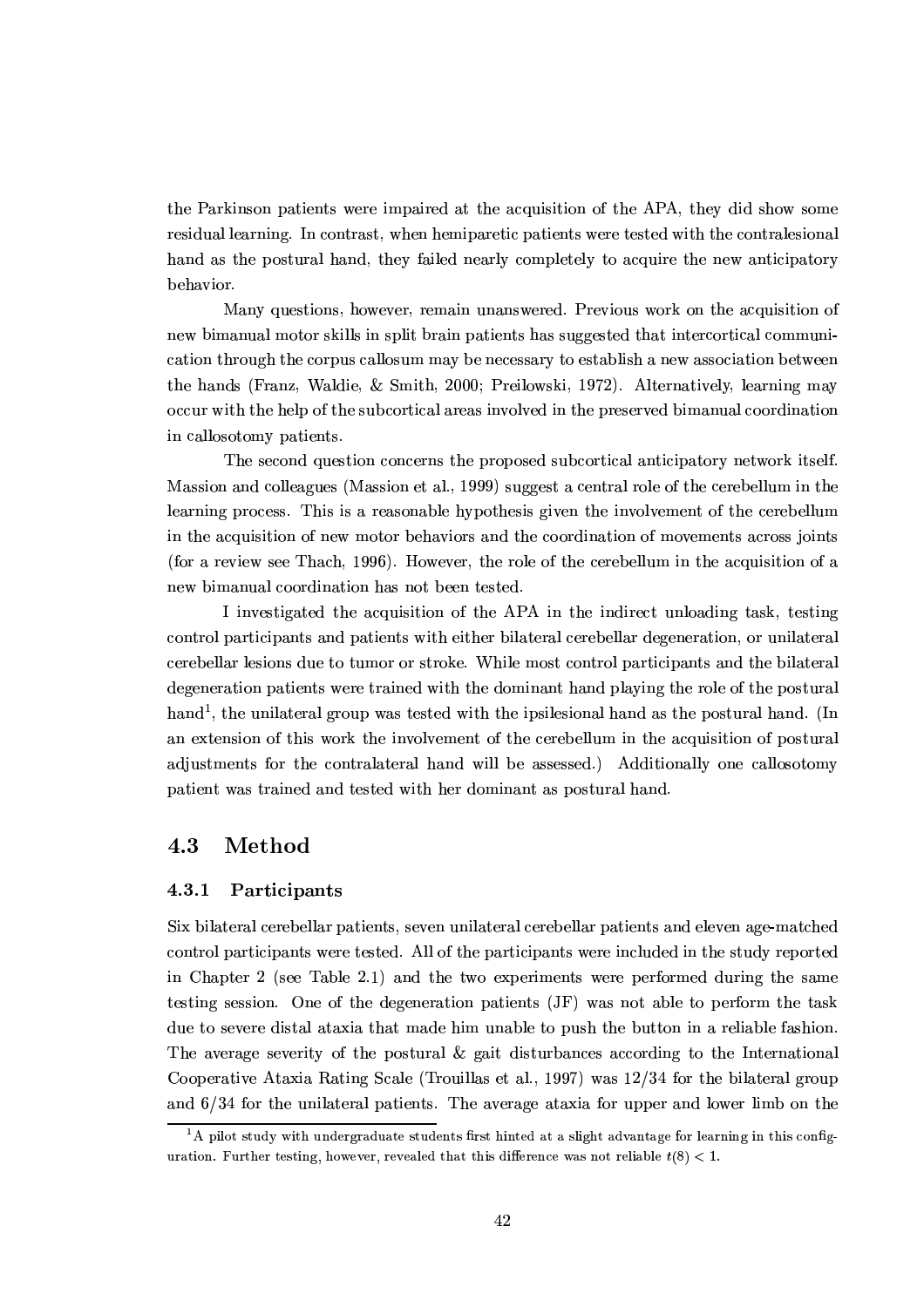the Parkinson patients were impaired at the acquisition of the APA, they did show some residual learning. In contrast, when hemiparetic patients were tested with the contralesional hand as the postural hand, they failed nearly completely to acquire the new anticipatory behavior.

Many questions, however, remain unanswered. Previous work on the acquisition of new bimanual motor skills in split brain patients has suggested that intercortical communication through the corpus callosum may be necessary to establish a new association between the hands (Franz, Waldie, & Smith, 2000; Preilowski, 1972). Alternatively, learning may occur with the help of the subcortical areas involved in the preserved bimanual coordination in callosotomy patients.

The second question concerns the proposed subcortical anticipatory network itself. Massion and colleagues (Massion et al., 1999) suggest a central role of the cerebellum in the learning process. This is a reasonable hypothesis given the involvement of the cerebellum in the acquisition of new motor behaviors and the coordination of movements across joints (for a review see Thach, 1996). However, the role of the cerebellum in the acquisition of a new bimanual coordination has not been tested.

I investigated the acquisition of the APA in the indirect unloading task, testing control participants and patients with either bilateral cerebellar degeneration, or unilateral cerebellar lesions due to tumor or stroke. While most control participants and the bilateral degeneration patients were trained with the dominant hand playing the role of the postural hand[1], the unilateral group was tested with the ipsilesional hand as the postural hand. (In an extension of this work the involvement of the cerebellum in the acquisition of postural adjustments for the contralateral hand will be assessed.) Additionally one callosotomy patient was trained and tested with her dominant as postural hand.

## 4.3 Method

### 4.3.1 Participants

Six bilateral cerebellar patients, seven unilateral cerebellar patients and eleven age-matched control participants were tested. All of the participants were included in the study reported in Chapter 2 (see Table 2.1) and the two experiments were performed during the same testing session. One of the degeneration patients (JF) was not able to perform the task due to severe distal ataxia that made him unable to push the button in a reliable fashion. The average severity of the postural & gait disturbances according to the International Cooperative Ataxia Rating Scale (Trouillas et al., 1997) was 12/34 for the bilateral group and 6/34 for the unilateral patients. The average ataxia for upper and lower limb on the

[1] A pilot study with undergraduate students first hinted at a slight advantage for learning in this configuration. Further testing, however, revealed that this difference was not reliable $t(8) < 1$.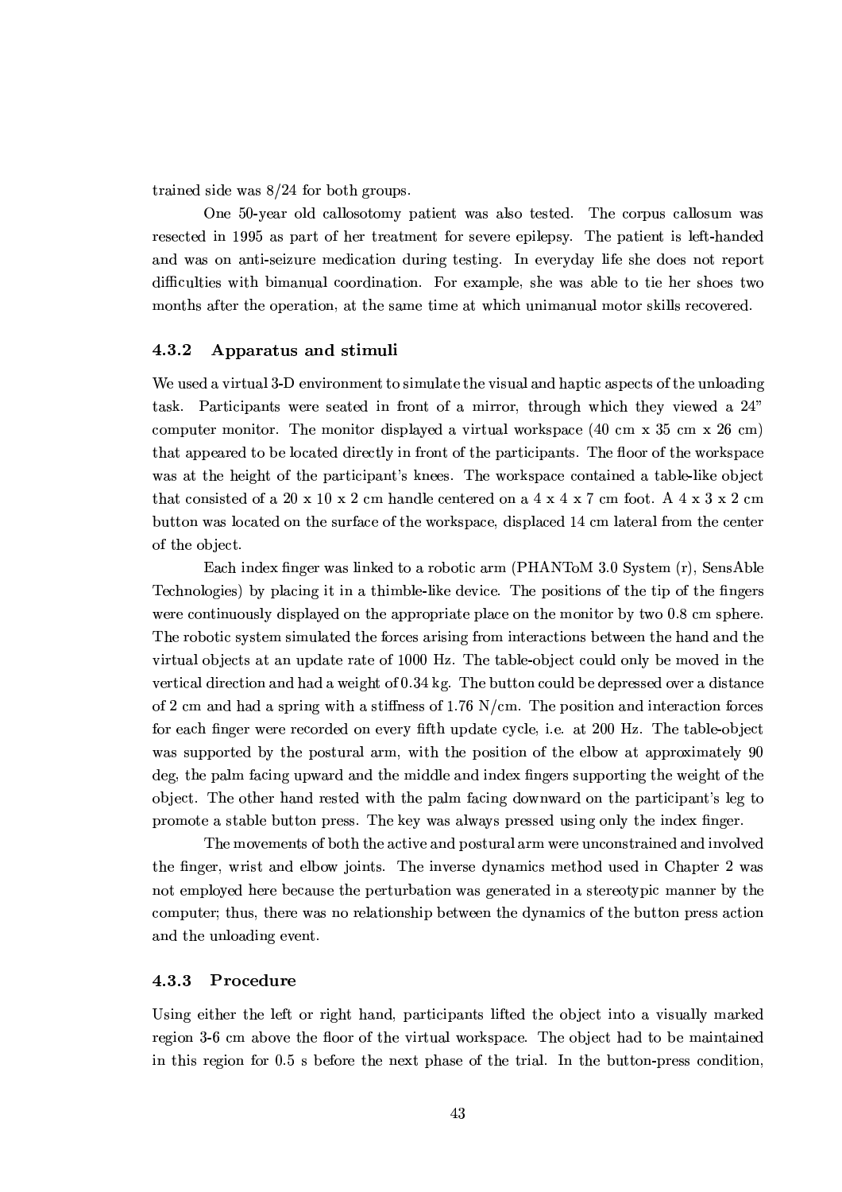trained side was 8/24 for both groups.

One 50-year old callosotomy patient was also tested. The corpus callosum was resected in 1995 as part of her treatment for severe epilepsy. The patient is left-handed and was on anti-seizure medication during testing. In everyday life she does not report difficulties with bimanual coordination. For example, she was able to tie her shoes two months after the operation, at the same time at which unimanual motor skills recovered.

### 4.3.2 Apparatus and stimuli

We used a virtual 3-D environment to simulate the visual and haptic aspects of the unloading task. Participants were seated in front of a mirror, through which they viewed a 24" computer monitor. The monitor displayed a virtual workspace (40 cm x 35 cm x 26 cm) that appeared to be located directly in front of the participants. The floor of the workspace was at the height of the participant's knees. The workspace contained a table-like object that consisted of a 20 x 10 x 2 cm handle centered on a 4 x 4 x 7 cm foot. A 4 x 3 x 2 cm button was located on the surface of the workspace, displaced 14 cm lateral from the center of the object.

Each index finger was linked to a robotic arm (PHANToM 3.0 System (r), SensAble Technologies) by placing it in a thimble-like device. The positions of the tip of the fingers were continuously displayed on the appropriate place on the monitor by two 0.8 cm sphere. The robotic system simulated the forces arising from interactions between the hand and the virtual objects at an update rate of 1000 Hz. The table-object could only be moved in the vertical direction and had a weight of 0.34 kg. The button could be depressed over a distance of 2 cm and had a spring with a stiffness of 1.76 N/cm. The position and interaction forces for each finger were recorded on every fifth update cycle, i.e. at 200 Hz. The table-object was supported by the postural arm, with the position of the elbow at approximately 90 deg, the palm facing upward and the middle and index fingers supporting the weight of the object. The other hand rested with the palm facing downward on the participant's leg to promote a stable button press. The key was always pressed using only the index finger.

The movements of both the active and postural arm were unconstrained and involved the finger, wrist and elbow joints. The inverse dynamics method used in Chapter 2 was not employed here because the perturbation was generated in a stereotypic manner by the computer; thus, there was no relationship between the dynamics of the button press action and the unloading event.

### 4.3.3 Procedure

Using either the left or right hand, participants lifted the object into a visually marked region 3-6 cm above the floor of the virtual workspace. The object had to be maintained in this region for 0.5 s before the next phase of the trial. In the button-press condition,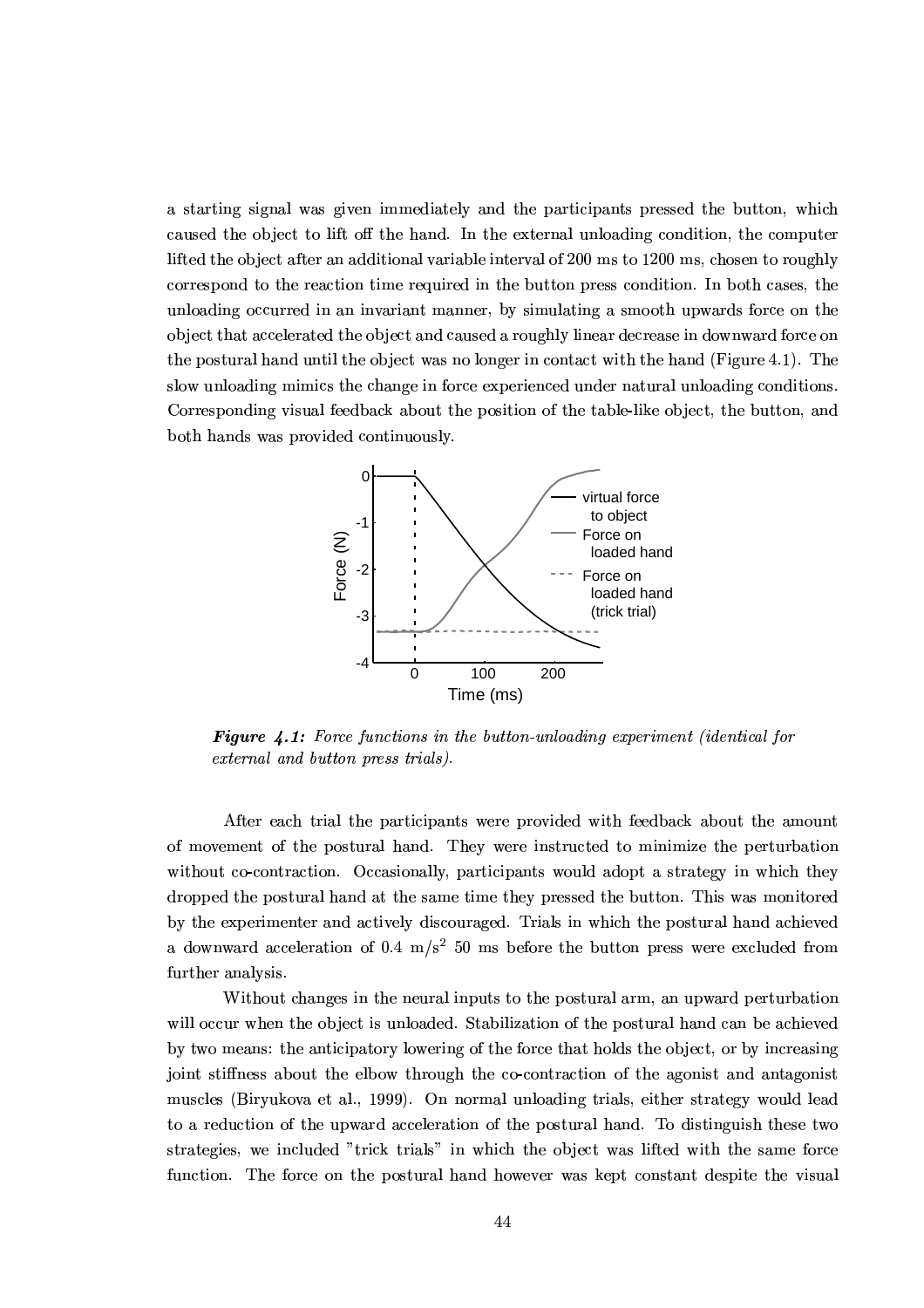a starting signal was given immediately and the participants pressed the button, which caused the object to lift off the hand. In the external unloading condition, the computer lifted the object after an additional variable interval of 200 ms to 1200 ms, chosen to roughly correspond to the reaction time required in the button press condition. In both cases, the unloading occurred in an invariant manner, by simulating a smooth upwards force on the object that accelerated the object and caused a roughly linear decrease in downward force on the postural hand until the object was no longer in contact with the hand (Figure 4.1). The slow unloading mimics the change in force experienced under natural unloading conditions. Corresponding visual feedback about the position of the table-like object, the button, and both hands was provided continuously.

***Figure 4.1:*** *Force functions in the button-unloading experiment (identical for external and button press trials).*

After each trial the participants were provided with feedback about the amount of movement of the postural hand. They were instructed to minimize the perturbation without co-contraction. Occasionally, participants would adopt a strategy in which they dropped the postural hand at the same time they pressed the button. This was monitored by the experimenter and actively discouraged. Trials in which the postural hand achieved a downward acceleration of 0.4 m/s$^2$ 50 ms before the button press were excluded from further analysis.

Without changes in the neural inputs to the postural arm, an upward perturbation will occur when the object is unloaded. Stabilization of the postural hand can be achieved by two means: the anticipatory lowering of the force that holds the object, or by increasing joint stiffness about the elbow through the co-contraction of the agonist and antagonist muscles (Biryukova et al., 1999). On normal unloading trials, either strategy would lead to a reduction of the upward acceleration of the postural hand. To distinguish these two strategies, we included "trick trials" in which the object was lifted with the same force function. The force on the postural hand however was kept constant despite the visual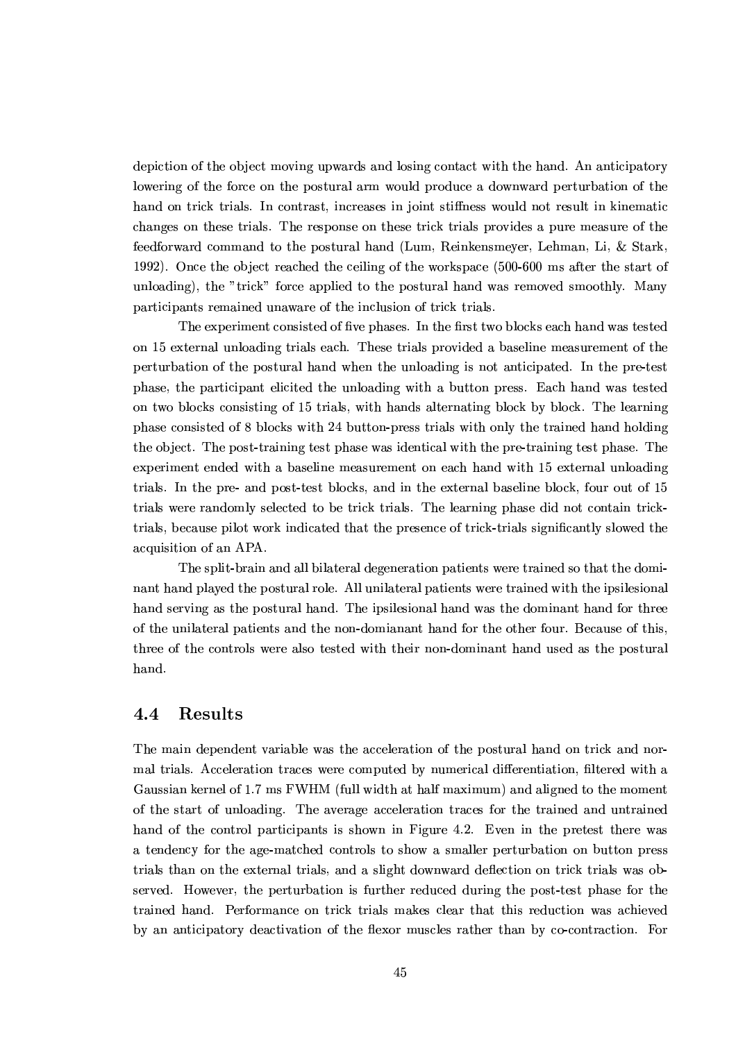depiction of the object moving upwards and losing contact with the hand. An anticipatory lowering of the force on the postural arm would produce a downward perturbation of the hand on trick trials. In contrast, increases in joint stiffness would not result in kinematic changes on these trials. The response on these trick trials provides a pure measure of the feedforward command to the postural hand (Lum, Reinkensmeyer, Lehman, Li, & Stark, 1992). Once the object reached the ceiling of the workspace (500-600 ms after the start of unloading), the "trick" force applied to the postural hand was removed smoothly. Many participants remained unaware of the inclusion of trick trials.

The experiment consisted of five phases. In the first two blocks each hand was tested on 15 external unloading trials each. These trials provided a baseline measurement of the perturbation of the postural hand when the unloading is not anticipated. In the pre-test phase, the participant elicited the unloading with a button press. Each hand was tested on two blocks consisting of 15 trials, with hands alternating block by block. The learning phase consisted of 8 blocks with 24 button-press trials with only the trained hand holding the object. The post-training test phase was identical with the pre-training test phase. The experiment ended with a baseline measurement on each hand with 15 external unloading trials. In the pre- and post-test blocks, and in the external baseline block, four out of 15 trials were randomly selected to be trick trials. The learning phase did not contain trick-trials, because pilot work indicated that the presence of trick-trials significantly slowed the acquisition of an APA.

The split-brain and all bilateral degeneration patients were trained so that the dominant hand played the postural role. All unilateral patients were trained with the ipsilesional hand serving as the postural hand. The ipsilesional hand was the dominant hand for three of the unilateral patients and the non-domianant hand for the other four. Because of this, three of the controls were also tested with their non-dominant hand used as the postural hand.

## 4.4 Results

The main dependent variable was the acceleration of the postural hand on trick and normal trials. Acceleration traces were computed by numerical differentiation, filtered with a Gaussian kernel of 1.7 ms FWHM (full width at half maximum) and aligned to the moment of the start of unloading. The average acceleration traces for the trained and untrained hand of the control participants is shown in Figure 4.2. Even in the pretest there was a tendency for the age-matched controls to show a smaller perturbation on button press trials than on the external trials, and a slight downward deflection on trick trials was observed. However, the perturbation is further reduced during the post-test phase for the trained hand. Performance on trick trials makes clear that this reduction was achieved by an anticipatory deactivation of the flexor muscles rather than by co-contraction. For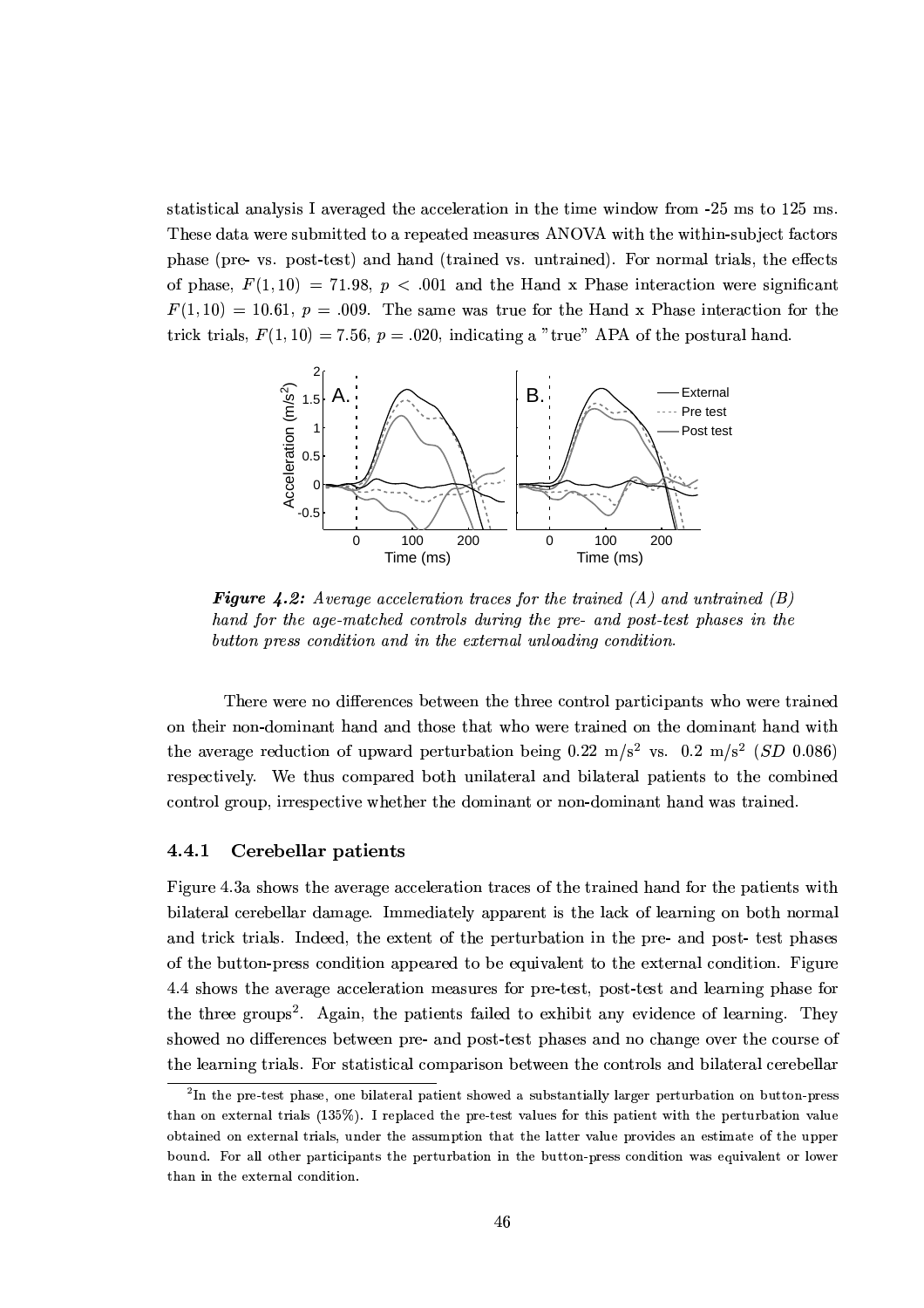statistical analysis I averaged the acceleration in the time window from -25 ms to 125 ms. These data were submitted to a repeated measures ANOVA with the within-subject factors phase (pre- vs. post-test) and hand (trained vs. untrained). For normal trials, the effects of phase, $F(1, 10) = 71.98$, $p < .001$ and the Hand x Phase interaction were significant $F(1, 10) = 10.61$, $p = .009$. The same was true for the Hand x Phase interaction for the trick trials, $F(1, 10) = 7.56$, $p = .020$, indicating a "true" APA of the postural hand.

***Figure 4.2:*** *Average acceleration traces for the trained (A) and untrained (B) hand for the age-matched controls during the pre- and post-test phases in the button press condition and in the external unloading condition.*

There were no differences between the three control participants who were trained on their non-dominant hand and those that who were trained on the dominant hand with the average reduction of upward perturbation being 0.22 $m/s^2$ vs. 0.2 $m/s^2$ (*SD* 0.086) respectively. We thus compared both unilateral and bilateral patients to the combined control group, irrespective whether the dominant or non-dominant hand was trained.

### 4.4.1 Cerebellar patients

Figure 4.3a shows the average acceleration traces of the trained hand for the patients with bilateral cerebellar damage. Immediately apparent is the lack of learning on both normal and trick trials. Indeed, the extent of the perturbation in the pre- and post- test phases of the button-press condition appeared to be equivalent to the external condition. Figure 4.4 shows the average acceleration measures for pre-test, post-test and learning phase for the three groups[2]. Again, the patients failed to exhibit any evidence of learning. They showed no differences between pre- and post-test phases and no change over the course of the learning trials. For statistical comparison between the controls and bilateral cerebellar

[2] In the pre-test phase, one bilateral patient showed a substantially larger perturbation on button-press than on external trials (135%). I replaced the pre-test values for this patient with the perturbation value obtained on external trials, under the assumption that the latter value provides an estimate of the upper bound. For all other participants the perturbation in the button-press condition was equivalent or lower than in the external condition.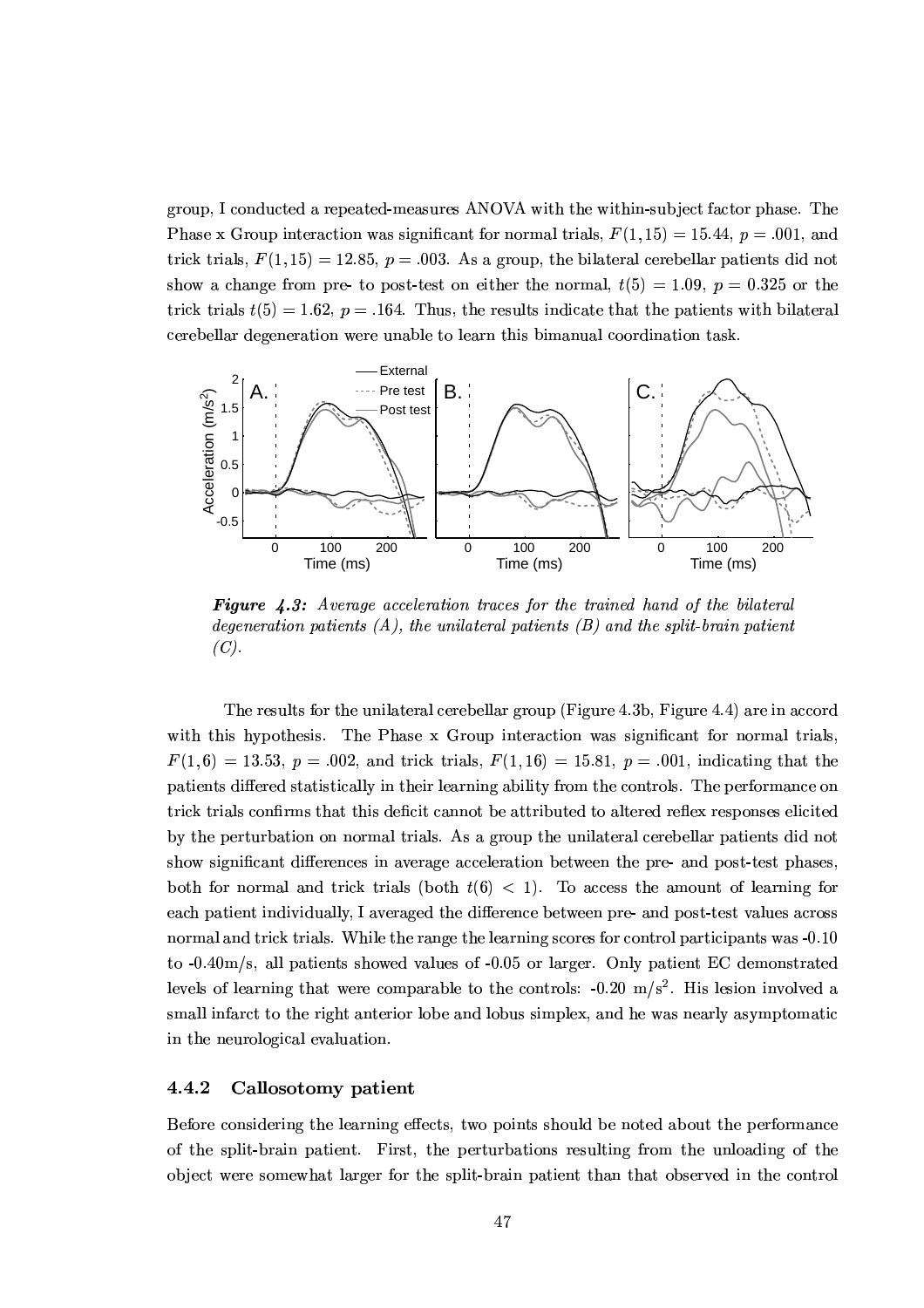group, I conducted a repeated-measures ANOVA with the within-subject factor phase. The Phase x Group interaction was significant for normal trials, $F(1, 15) = 15.44$, $p = .001$, and trick trials, $F(1, 15) = 12.85$, $p = .003$. As a group, the bilateral cerebellar patients did not show a change from pre- to post-test on either the normal, $t(5) = 1.09$, $p = 0.325$ or the trick trials $t(5) = 1.62$, $p = .164$. Thus, the results indicate that the patients with bilateral cerebellar degeneration were unable to learn this bimanual coordination task.

***Figure 4.3:*** *Average acceleration traces for the trained hand of the bilateral degeneration patients (A), the unilateral patients (B) and the split-brain patient (C).*

The results for the unilateral cerebellar group (Figure 4.3b, Figure 4.4) are in accord with this hypothesis. The Phase x Group interaction was significant for normal trials, $F(1, 6) = 13.53$, $p = .002$, and trick trials, $F(1, 16) = 15.81$, $p = .001$, indicating that the patients differed statistically in their learning ability from the controls. The performance on trick trials confirms that this deficit cannot be attributed to altered reflex responses elicited by the perturbation on normal trials. As a group the unilateral cerebellar patients did not show significant differences in average acceleration between the pre- and post-test phases, both for normal and trick trials (both $t(6) < 1$). To access the amount of learning for each patient individually, I averaged the difference between pre- and post-test values across normal and trick trials. While the range the learning scores for control participants was -0.10 to -0.40m/s, all patients showed values of -0.05 or larger. Only patient EC demonstrated levels of learning that were comparable to the controls: -0.20 $m/s^2$. His lesion involved a small infarct to the right anterior lobe and lobus simplex, and he was nearly asymptomatic in the neurological evaluation.

### 4.4.2 Callosotomy patient

Before considering the learning effects, two points should be noted about the performance of the split-brain patient. First, the perturbations resulting from the unloading of the object were somewhat larger for the split-brain patient than that observed in the control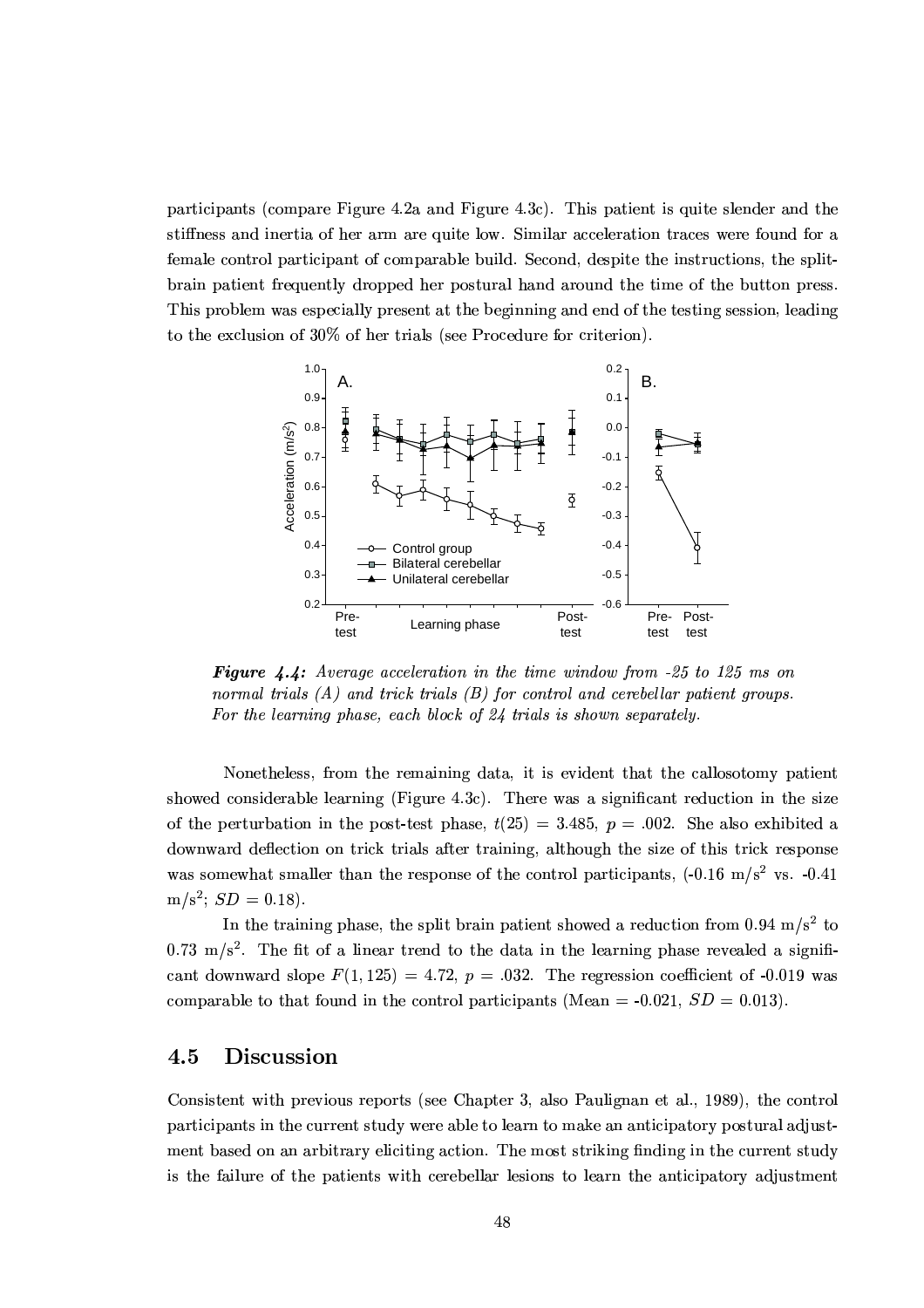participants (compare Figure 4.2a and Figure 4.3c). This patient is quite slender and the stiffness and inertia of her arm are quite low. Similar acceleration traces were found for a female control participant of comparable build. Second, despite the instructions, the split-brain patient frequently dropped her postural hand around the time of the button press. This problem was especially present at the beginning and end of the testing session, leading to the exclusion of 30% of her trials (see Procedure for criterion).

***Figure 4.4:*** *Average acceleration in the time window from -25 to 125 ms on normal trials (A) and trick trials (B) for control and cerebellar patient groups. For the learning phase, each block of 24 trials is shown separately.*

Nonetheless, from the remaining data, it is evident that the callosotomy patient showed considerable learning (Figure 4.3c). There was a significant reduction in the size of the perturbation in the post-test phase, $t(25) = 3.485$, $p = .002$. She also exhibited a downward deflection on trick trials after training, although the size of this trick response was somewhat smaller than the response of the control participants, (-0.16 m/s$^2$ vs. -0.41 m/s$^2$; $SD = 0.18$).

In the training phase, the split brain patient showed a reduction from 0.94 m/s$^2$ to 0.73 m/s$^2$. The fit of a linear trend to the data in the learning phase revealed a significant downward slope $F(1, 125) = 4.72$, $p = .032$. The regression coefficient of -0.019 was comparable to that found in the control participants (Mean = -0.021, $SD = 0.013$).

## 4.5 Discussion

Consistent with previous reports (see Chapter 3, also Paulignan et al., 1989), the control participants in the current study were able to learn to make an anticipatory postural adjustment based on an arbitrary eliciting action. The most striking finding in the current study is the failure of the patients with cerebellar lesions to learn the anticipatory adjustment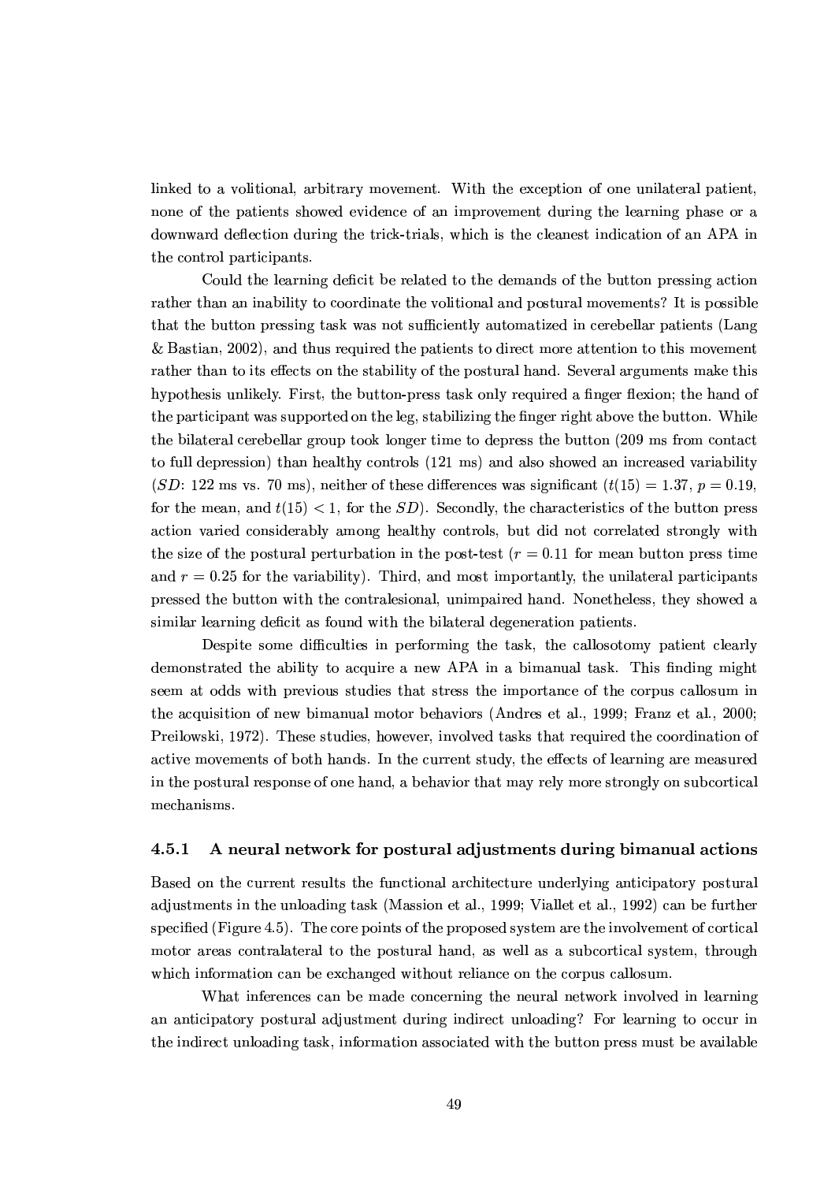linked to a volitional, arbitrary movement. With the exception of one unilateral patient, none of the patients showed evidence of an improvement during the learning phase or a downward deflection during the trick-trials, which is the cleanest indication of an APA in the control participants.

Could the learning deficit be related to the demands of the button pressing action rather than an inability to coordinate the volitional and postural movements? It is possible that the button pressing task was not sufficiently automatized in cerebellar patients (Lang & Bastian, 2002), and thus required the patients to direct more attention to this movement rather than to its effects on the stability of the postural hand. Several arguments make this hypothesis unlikely. First, the button-press task only required a finger flexion; the hand of the participant was supported on the leg, stabilizing the finger right above the button. While the bilateral cerebellar group took longer time to depress the button (209 ms from contact to full depression) than healthy controls (121 ms) and also showed an increased variability (*SD*: 122 ms vs. 70 ms), neither of these differences was significant ($t(15) = 1.37$, $p = 0.19$, for the mean, and $t(15) < 1$, for the *SD*). Secondly, the characteristics of the button press action varied considerably among healthy controls, but did not correlated strongly with the size of the postural perturbation in the post-test ($r = 0.11$ for mean button press time and $r = 0.25$ for the variability). Third, and most importantly, the unilateral participants pressed the button with the contralesional, unimpaired hand. Nonetheless, they showed a similar learning deficit as found with the bilateral degeneration patients.

Despite some difficulties in performing the task, the callosotomy patient clearly demonstrated the ability to acquire a new APA in a bimanual task. This finding might seem at odds with previous studies that stress the importance of the corpus callosum in the acquisition of new bimanual motor behaviors (Andres et al., 1999; Franz et al., 2000; Preilowski, 1972). These studies, however, involved tasks that required the coordination of active movements of both hands. In the current study, the effects of learning are measured in the postural response of one hand, a behavior that may rely more strongly on subcortical mechanisms.

### 4.5.1 A neural network for postural adjustments during bimanual actions

Based on the current results the functional architecture underlying anticipatory postural adjustments in the unloading task (Massion et al., 1999; Viallet et al., 1992) can be further specified (Figure 4.5). The core points of the proposed system are the involvement of cortical motor areas contralateral to the postural hand, as well as a subcortical system, through which information can be exchanged without reliance on the corpus callosum.

What inferences can be made concerning the neural network involved in learning an anticipatory postural adjustment during indirect unloading? For learning to occur in the indirect unloading task, information associated with the button press must be available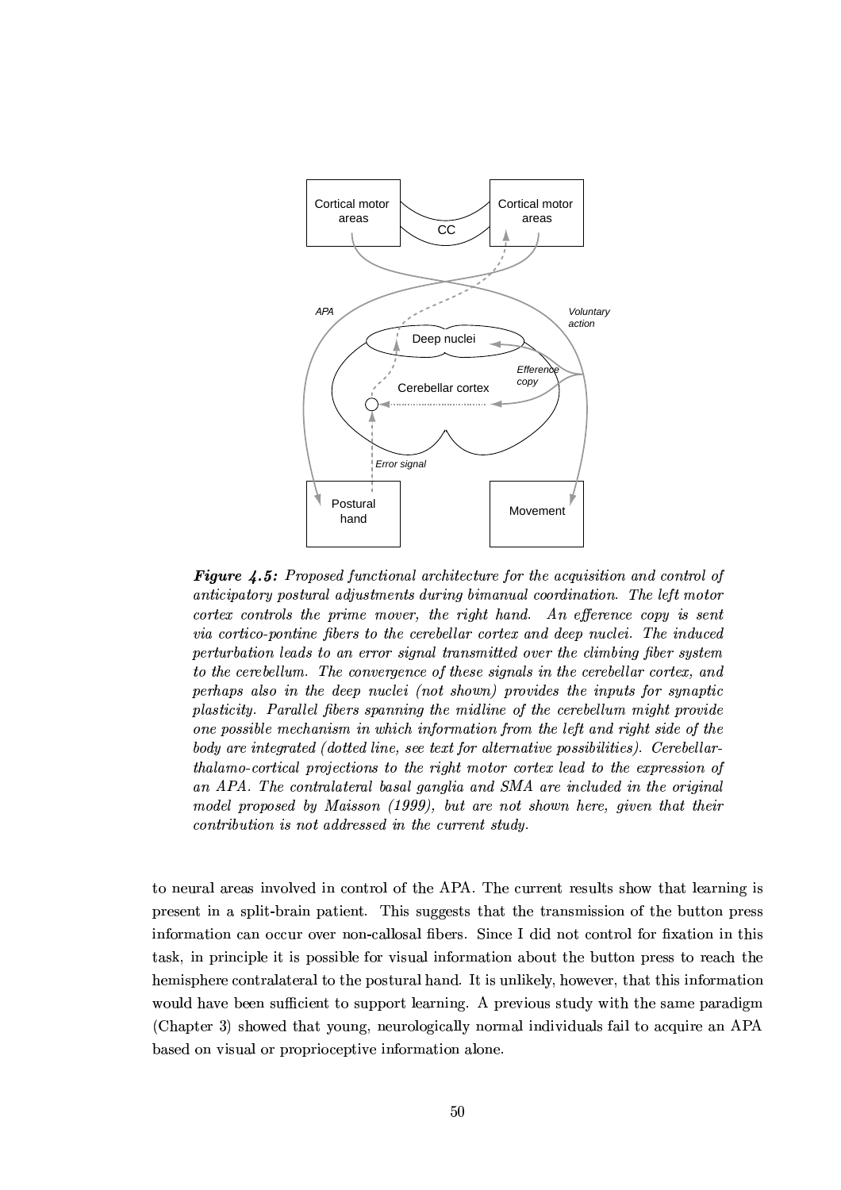***Figure 4.5:*** *Proposed functional architecture for the acquisition and control of anticipatory postural adjustments during bimanual coordination. The left motor cortex controls the prime mover, the right hand. An efference copy is sent via cortico-pontine fibers to the cerebellar cortex and deep nuclei. The induced perturbation leads to an error signal transmitted over the climbing fiber system to the cerebellum. The convergence of these signals in the cerebellar cortex, and perhaps also in the deep nuclei (not shown) provides the inputs for synaptic plasticity. Parallel fibers spanning the midline of the cerebellum might provide one possible mechanism in which information from the left and right side of the body are integrated (dotted line, see text for alternative possibilities). Cerebellar-thalamo-cortical projections to the right motor cortex lead to the expression of an APA. The contralateral basal ganglia and SMA are included in the original model proposed by Maisson (1999), but are not shown here, given that their contribution is not addressed in the current study.*

to neural areas involved in control of the APA. The current results show that learning is present in a split-brain patient. This suggests that the transmission of the button press information can occur over non-callosal fibers. Since I did not control for fixation in this task, in principle it is possible for visual information about the button press to reach the hemisphere contralateral to the postural hand. It is unlikely, however, that this information would have been sufficient to support learning. A previous study with the same paradigm (Chapter 3) showed that young, neurologically normal individuals fail to acquire an APA based on visual or proprioceptive information alone.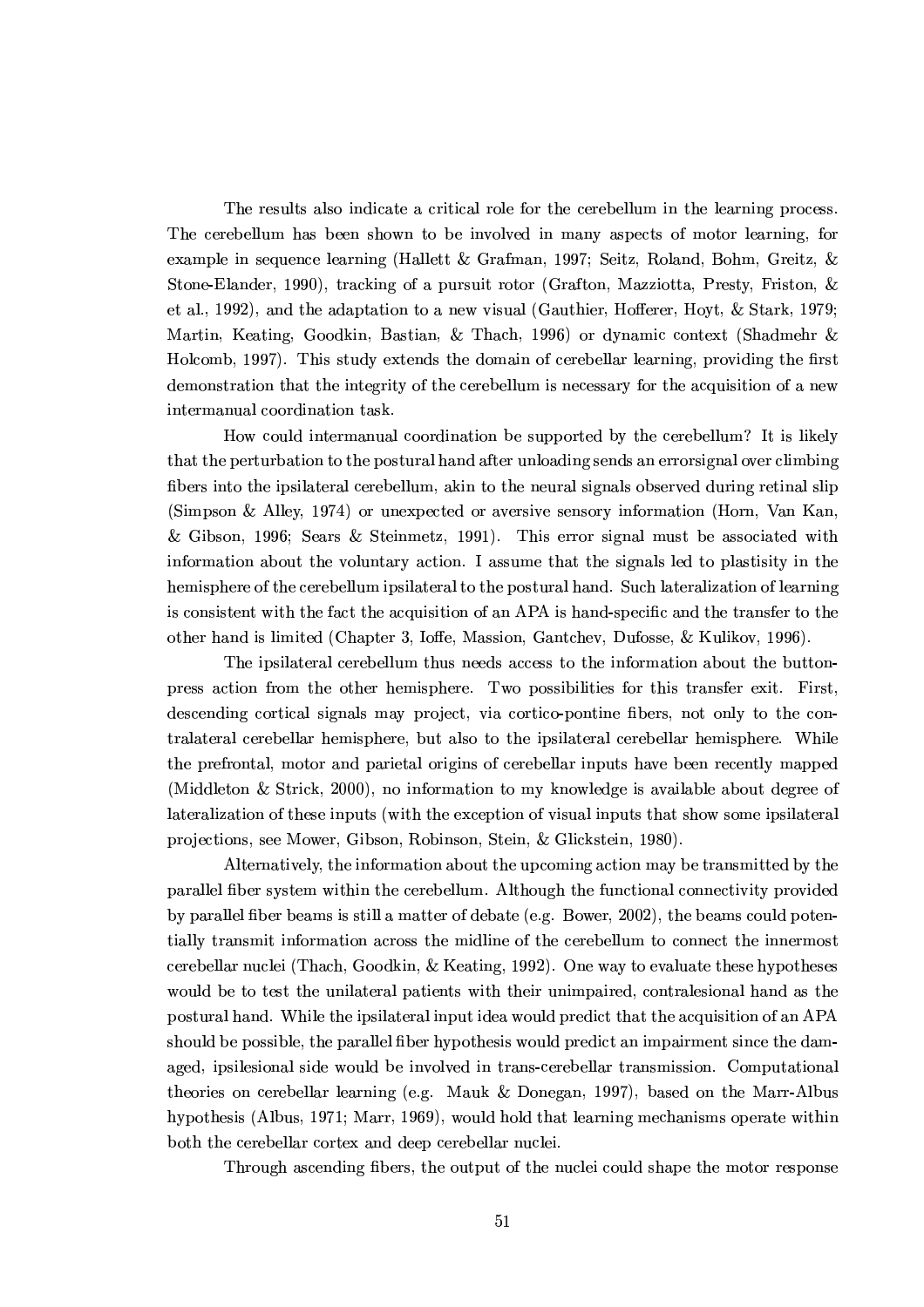The results also indicate a critical role for the cerebellum in the learning process. The cerebellum has been shown to be involved in many aspects of motor learning, for example in sequence learning (Hallett & Grafman, 1997; Seitz, Roland, Bohm, Greitz, & Stone-Elander, 1990), tracking of a pursuit rotor (Grafton, Mazziotta, Presty, Friston, & et al., 1992), and the adaptation to a new visual (Gauthier, Hofferer, Hoyt, & Stark, 1979; Martin, Keating, Goodkin, Bastian, & Thach, 1996) or dynamic context (Shadmehr & Holcomb, 1997). This study extends the domain of cerebellar learning, providing the first demonstration that the integrity of the cerebellum is necessary for the acquisition of a new intermanual coordination task.

How could intermanual coordination be supported by the cerebellum? It is likely that the perturbation to the postural hand after unloading sends an errorsignal over climbing fibers into the ipsilateral cerebellum, akin to the neural signals observed during retinal slip (Simpson & Alley, 1974) or unexpected or aversive sensory information (Horn, Van Kan, & Gibson, 1996; Sears & Steinmetz, 1991). This error signal must be associated with information about the voluntary action. I assume that the signals led to plastisity in the hemisphere of the cerebellum ipsilateral to the postural hand. Such lateralization of learning is consistent with the fact the acquisition of an APA is hand-specific and the transfer to the other hand is limited (Chapter 3, Ioffe, Massion, Gantchev, Dufosse, & Kulikov, 1996).

The ipsilateral cerebellum thus needs access to the information about the button-press action from the other hemisphere. Two possibilities for this transfer exit. First, descending cortical signals may project, via cortico-pontine fibers, not only to the contralateral cerebellar hemisphere, but also to the ipsilateral cerebellar hemisphere. While the prefrontal, motor and parietal origins of cerebellar inputs have been recently mapped (Middleton & Strick, 2000), no information to my knowledge is available about degree of lateralization of these inputs (with the exception of visual inputs that show some ipsilateral projections, see Mower, Gibson, Robinson, Stein, & Glickstein, 1980).

Alternatively, the information about the upcoming action may be transmitted by the parallel fiber system within the cerebellum. Although the functional connectivity provided by parallel fiber beams is still a matter of debate (e.g. Bower, 2002), the beams could potentially transmit information across the midline of the cerebellum to connect the innermost cerebellar nuclei (Thach, Goodkin, & Keating, 1992). One way to evaluate these hypotheses would be to test the unilateral patients with their unimpaired, contralesional hand as the postural hand. While the ipsilateral input idea would predict that the acquisition of an APA should be possible, the parallel fiber hypothesis would predict an impairment since the damaged, ipsilesional side would be involved in trans-cerebellar transmission. Computational theories on cerebellar learning (e.g. Mauk & Donegan, 1997), based on the Marr-Albus hypothesis (Albus, 1971; Marr, 1969), would hold that learning mechanisms operate within both the cerebellar cortex and deep cerebellar nuclei.

Through ascending fibers, the output of the nuclei could shape the motor response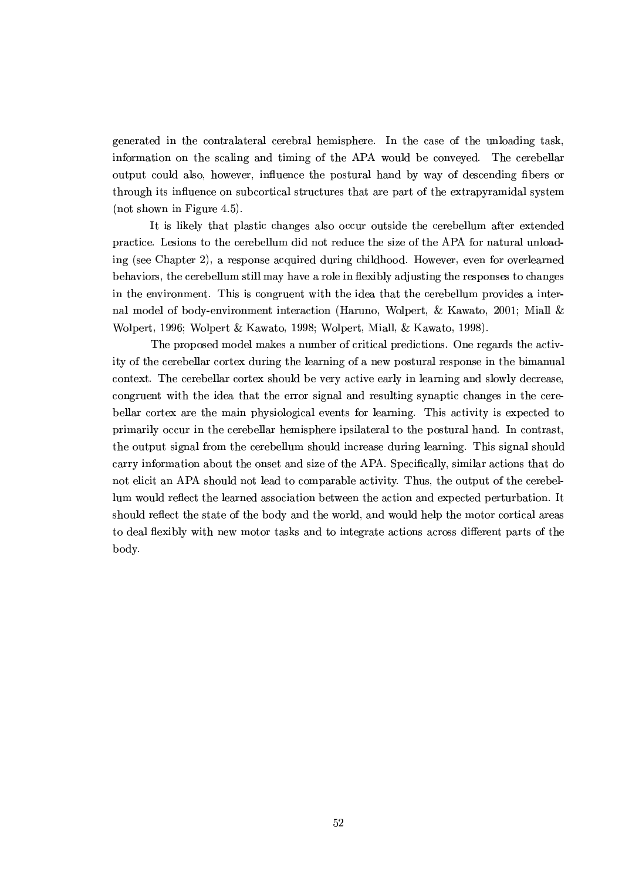generated in the contralateral cerebral hemisphere. In the case of the unloading task, information on the scaling and timing of the APA would be conveyed. The cerebellar output could also, however, influence the postural hand by way of descending fibers or through its influence on subcortical structures that are part of the extrapyramidal system (not shown in Figure 4.5).

It is likely that plastic changes also occur outside the cerebellum after extended practice. Lesions to the cerebellum did not reduce the size of the APA for natural unloading (see Chapter 2), a response acquired during childhood. However, even for overlearned behaviors, the cerebellum still may have a role in flexibly adjusting the responses to changes in the environment. This is congruent with the idea that the cerebellum provides a internal model of body-environment interaction (Haruno, Wolpert, & Kawato, 2001; Miall & Wolpert, 1996; Wolpert & Kawato, 1998; Wolpert, Miall, & Kawato, 1998).

The proposed model makes a number of critical predictions. One regards the activity of the cerebellar cortex during the learning of a new postural response in the bimanual context. The cerebellar cortex should be very active early in learning and slowly decrease, congruent with the idea that the error signal and resulting synaptic changes in the cerebellar cortex are the main physiological events for learning. This activity is expected to primarily occur in the cerebellar hemisphere ipsilateral to the postural hand. In contrast, the output signal from the cerebellum should increase during learning. This signal should carry information about the onset and size of the APA. Specifically, similar actions that do not elicit an APA should not lead to comparable activity. Thus, the output of the cerebellum would reflect the learned association between the action and expected perturbation. It should reflect the state of the body and the world, and would help the motor cortical areas to deal flexibly with new motor tasks and to integrate actions across different parts of the body.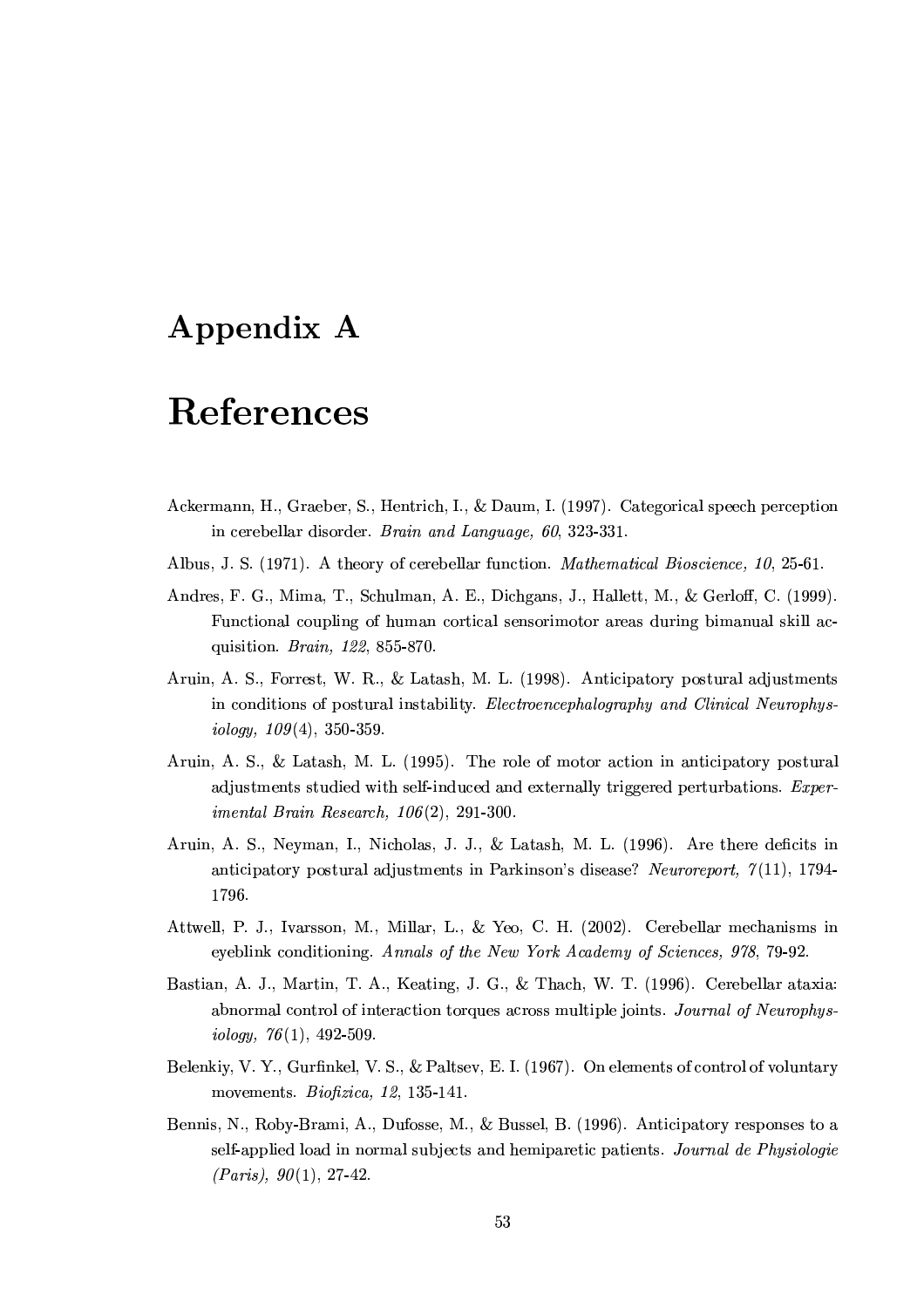# Appendix A

# References

Ackermann, H., Graeber, S., Hentrich, I., & Daum, I. (1997). Categorical speech perception in cerebellar disorder. *Brain and Language, 60*, 323-331.

Albus, J. S. (1971). A theory of cerebellar function. *Mathematical Bioscience, 10*, 25-61.

Andres, F. G., Mima, T., Schulman, A. E., Dichgans, J., Hallett, M., & Gerloff, C. (1999). Functional coupling of human cortical sensorimotor areas during bimanual skill acquisition. *Brain, 122*, 855-870.

Aruin, A. S., Forrest, W. R., & Latash, M. L. (1998). Anticipatory postural adjustments in conditions of postural instability. *Electroencephalography and Clinical Neurophysiology, 109*(4), 350-359.

Aruin, A. S., & Latash, M. L. (1995). The role of motor action in anticipatory postural adjustments studied with self-induced and externally triggered perturbations. *Experimental Brain Research, 106*(2), 291-300.

Aruin, A. S., Neyman, I., Nicholas, J. J., & Latash, M. L. (1996). Are there deficits in anticipatory postural adjustments in Parkinson's disease? *Neuroreport, 7*(11), 1794-1796.

Attwell, P. J., Ivarsson, M., Millar, L., & Yeo, C. H. (2002). Cerebellar mechanisms in eyeblink conditioning. *Annals of the New York Academy of Sciences, 978*, 79-92.

Bastian, A. J., Martin, T. A., Keating, J. G., & Thach, W. T. (1996). Cerebellar ataxia: abnormal control of interaction torques across multiple joints. *Journal of Neurophysiology, 76*(1), 492-509.

Belenkiy, V. Y., Gurfinkel, V. S., & Paltsev, E. I. (1967). On elements of control of voluntary movements. *Biofizica, 12*, 135-141.

Bennis, N., Roby-Brami, A., Dufosse, M., & Bussel, B. (1996). Anticipatory responses to a self-applied load in normal subjects and hemiparetic patients. *Journal de Physiologie (Paris), 90*(1), 27-42.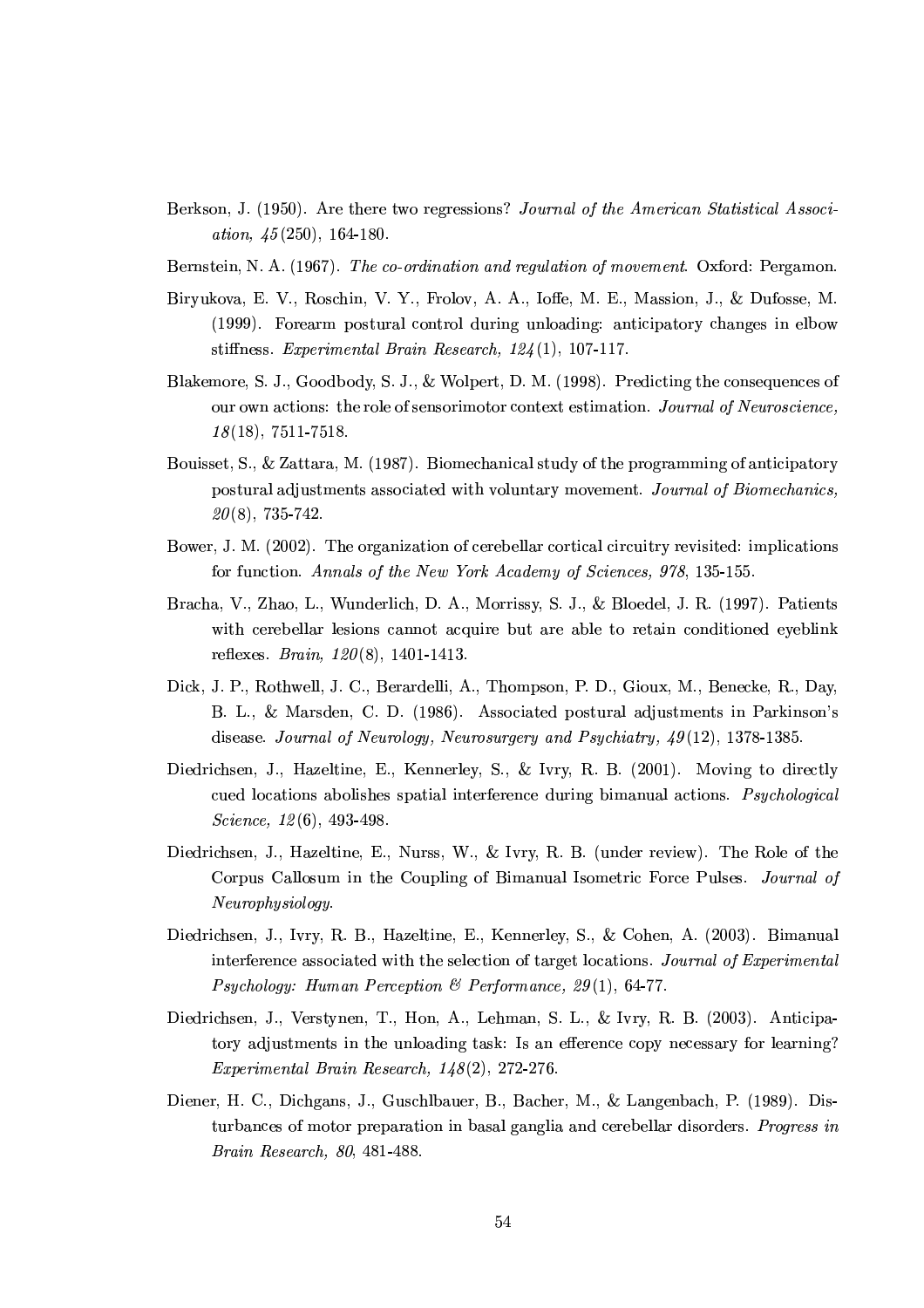Berkson, J. (1950). Are there two regressions? *Journal of the American Statistical Association, 45*(250), 164-180.

Bernstein, N. A. (1967). *The co-ordination and regulation of movement*. Oxford: Pergamon.

Biryukova, E. V., Roschin, V. Y., Frolov, A. A., Ioffe, M. E., Massion, J., & Dufosse, M. (1999). Forearm postural control during unloading: anticipatory changes in elbow stiffness. *Experimental Brain Research, 124*(1), 107-117.

Blakemore, S. J., Goodbody, S. J., & Wolpert, D. M. (1998). Predicting the consequences of our own actions: the role of sensorimotor context estimation. *Journal of Neuroscience, 18*(18), 7511-7518.

Bouisset, S., & Zattara, M. (1987). Biomechanical study of the programming of anticipatory postural adjustments associated with voluntary movement. *Journal of Biomechanics, 20*(8), 735-742.

Bower, J. M. (2002). The organization of cerebellar cortical circuitry revisited: implications for function. *Annals of the New York Academy of Sciences, 978*, 135-155.

Bracha, V., Zhao, L., Wunderlich, D. A., Morrissy, S. J., & Bloedel, J. R. (1997). Patients with cerebellar lesions cannot acquire but are able to retain conditioned eyeblink reflexes. *Brain, 120*(8), 1401-1413.

Dick, J. P., Rothwell, J. C., Berardelli, A., Thompson, P. D., Gioux, M., Benecke, R., Day, B. L., & Marsden, C. D. (1986). Associated postural adjustments in Parkinson's disease. *Journal of Neurology, Neurosurgery and Psychiatry, 49*(12), 1378-1385.

Diedrichsen, J., Hazeltine, E., Kennerley, S., & Ivry, R. B. (2001). Moving to directly cued locations abolishes spatial interference during bimanual actions. *Psychological Science, 12*(6), 493-498.

Diedrichsen, J., Hazeltine, E., Nurss, W., & Ivry, R. B. (under review). The Role of the Corpus Callosum in the Coupling of Bimanual Isometric Force Pulses. *Journal of Neurophysiology*.

Diedrichsen, J., Ivry, R. B., Hazeltine, E., Kennerley, S., & Cohen, A. (2003). Bimanual interference associated with the selection of target locations. *Journal of Experimental Psychology: Human Perception & Performance, 29*(1), 64-77.

Diedrichsen, J., Verstynen, T., Hon, A., Lehman, S. L., & Ivry, R. B. (2003). Anticipatory adjustments in the unloading task: Is an efference copy necessary for learning? *Experimental Brain Research, 148*(2), 272-276.

Diener, H. C., Dichgans, J., Guschlbauer, B., Bacher, M., & Langenbach, P. (1989). Disturbances of motor preparation in basal ganglia and cerebellar disorders. *Progress in Brain Research, 80*, 481-488.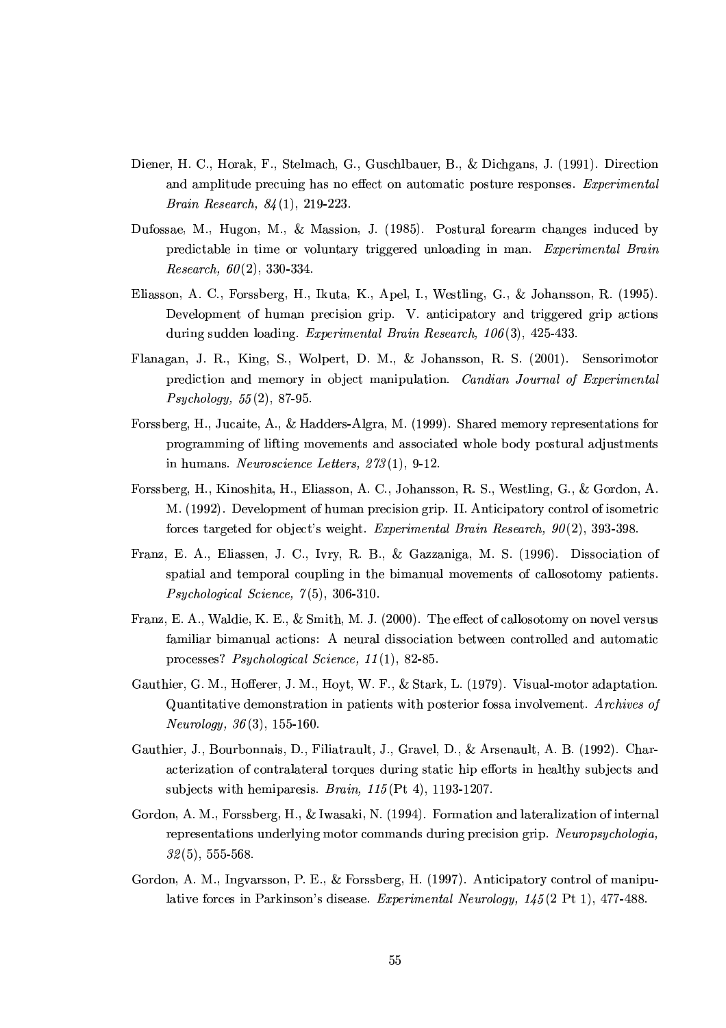Diener, H. C., Horak, F., Stelmach, G., Guschlbauer, B., & Dichgans, J. (1991). Direction and amplitude precuing has no effect on automatic posture responses. *Experimental Brain Research, 84*(1), 219-223.

Dufossae, M., Hugon, M., & Massion, J. (1985). Postural forearm changes induced by predictable in time or voluntary triggered unloading in man. *Experimental Brain Research, 60*(2), 330-334.

Eliasson, A. C., Forssberg, H., Ikuta, K., Apel, I., Westling, G., & Johansson, R. (1995). Development of human precision grip. V. anticipatory and triggered grip actions during sudden loading. *Experimental Brain Research, 106*(3), 425-433.

Flanagan, J. R., King, S., Wolpert, D. M., & Johansson, R. S. (2001). Sensorimotor prediction and memory in object manipulation. *Candian Journal of Experimental Psychology, 55*(2), 87-95.

Forssberg, H., Jucaite, A., & Hadders-Algra, M. (1999). Shared memory representations for programming of lifting movements and associated whole body postural adjustments in humans. *Neuroscience Letters, 273*(1), 9-12.

Forssberg, H., Kinoshita, H., Eliasson, A. C., Johansson, R. S., Westling, G., & Gordon, A. M. (1992). Development of human precision grip. II. Anticipatory control of isometric forces targeted for object's weight. *Experimental Brain Research, 90*(2), 393-398.

Franz, E. A., Eliassen, J. C., Ivry, R. B., & Gazzaniga, M. S. (1996). Dissociation of spatial and temporal coupling in the bimanual movements of callosotomy patients. *Psychological Science, 7*(5), 306-310.

Franz, E. A., Waldie, K. E., & Smith, M. J. (2000). The effect of callosotomy on novel versus familiar bimanual actions: A neural dissociation between controlled and automatic processes? *Psychological Science, 11*(1), 82-85.

Gauthier, G. M., Hofferer, J. M., Hoyt, W. F., & Stark, L. (1979). Visual-motor adaptation. Quantitative demonstration in patients with posterior fossa involvement. *Archives of Neurology, 36*(3), 155-160.

Gauthier, J., Bourbonnais, D., Filiatrault, J., Gravel, D., & Arsenault, A. B. (1992). Characterization of contralateral torques during static hip efforts in healthy subjects and subjects with hemiparesis. *Brain, 115*(Pt 4), 1193-1207.

Gordon, A. M., Forssberg, H., & Iwasaki, N. (1994). Formation and lateralization of internal representations underlying motor commands during precision grip. *Neuropsychologia, 32*(5), 555-568.

Gordon, A. M., Ingvarsson, P. E., & Forssberg, H. (1997). Anticipatory control of manipulative forces in Parkinson's disease. *Experimental Neurology, 145*(2 Pt 1), 477-488.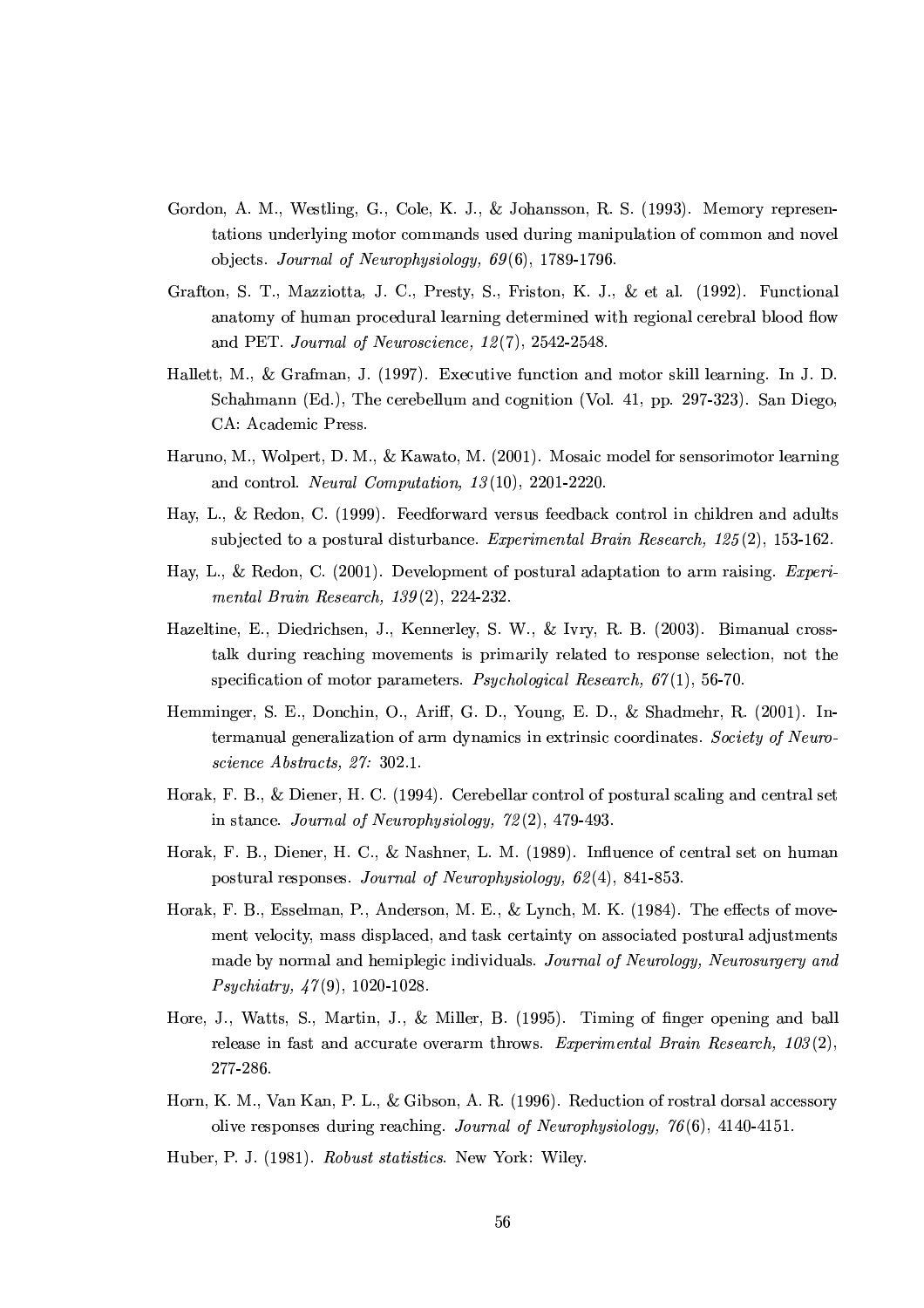Gordon, A. M., Westling, G., Cole, K. J., & Johansson, R. S. (1993). Memory representations underlying motor commands used during manipulation of common and novel objects. *Journal of Neurophysiology, 69*(6), 1789-1796.

Grafton, S. T., Mazziotta, J. C., Presty, S., Friston, K. J., & et al. (1992). Functional anatomy of human procedural learning determined with regional cerebral blood flow and PET. *Journal of Neuroscience, 12*(7), 2542-2548.

Hallett, M., & Grafman, J. (1997). Executive function and motor skill learning. In J. D. Schahmann (Ed.), The cerebellum and cognition (Vol. 41, pp. 297-323). San Diego, CA: Academic Press.

Haruno, M., Wolpert, D. M., & Kawato, M. (2001). Mosaic model for sensorimotor learning and control. *Neural Computation, 13*(10), 2201-2220.

Hay, L., & Redon, C. (1999). Feedforward versus feedback control in children and adults subjected to a postural disturbance. *Experimental Brain Research, 125*(2), 153-162.

Hay, L., & Redon, C. (2001). Development of postural adaptation to arm raising. *Experimental Brain Research, 139*(2), 224-232.

Hazeltine, E., Diedrichsen, J., Kennerley, S. W., & Ivry, R. B. (2003). Bimanual cross-talk during reaching movements is primarily related to response selection, not the specification of motor parameters. *Psychological Research, 67*(1), 56-70.

Hemminger, S. E., Donchin, O., Ariff, G. D., Young, E. D., & Shadmehr, R. (2001). Intermanual generalization of arm dynamics in extrinsic coordinates. *Society of Neuroscience Abstracts, 27:* 302.1.

Horak, F. B., & Diener, H. C. (1994). Cerebellar control of postural scaling and central set in stance. *Journal of Neurophysiology, 72*(2), 479-493.

Horak, F. B., Diener, H. C., & Nashner, L. M. (1989). Influence of central set on human postural responses. *Journal of Neurophysiology, 62*(4), 841-853.

Horak, F. B., Esselman, P., Anderson, M. E., & Lynch, M. K. (1984). The effects of movement velocity, mass displaced, and task certainty on associated postural adjustments made by normal and hemiplegic individuals. *Journal of Neurology, Neurosurgery and Psychiatry, 47*(9), 1020-1028.

Hore, J., Watts, S., Martin, J., & Miller, B. (1995). Timing of finger opening and ball release in fast and accurate overarm throws. *Experimental Brain Research, 103*(2), 277-286.

Horn, K. M., Van Kan, P. L., & Gibson, A. R. (1996). Reduction of rostral dorsal accessory olive responses during reaching. *Journal of Neurophysiology, 76*(6), 4140-4151.

Huber, P. J. (1981). *Robust statistics*. New York: Wiley.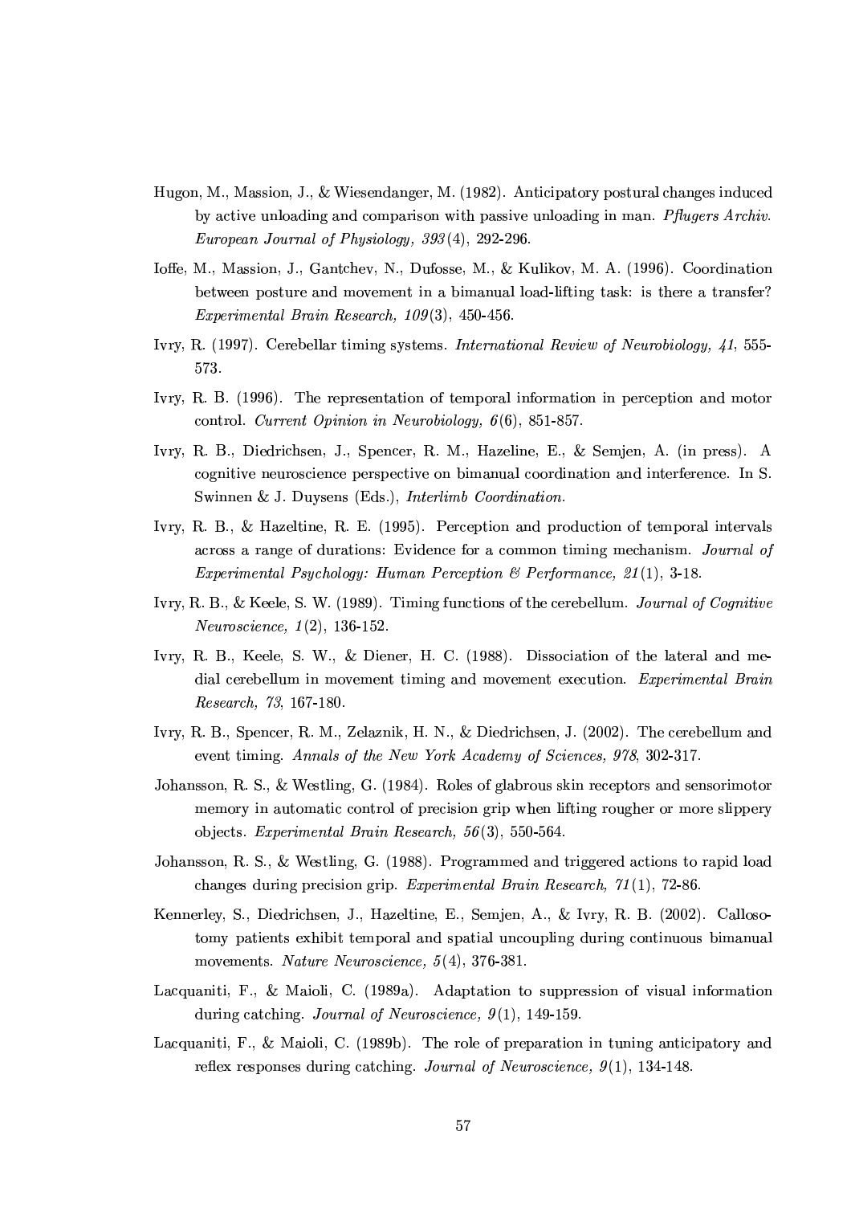Hugon, M., Massion, J., & Wiesendanger, M. (1982). Anticipatory postural changes induced by active unloading and comparison with passive unloading in man. *Pflugers Archiv. European Journal of Physiology, 393*(4), 292-296.

Ioffe, M., Massion, J., Gantchev, N., Dufosse, M., & Kulikov, M. A. (1996). Coordination between posture and movement in a bimanual load-lifting task: is there a transfer? *Experimental Brain Research, 109*(3), 450-456.

Ivry, R. (1997). Cerebellar timing systems. *International Review of Neurobiology, 41*, 555-573.

Ivry, R. B. (1996). The representation of temporal information in perception and motor control. *Current Opinion in Neurobiology, 6*(6), 851-857.

Ivry, R. B., Diedrichsen, J., Spencer, R. M., Hazeline, E., & Semjen, A. (in press). A cognitive neuroscience perspective on bimanual coordination and interference. In S. Swinnen & J. Duysens (Eds.), *Interlimb Coordination*.

Ivry, R. B., & Hazeltine, R. E. (1995). Perception and production of temporal intervals across a range of durations: Evidence for a common timing mechanism. *Journal of Experimental Psychology: Human Perception & Performance, 21*(1), 3-18.

Ivry, R. B., & Keele, S. W. (1989). Timing functions of the cerebellum. *Journal of Cognitive Neuroscience, 1*(2), 136-152.

Ivry, R. B., Keele, S. W., & Diener, H. C. (1988). Dissociation of the lateral and medial cerebellum in movement timing and movement execution. *Experimental Brain Research, 73*, 167-180.

Ivry, R. B., Spencer, R. M., Zelaznik, H. N., & Diedrichsen, J. (2002). The cerebellum and event timing. *Annals of the New York Academy of Sciences, 978*, 302-317.

Johansson, R. S., & Westling, G. (1984). Roles of glabrous skin receptors and sensorimotor memory in automatic control of precision grip when lifting rougher or more slippery objects. *Experimental Brain Research, 56*(3), 550-564.

Johansson, R. S., & Westling, G. (1988). Programmed and triggered actions to rapid load changes during precision grip. *Experimental Brain Research, 71*(1), 72-86.

Kennerley, S., Diedrichsen, J., Hazeltine, E., Semjen, A., & Ivry, R. B. (2002). Callosotomy patients exhibit temporal and spatial uncoupling during continuous bimanual movements. *Nature Neuroscience, 5*(4), 376-381.

Lacquaniti, F., & Maioli, C. (1989a). Adaptation to suppression of visual information during catching. *Journal of Neuroscience, 9*(1), 149-159.

Lacquaniti, F., & Maioli, C. (1989b). The role of preparation in tuning anticipatory and reflex responses during catching. *Journal of Neuroscience, 9*(1), 134-148.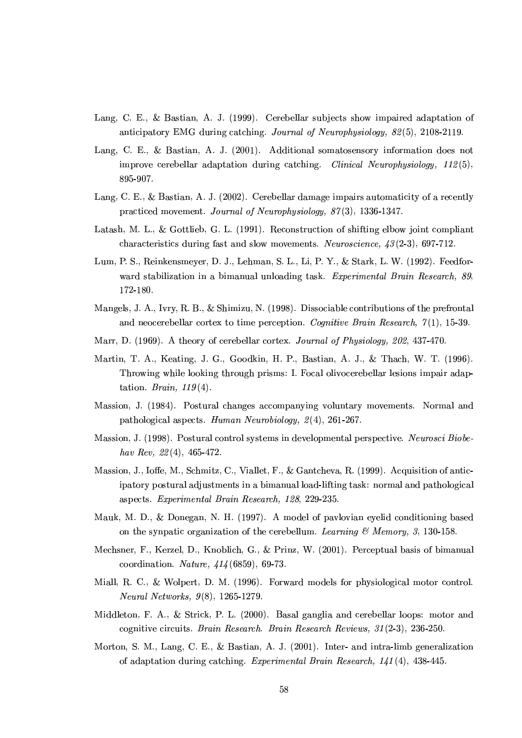Lang, C. E., & Bastian, A. J. (1999). Cerebellar subjects show impaired adaptation of anticipatory EMG during catching. *Journal of Neurophysiology, 82*(5), 2108-2119.

Lang, C. E., & Bastian, A. J. (2001). Additional somatosensory information does not improve cerebellar adaptation during catching. *Clinical Neurophysiology, 112*(5), 895-907.

Lang, C. E., & Bastian, A. J. (2002). Cerebellar damage impairs automaticity of a recently practiced movement. *Journal of Neurophysiology, 87*(3), 1336-1347.

Latash, M. L., & Gottlieb, G. L. (1991). Reconstruction of shifting elbow joint compliant characteristics during fast and slow movements. *Neuroscience, 43*(2-3), 697-712.

Lum, P. S., Reinkensmeyer, D. J., Lehman, S. L., Li, P. Y., & Stark, L. W. (1992). Feedforward stabilization in a bimanual unloading task. *Experimental Brain Research, 89*, 172-180.

Mangels, J. A., Ivry, R. B., & Shimizu, N. (1998). Dissociable contributions of the prefrontal and neocerebellar cortex to time perception. *Cognitive Brain Research, 7*(1), 15-39.

Marr, D. (1969). A theory of cerebellar cortex. *Journal of Physiology, 202*, 437-470.

Martin, T. A., Keating, J. G., Goodkin, H. P., Bastian, A. J., & Thach, W. T. (1996). Throwing while looking through prisms: I. Focal olivocerebellar lesions impair adaptation. *Brain, 119*(4).

Massion, J. (1984). Postural changes accompanying voluntary movements. Normal and pathological aspects. *Human Neurobiology, 2*(4), 261-267.

Massion, J. (1998). Postural control systems in developmental perspective. *Neurosci Biobehav Rev, 22*(4), 465-472.

Massion, J., Ioffe, M., Schmitz, C., Viallet, F., & Gantcheva, R. (1999). Acquisition of anticipatory postural adjustments in a bimanual load-lifting task: normal and pathological aspects. *Experimental Brain Research, 128*, 229-235.

Mauk, M. D., & Donegan, N. H. (1997). A model of pavlovian eyelid conditioning based on the synpatic organization of the cerebellum. *Learning & Memory, 3*, 130-158.

Mechsner, F., Kerzel, D., Knoblich, G., & Prinz, W. (2001). Perceptual basis of bimanual coordination. *Nature, 414*(6859), 69-73.

Miall, R. C., & Wolpert, D. M. (1996). Forward models for physiological motor control. *Neural Networks, 9*(8), 1265-1279.

Middleton, F. A., & Strick, P. L. (2000). Basal ganglia and cerebellar loops: motor and cognitive circuits. *Brain Research. Brain Research Reviews, 31*(2-3), 236-250.

Morton, S. M., Lang, C. E., & Bastian, A. J. (2001). Inter- and intra-limb generalization of adaptation during catching. *Experimental Brain Research, 141*(4), 438-445.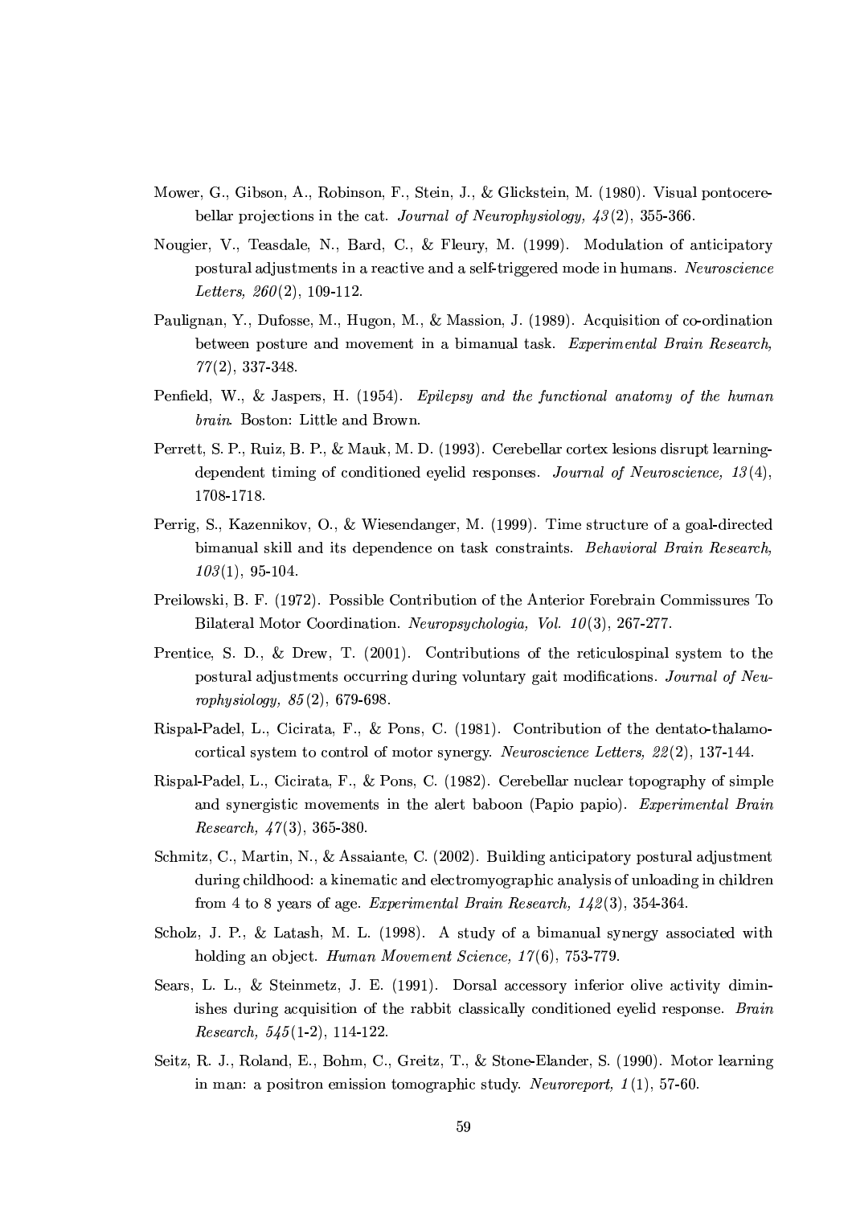Mower, G., Gibson, A., Robinson, F., Stein, J., & Glickstein, M. (1980). Visual pontocerebellar projections in the cat. *Journal of Neurophysiology, 43*(2), 355-366.

Nougier, V., Teasdale, N., Bard, C., & Fleury, M. (1999). Modulation of anticipatory postural adjustments in a reactive and a self-triggered mode in humans. *Neuroscience Letters, 260*(2), 109-112.

Paulignan, Y., Dufosse, M., Hugon, M., & Massion, J. (1989). Acquisition of co-ordination between posture and movement in a bimanual task. *Experimental Brain Research, 77*(2), 337-348.

Penfield, W., & Jaspers, H. (1954). *Epilepsy and the functional anatomy of the human brain*. Boston: Little and Brown.

Perrett, S. P., Ruiz, B. P., & Mauk, M. D. (1993). Cerebellar cortex lesions disrupt learning-dependent timing of conditioned eyelid responses. *Journal of Neuroscience, 13*(4), 1708-1718.

Perrig, S., Kazennikov, O., & Wiesendanger, M. (1999). Time structure of a goal-directed bimanual skill and its dependence on task constraints. *Behavioral Brain Research, 103*(1), 95-104.

Preilowski, B. F. (1972). Possible Contribution of the Anterior Forebrain Commissures To Bilateral Motor Coordination. *Neuropsychologia, Vol. 10*(3), 267-277.

Prentice, S. D., & Drew, T. (2001). Contributions of the reticulospinal system to the postural adjustments occurring during voluntary gait modifications. *Journal of Neurophysiology, 85*(2), 679-698.

Rispal-Padel, L., Cicirata, F., & Pons, C. (1981). Contribution of the dentato-thalamo-cortical system to control of motor synergy. *Neuroscience Letters, 22*(2), 137-144.

Rispal-Padel, L., Cicirata, F., & Pons, C. (1982). Cerebellar nuclear topography of simple and synergistic movements in the alert baboon (Papio papio). *Experimental Brain Research, 47*(3), 365-380.

Schmitz, C., Martin, N., & Assaiante, C. (2002). Building anticipatory postural adjustment during childhood: a kinematic and electromyographic analysis of unloading in children from 4 to 8 years of age. *Experimental Brain Research, 142*(3), 354-364.

Scholz, J. P., & Latash, M. L. (1998). A study of a bimanual synergy associated with holding an object. *Human Movement Science, 17*(6), 753-779.

Sears, L. L., & Steinmetz, J. E. (1991). Dorsal accessory inferior olive activity diminishes during acquisition of the rabbit classically conditioned eyelid response. *Brain Research, 545*(1-2), 114-122.

Seitz, R. J., Roland, E., Bohm, C., Greitz, T., & Stone-Elander, S. (1990). Motor learning in man: a positron emission tomographic study. *Neuroreport, 1*(1), 57-60.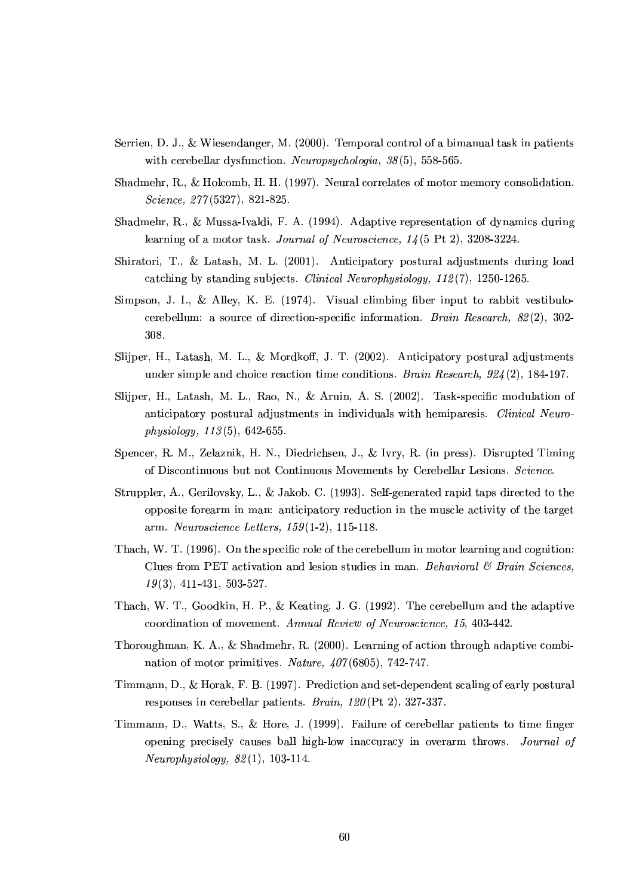Serrien, D. J., & Wiesendanger, M. (2000). Temporal control of a bimanual task in patients with cerebellar dysfunction. *Neuropsychologia, 38*(5), 558-565.

Shadmehr, R., & Holcomb, H. H. (1997). Neural correlates of motor memory consolidation. *Science, 277*(5327), 821-825.

Shadmehr, R., & Mussa-Ivaldi, F. A. (1994). Adaptive representation of dynamics during learning of a motor task. *Journal of Neuroscience, 14*(5 Pt 2), 3208-3224.

Shiratori, T., & Latash, M. L. (2001). Anticipatory postural adjustments during load catching by standing subjects. *Clinical Neurophysiology, 112*(7), 1250-1265.

Simpson, J. I., & Alley, K. E. (1974). Visual climbing fiber input to rabbit vestibulocerebellum: a source of direction-specific information. *Brain Research, 82*(2), 302-308.

Slijper, H., Latash, M. L., & Mordkoff, J. T. (2002). Anticipatory postural adjustments under simple and choice reaction time conditions. *Brain Research, 924*(2), 184-197.

Slijper, H., Latash, M. L., Rao, N., & Aruin, A. S. (2002). Task-specific modulation of anticipatory postural adjustments in individuals with hemiparesis. *Clinical Neurophysiology, 113*(5), 642-655.

Spencer, R. M., Zelaznik, H. N., Diedrichsen, J., & Ivry, R. (in press). Disrupted Timing of Discontinuous but not Continuous Movements by Cerebellar Lesions. *Science*.

Struppler, A., Gerilovsky, L., & Jakob, C. (1993). Self-generated rapid taps directed to the opposite forearm in man: anticipatory reduction in the muscle activity of the target arm. *Neuroscience Letters, 159*(1-2), 115-118.

Thach, W. T. (1996). On the specific role of the cerebellum in motor learning and cognition: Clues from PET activation and lesion studies in man. *Behavioral & Brain Sciences, 19*(3), 411-431, 503-527.

Thach, W. T., Goodkin, H. P., & Keating, J. G. (1992). The cerebellum and the adaptive coordination of movement. *Annual Review of Neuroscience, 15*, 403-442.

Thoroughman, K. A., & Shadmehr, R. (2000). Learning of action through adaptive combination of motor primitives. *Nature, 407*(6805), 742-747.

Timmann, D., & Horak, F. B. (1997). Prediction and set-dependent scaling of early postural responses in cerebellar patients. *Brain, 120*(Pt 2), 327-337.

Timmann, D., Watts, S., & Hore, J. (1999). Failure of cerebellar patients to time finger opening precisely causes ball high-low inaccuracy in overarm throws. *Journal of Neurophysiology, 82*(1), 103-114.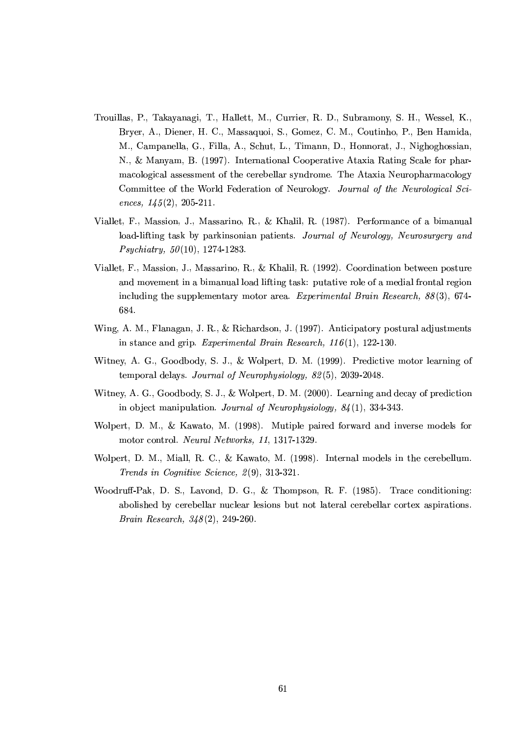Trouillas, P., Takayanagi, T., Hallett, M., Currier, R. D., Subramony, S. H., Wessel, K., Bryer, A., Diener, H. C., Massaquoi, S., Gomez, C. M., Coutinho, P., Ben Hamida, M., Campanella, G., Filla, A., Schut, L., Timann, D., Honnorat, J., Nighoghossian, N., & Manyam, B. (1997). International Cooperative Ataxia Rating Scale for pharmacological assessment of the cerebellar syndrome. The Ataxia Neuropharmacology Committee of the World Federation of Neurology. *Journal of the Neurological Sciences, 145*(2), 205-211.

Viallet, F., Massion, J., Massarino, R., & Khalil, R. (1987). Performance of a bimanual load-lifting task by parkinsonian patients. *Journal of Neurology, Neurosurgery and Psychiatry, 50*(10), 1274-1283.

Viallet, F., Massion, J., Massarino, R., & Khalil, R. (1992). Coordination between posture and movement in a bimanual load lifting task: putative role of a medial frontal region including the supplementary motor area. *Experimental Brain Research, 88*(3), 674-684.

Wing, A. M., Flanagan, J. R., & Richardson, J. (1997). Anticipatory postural adjustments in stance and grip. *Experimental Brain Research, 116*(1), 122-130.

Witney, A. G., Goodbody, S. J., & Wolpert, D. M. (1999). Predictive motor learning of temporal delays. *Journal of Neurophysiology, 82*(5), 2039-2048.

Witney, A. G., Goodbody, S. J., & Wolpert, D. M. (2000). Learning and decay of prediction in object manipulation. *Journal of Neurophysiology, 84*(1), 334-343.

Wolpert, D. M., & Kawato, M. (1998). Mutiple paired forward and inverse models for motor control. *Neural Networks, 11*, 1317-1329.

Wolpert, D. M., Miall, R. C., & Kawato, M. (1998). Internal models in the cerebellum. *Trends in Cognitive Science, 2*(9), 313-321.

Woodruff-Pak, D. S., Lavond, D. G., & Thompson, R. F. (1985). Trace conditioning: abolished by cerebellar nuclear lesions but not lateral cerebellar cortex aspirations. *Brain Research, 348*(2), 249-260.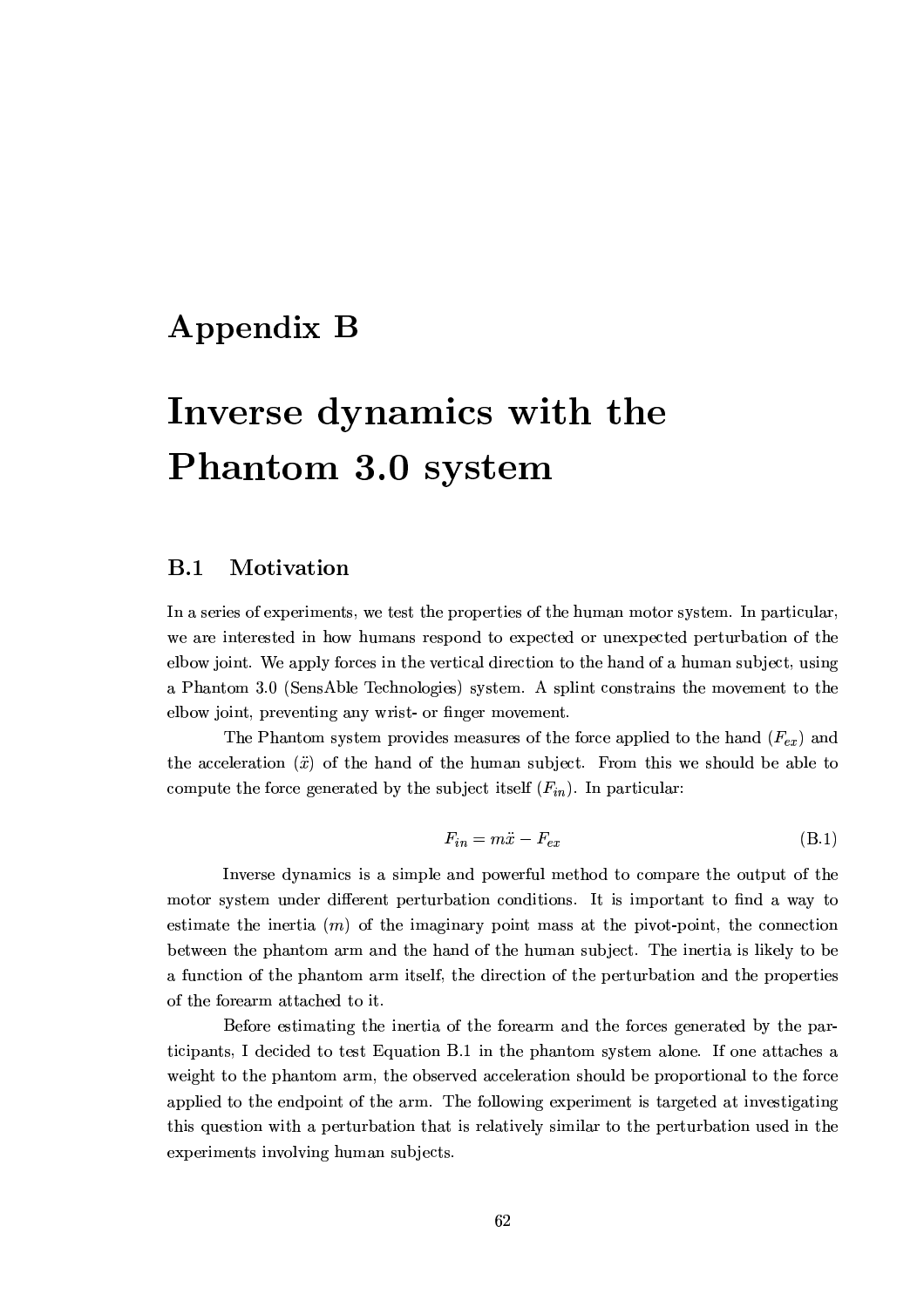# Appendix B

# Inverse dynamics with the Phantom 3.0 system

## B.1 Motivation

In a series of experiments, we test the properties of the human motor system. In particular, we are interested in how humans respond to expected or unexpected perturbation of the elbow joint. We apply forces in the vertical direction to the hand of a human subject, using a Phantom 3.0 (SensAble Technologies) system. A splint constrains the movement to the elbow joint, preventing any wrist- or finger movement.

The Phantom system provides measures of the force applied to the hand ($F_{ex}$) and the acceleration ($\ddot{x}$) of the hand of the human subject. From this we should be able to compute the force generated by the subject itself ($F_{in}$). In particular:

$$F_{in} = m\ddot{x} - F_{ex} \tag{B.1}$$

Inverse dynamics is a simple and powerful method to compare the output of the motor system under different perturbation conditions. It is important to find a way to estimate the inertia ($m$) of the imaginary point mass at the pivot-point, the connection between the phantom arm and the hand of the human subject. The inertia is likely to be a function of the phantom arm itself, the direction of the perturbation and the properties of the forearm attached to it.

Before estimating the inertia of the forearm and the forces generated by the participants, I decided to test Equation B.1 in the phantom system alone. If one attaches a weight to the phantom arm, the observed acceleration should be proportional to the force applied to the endpoint of the arm. The following experiment is targeted at investigating this question with a perturbation that is relatively similar to the perturbation used in the experiments involving human subjects.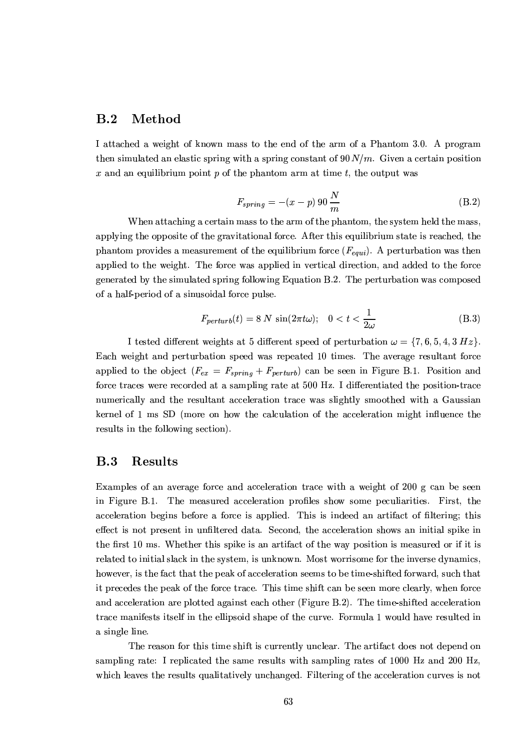## B.2 Method

I attached a weight of known mass to the end of the arm of a Phantom 3.0. A program then simulated an elastic spring with a spring constant of $90\,N/m$. Given a certain position $x$ and an equilibrium point $p$ of the phantom arm at time $t$, the output was

$$F_{spring} = -(x - p)\, 90\, \frac{N}{m} \tag{B.2}$$

When attaching a certain mass to the arm of the phantom, the system held the mass, applying the opposite of the gravitational force. After this equilibrium state is reached, the phantom provides a measurement of the equilibrium force ($F_{equi}$). A perturbation was then applied to the weight. The force was applied in vertical direction, and added to the force generated by the simulated spring following Equation B.2. The perturbation was composed of a half-period of a sinusoidal force pulse.

$$F_{perturb}(t) = 8\ N\ \sin(2\pi t\omega); \quad 0 < t < \frac{1}{2\omega} \tag{B.3}$$

I tested different weights at 5 different speed of perturbation $\omega = \{7, 6, 5, 4, 3\ Hz\}$. Each weight and perturbation speed was repeated 10 times. The average resultant force applied to the object ($F_{ex} = F_{spring} + F_{perturb}$) can be seen in Figure B.1. Position and force traces were recorded at a sampling rate at 500 Hz. I differentiated the position-trace numerically and the resultant acceleration trace was slightly smoothed with a Gaussian kernel of 1 ms SD (more on how the calculation of the acceleration might influence the results in the following section).

## B.3 Results

Examples of an average force and acceleration trace with a weight of 200 g can be seen in Figure B.1. The measured acceleration profiles show some peculiarities. First, the acceleration begins before a force is applied. This is indeed an artifact of filtering; this effect is not present in unfiltered data. Second, the acceleration shows an initial spike in the first 10 ms. Whether this spike is an artifact of the way position is measured or if it is related to initial slack in the system, is unknown. Most worrisome for the inverse dynamics, however, is the fact that the peak of acceleration seems to be time-shifted forward, such that it precedes the peak of the force trace. This time shift can be seen more clearly, when force and acceleration are plotted against each other (Figure B.2). The time-shifted acceleration trace manifests itself in the ellipsoid shape of the curve. Formula 1 would have resulted in a single line.

The reason for this time shift is currently unclear. The artifact does not depend on sampling rate: I replicated the same results with sampling rates of 1000 Hz and 200 Hz, which leaves the results qualitatively unchanged. Filtering of the acceleration curves is not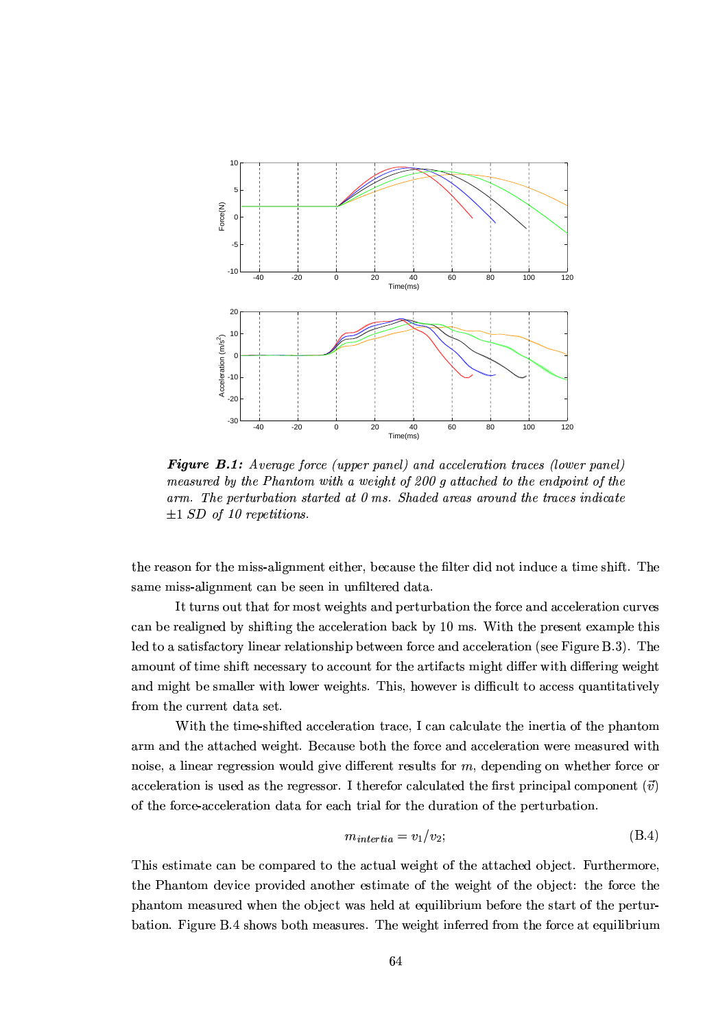*__Figure B.1:__ Average force (upper panel) and acceleration traces (lower panel) measured by the Phantom with a weight of 200 g attached to the endpoint of the arm. The perturbation started at 0 ms. Shaded areas around the traces indicate ±1 SD of 10 repetitions.*

the reason for the miss-alignment either, because the filter did not induce a time shift. The same miss-alignment can be seen in unfiltered data.

It turns out that for most weights and perturbation the force and acceleration curves can be realigned by shifting the acceleration back by 10 ms. With the present example this led to a satisfactory linear relationship between force and acceleration (see Figure B.3). The amount of time shift necessary to account for the artifacts might differ with differing weight and might be smaller with lower weights. This, however is difficult to access quantitatively from the current data set.

With the time-shifted acceleration trace, I can calculate the inertia of the phantom arm and the attached weight. Because both the force and acceleration were measured with noise, a linear regression would give different results for $m$, depending on whether force or acceleration is used as the regressor. I therefor calculated the first principal component ($\vec{v}$) of the force-acceleration data for each trial for the duration of the perturbation.

$$m_{intertia} = v_1/v_2; \tag{B.4}$$

This estimate can be compared to the actual weight of the attached object. Furthermore, the Phantom device provided another estimate of the weight of the object: the force the phantom measured when the object was held at equilibrium before the start of the perturbation. Figure B.4 shows both measures. The weight inferred from the force at equilibrium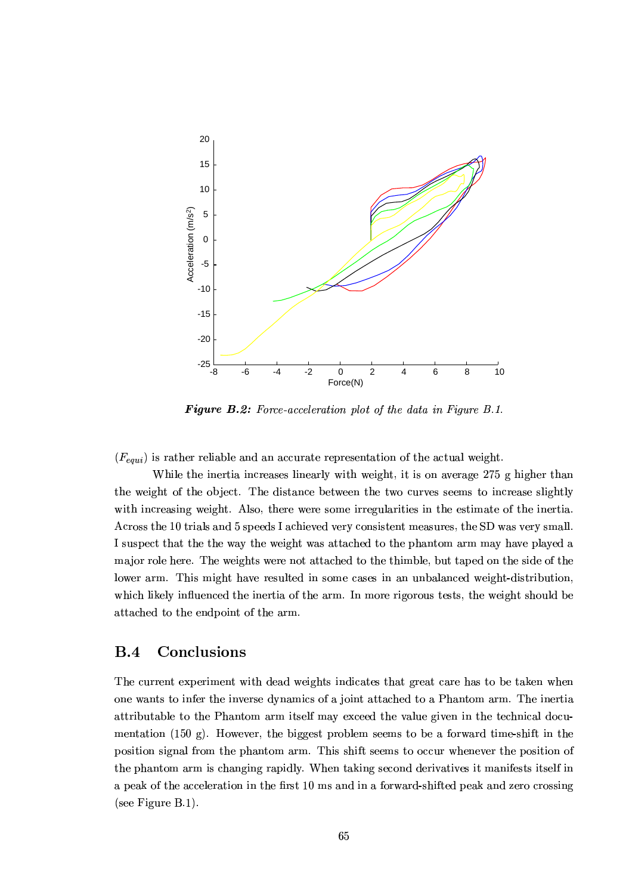*Figure B.2: Force-acceleration plot of the data in Figure B.1.*

($F_{equi}$) is rather reliable and an accurate representation of the actual weight.

While the inertia increases linearly with weight, it is on average 275 g higher than the weight of the object. The distance between the two curves seems to increase slightly with increasing weight. Also, there were some irregularities in the estimate of the inertia. Across the 10 trials and 5 speeds I achieved very consistent measures, the SD was very small. I suspect that the the way the weight was attached to the phantom arm may have played a major role here. The weights were not attached to the thimble, but taped on the side of the lower arm. This might have resulted in some cases in an unbalanced weight-distribution, which likely influenced the inertia of the arm. In more rigorous tests, the weight should be attached to the endpoint of the arm.

## B.4 Conclusions

The current experiment with dead weights indicates that great care has to be taken when one wants to infer the inverse dynamics of a joint attached to a Phantom arm. The inertia attributable to the Phantom arm itself may exceed the value given in the technical documentation (150 g). However, the biggest problem seems to be a forward time-shift in the position signal from the phantom arm. This shift seems to occur whenever the position of the phantom arm is changing rapidly. When taking second derivatives it manifests itself in a peak of the acceleration in the first 10 ms and in a forward-shifted peak and zero crossing (see Figure B.1).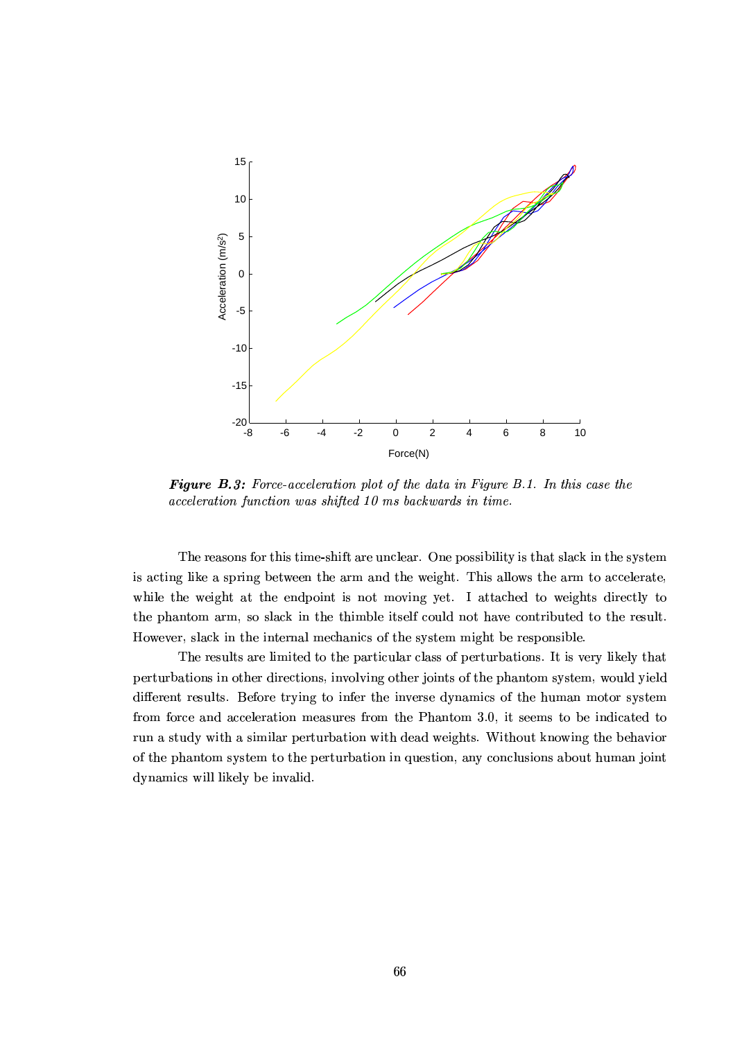*Figure B.3: Force-acceleration plot of the data in Figure B.1. In this case the acceleration function was shifted 10 ms backwards in time.*

The reasons for this time-shift are unclear. One possibility is that slack in the system is acting like a spring between the arm and the weight. This allows the arm to accelerate, while the weight at the endpoint is not moving yet. I attached to weights directly to the phantom arm, so slack in the thimble itself could not have contributed to the result. However, slack in the internal mechanics of the system might be responsible.

The results are limited to the particular class of perturbations. It is very likely that perturbations in other directions, involving other joints of the phantom system, would yield different results. Before trying to infer the inverse dynamics of the human motor system from force and acceleration measures from the Phantom 3.0, it seems to be indicated to run a study with a similar perturbation with dead weights. Without knowing the behavior of the phantom system to the perturbation in question, any conclusions about human joint dynamics will likely be invalid.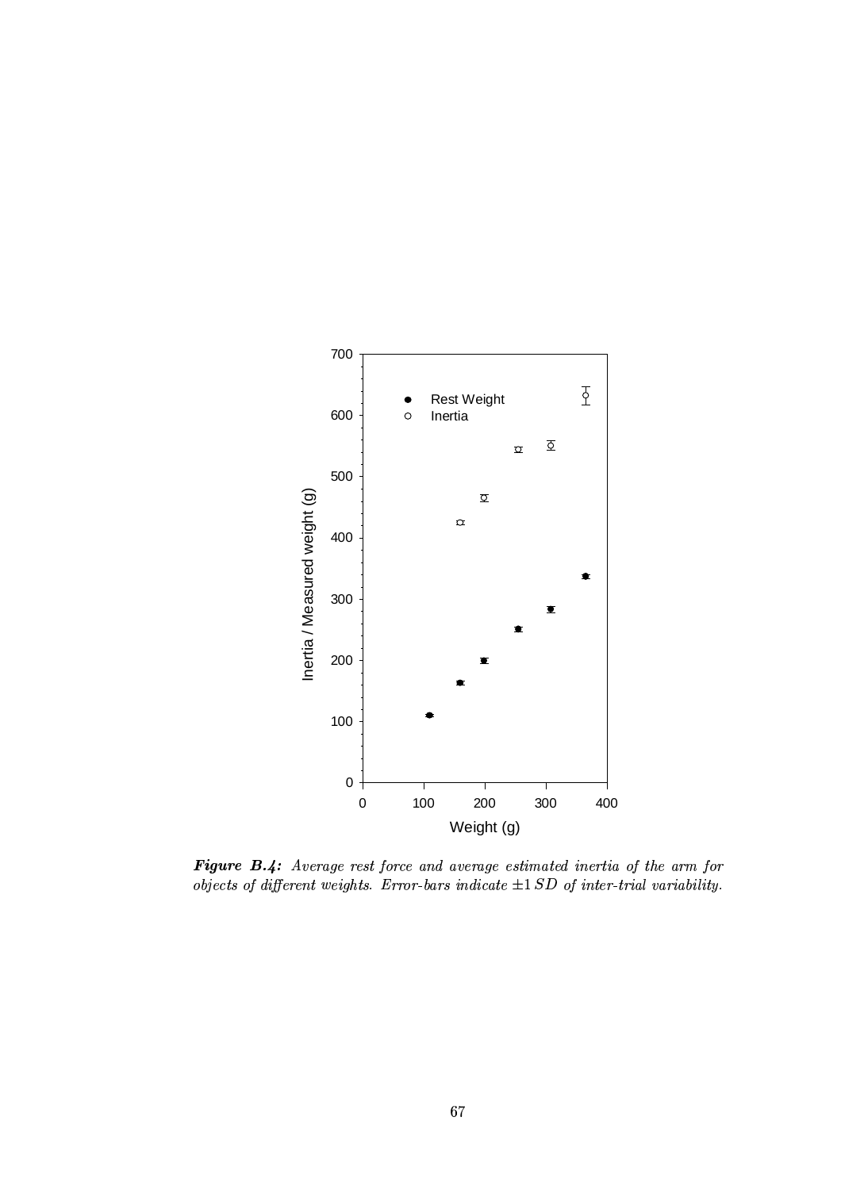700

600

500

400

300

200

100

0

0 100 200 300 400

Weight (g)

Inertia / Measured weight (g)

Rest Weight

Inertia

***Figure B.4:*** *Average rest force and average estimated inertia of the arm for objects of different weights. Error-bars indicate* $\pm 1\,SD$ *of inter-trial variability.*